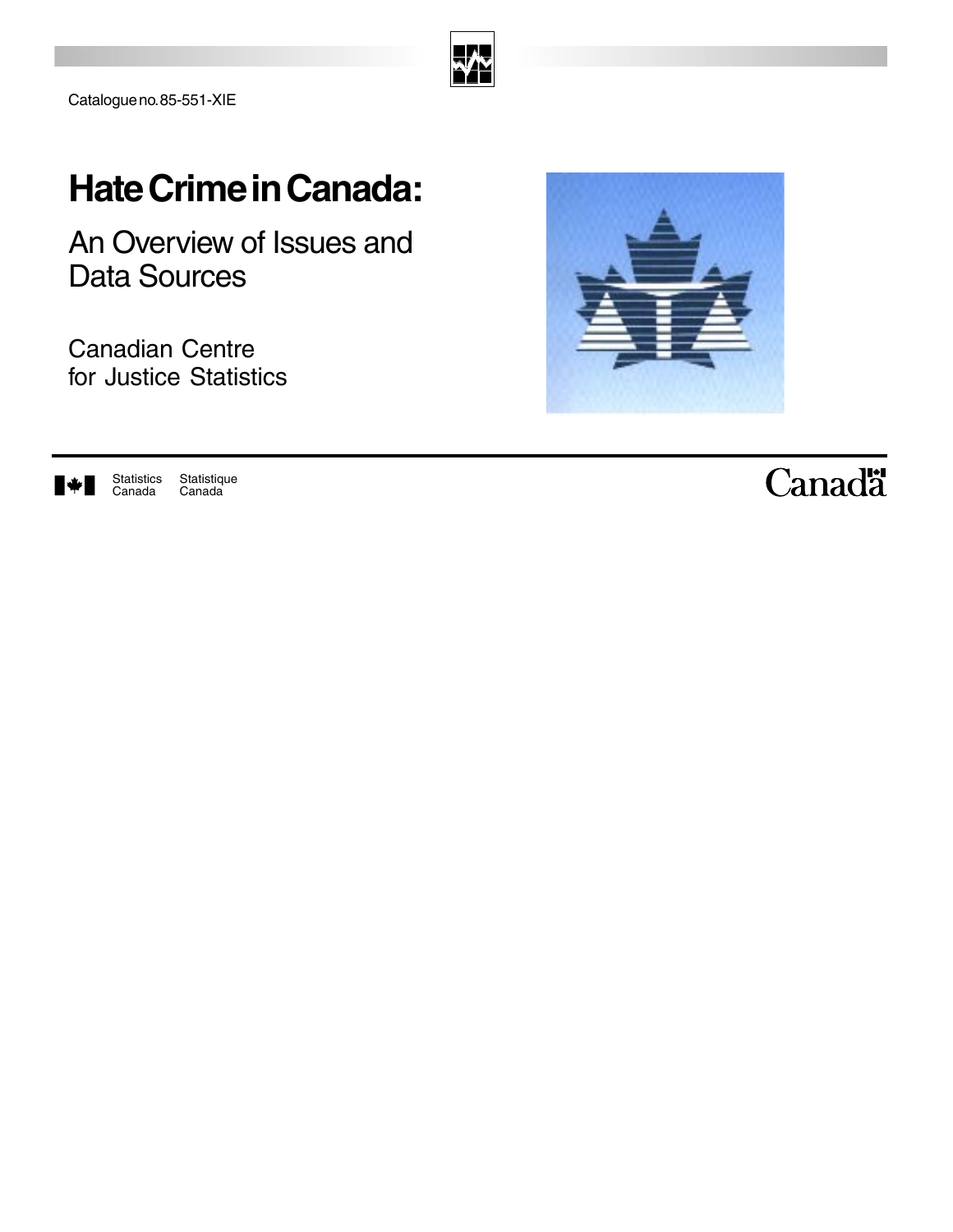Catalogue no. 85-551-XIE

# Hate Crime in Canada:

## An Overview of Issues and Data Sources

Canadian Centre for Justice Statistics

Statistics Canada Statistique Canada

Canada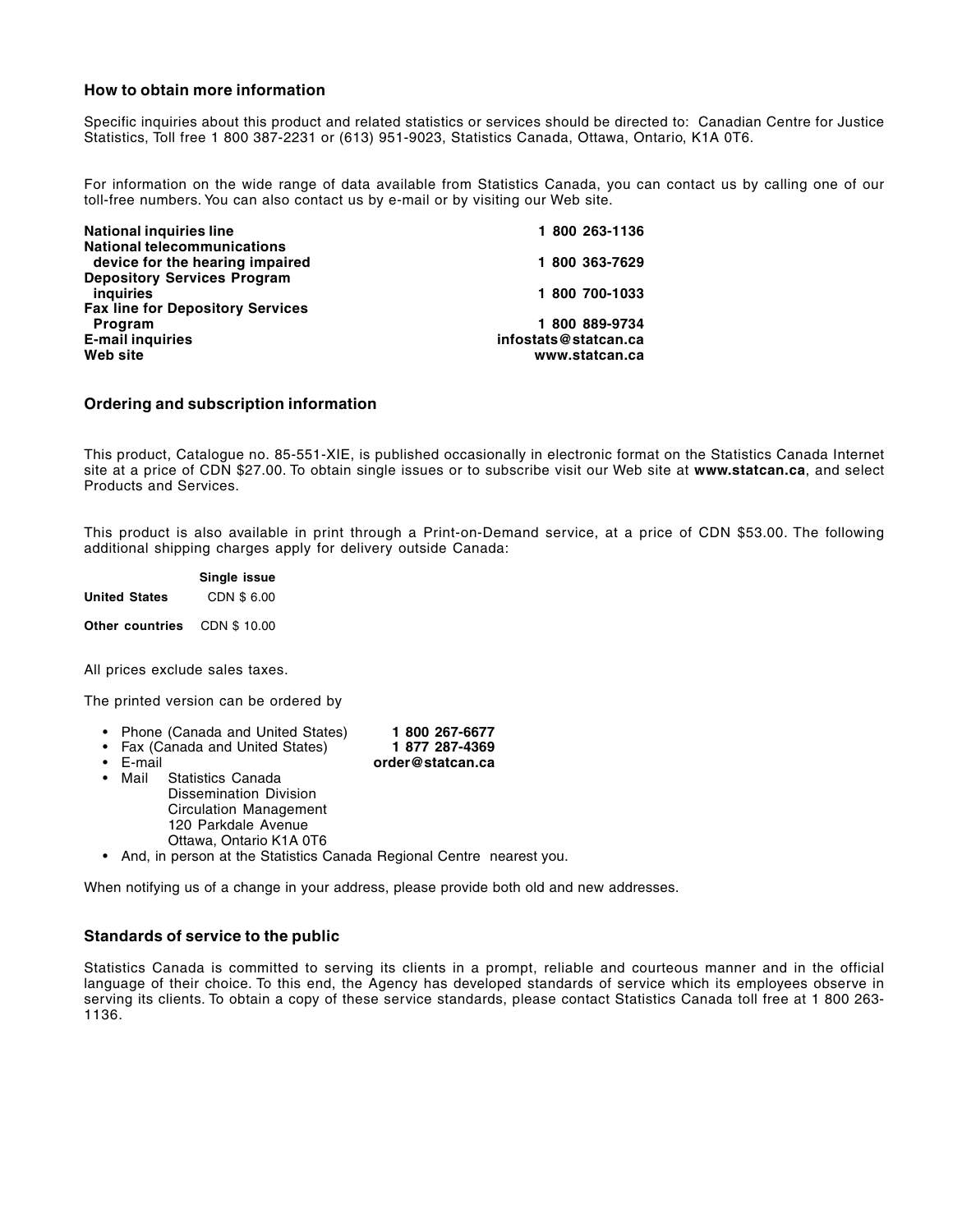### How to obtain more information

Specific inquiries about this product and related statistics or services should be directed to: Canadian Centre for Justice Statistics, Toll free 1 800 387-2231 or (613) 951-9023, Statistics Canada, Ottawa, Ontario, K1A 0T6.

For information on the wide range of data available from Statistics Canada, you can contact us by calling one of our toll-free numbers. You can also contact us by e-mail or by visiting our Web site.

| | |
|---|---|
| **National inquiries line** | **1 800 263-1136** |
| **National telecommunications device for the hearing impaired** | **1 800 363-7629** |
| **Depository Services Program inquiries** | **1 800 700-1033** |
| **Fax line for Depository Services Program** | **1 800 889-9734** |
| **E-mail inquiries** | **infostats@statcan.ca** |
| **Web site** | **www.statcan.ca** |

### Ordering and subscription information

This product, Catalogue no. 85-551-XIE, is published occasionally in electronic format on the Statistics Canada Internet site at a price of CDN $27.00. To obtain single issues or to subscribe visit our Web site at **www.statcan.ca**, and select Products and Services.

This product is also available in print through a Print-on-Demand service, at a price of CDN $53.00. The following additional shipping charges apply for delivery outside Canada:

| | Single issue |
|---|---|
| **United States** | CDN $ 6.00 |
| **Other countries** | CDN $ 10.00 |

All prices exclude sales taxes.

The printed version can be ordered by

- Phone (Canada and United States) **1 800 267-6677**
- Fax (Canada and United States) **1 877 287-4369**
- E-mail **order@statcan.ca**
- Mail Statistics Canada
  Dissemination Division
  Circulation Management
  120 Parkdale Avenue
  Ottawa, Ontario K1A 0T6
- And, in person at the Statistics Canada Regional Centre nearest you.

When notifying us of a change in your address, please provide both old and new addresses.

### Standards of service to the public

Statistics Canada is committed to serving its clients in a prompt, reliable and courteous manner and in the official language of their choice. To this end, the Agency has developed standards of service which its employees observe in serving its clients. To obtain a copy of these service standards, please contact Statistics Canada toll free at 1 800 263-1136.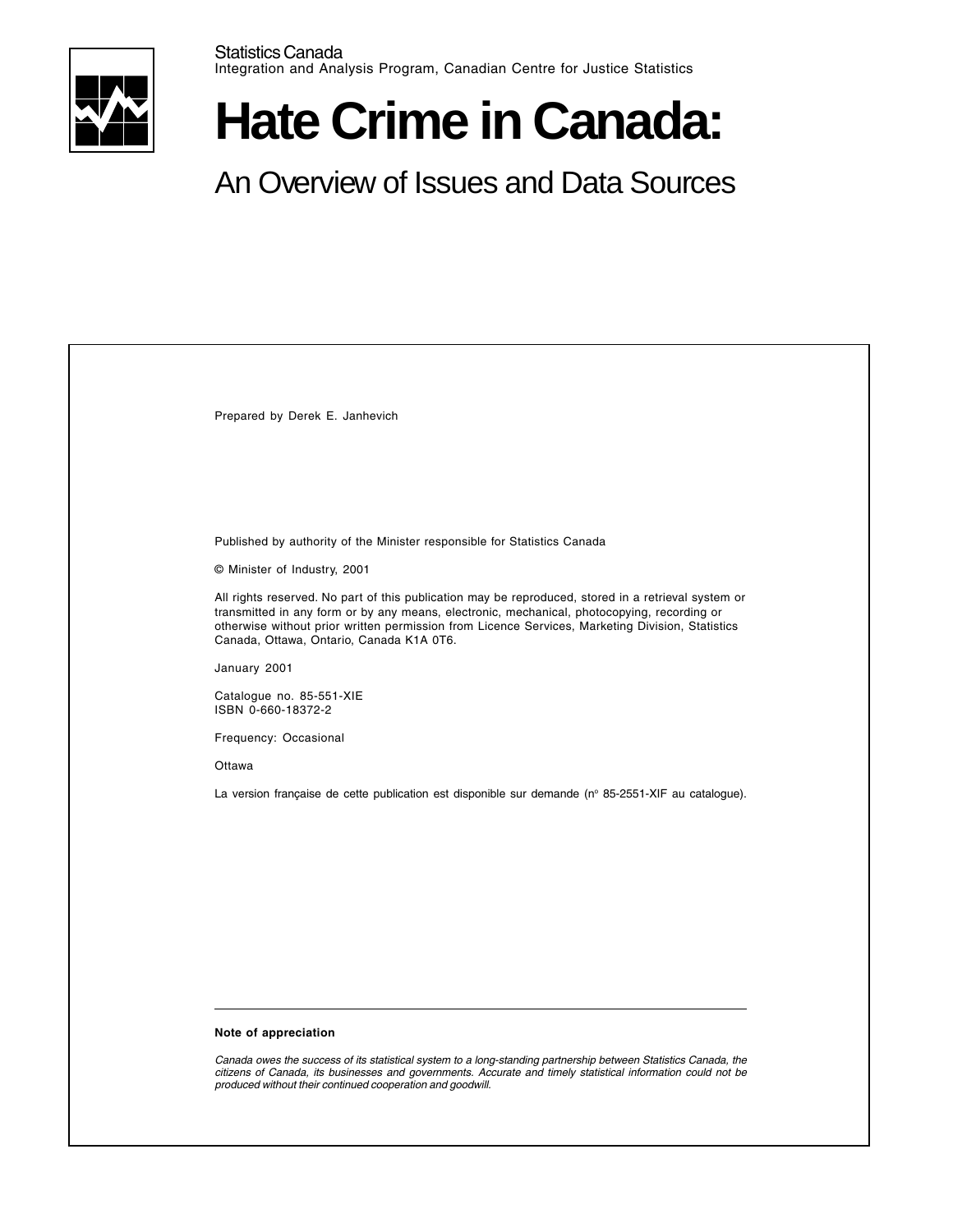Statistics Canada

Integration and Analysis Program, Canadian Centre for Justice Statistics

# Hate Crime in Canada:

## An Overview of Issues and Data Sources

Prepared by Derek E. Janhevich

Published by authority of the Minister responsible for Statistics Canada

© Minister of Industry, 2001

All rights reserved. No part of this publication may be reproduced, stored in a retrieval system or transmitted in any form or by any means, electronic, mechanical, photocopying, recording or otherwise without prior written permission from Licence Services, Marketing Division, Statistics Canada, Ottawa, Ontario, Canada K1A 0T6.

January 2001

Catalogue no. 85-551-XIE
ISBN 0-660-18372-2

Frequency: Occasional

Ottawa

La version française de cette publication est disponible sur demande (n° 85-2551-XIF au catalogue).

---

**Note of appreciation**

*Canada owes the success of its statistical system to a long-standing partnership between Statistics Canada, the citizens of Canada, its businesses and governments. Accurate and timely statistical information could not be produced without their continued cooperation and goodwill.*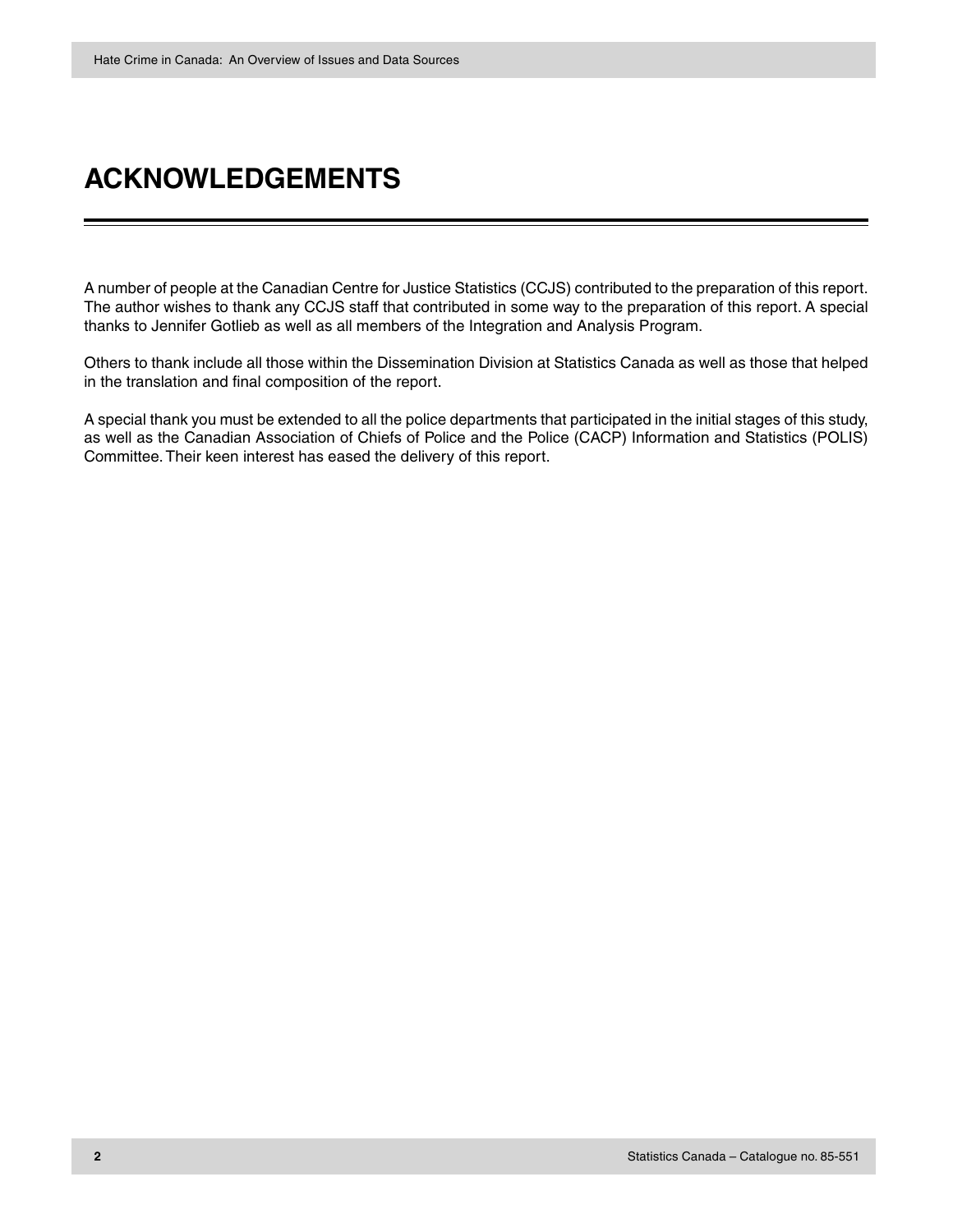# ACKNOWLEDGEMENTS

A number of people at the Canadian Centre for Justice Statistics (CCJS) contributed to the preparation of this report. The author wishes to thank any CCJS staff that contributed in some way to the preparation of this report. A special thanks to Jennifer Gotlieb as well as all members of the Integration and Analysis Program.

Others to thank include all those within the Dissemination Division at Statistics Canada as well as those that helped in the translation and final composition of the report.

A special thank you must be extended to all the police departments that participated in the initial stages of this study, as well as the Canadian Association of Chiefs of Police and the Police (CACP) Information and Statistics (POLIS) Committee. Their keen interest has eased the delivery of this report.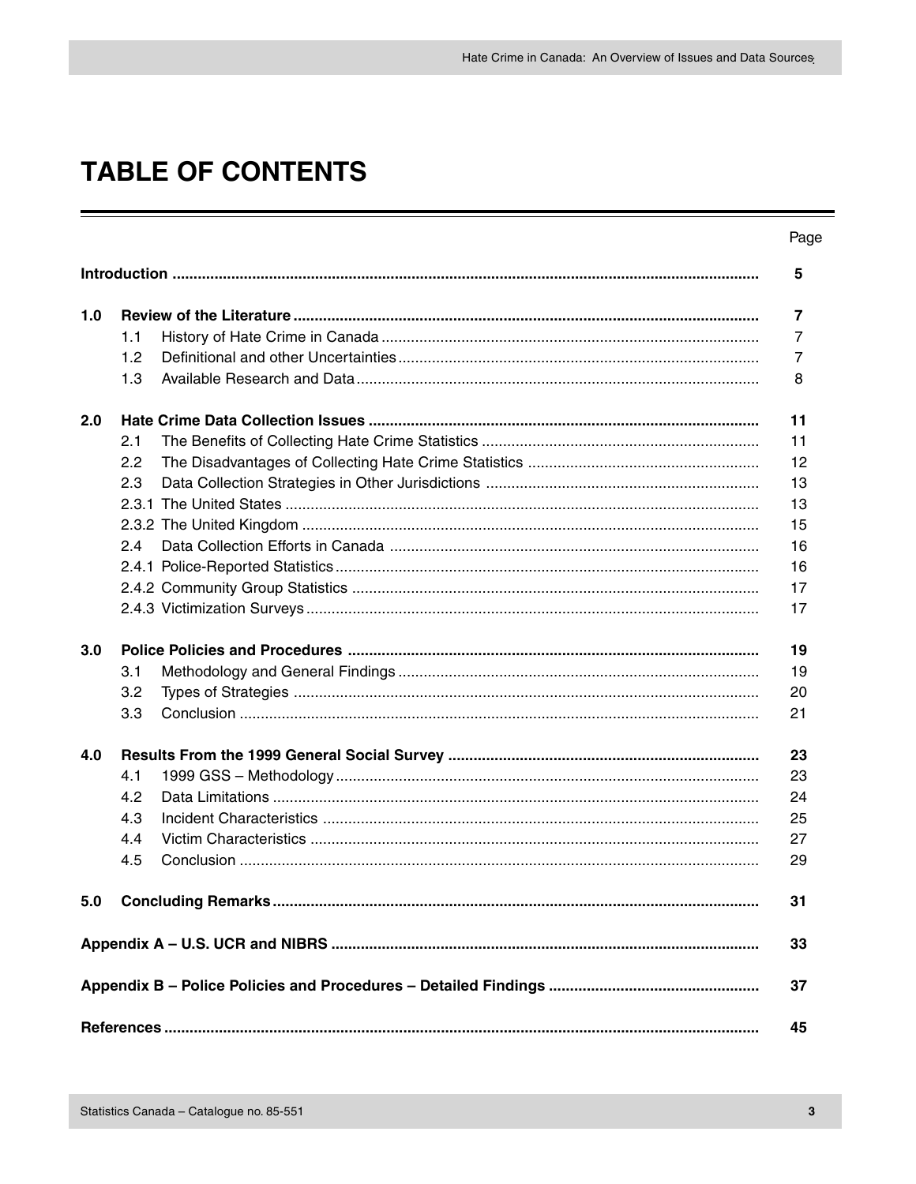# TABLE OF CONTENTS

| | | Page |
|---|---|---|
| **Introduction** | | **5** |
| **1.0** | **Review of the Literature** | **7** |
| 1.1 | History of Hate Crime in Canada | 7 |
| 1.2 | Definitional and other Uncertainties | 7 |
| 1.3 | Available Research and Data | 8 |
| **2.0** | **Hate Crime Data Collection Issues** | **11** |
| 2.1 | The Benefits of Collecting Hate Crime Statistics | 11 |
| 2.2 | The Disadvantages of Collecting Hate Crime Statistics | 12 |
| 2.3 | Data Collection Strategies in Other Jurisdictions | 13 |
| 2.3.1 | The United States | 13 |
| 2.3.2 | The United Kingdom | 15 |
| 2.4 | Data Collection Efforts in Canada | 16 |
| 2.4.1 | Police-Reported Statistics | 16 |
| 2.4.2 | Community Group Statistics | 17 |
| 2.4.3 | Victimization Surveys | 17 |
| **3.0** | **Police Policies and Procedures** | **19** |
| 3.1 | Methodology and General Findings | 19 |
| 3.2 | Types of Strategies | 20 |
| 3.3 | Conclusion | 21 |
| **4.0** | **Results From the 1999 General Social Survey** | **23** |
| 4.1 | 1999 GSS – Methodology | 23 |
| 4.2 | Data Limitations | 24 |
| 4.3 | Incident Characteristics | 25 |
| 4.4 | Victim Characteristics | 27 |
| 4.5 | Conclusion | 29 |
| **5.0** | **Concluding Remarks** | **31** |
| **Appendix A – U.S. UCR and NIBRS** | | **33** |
| **Appendix B – Police Policies and Procedures – Detailed Findings** | | **37** |
| **References** | | **45** |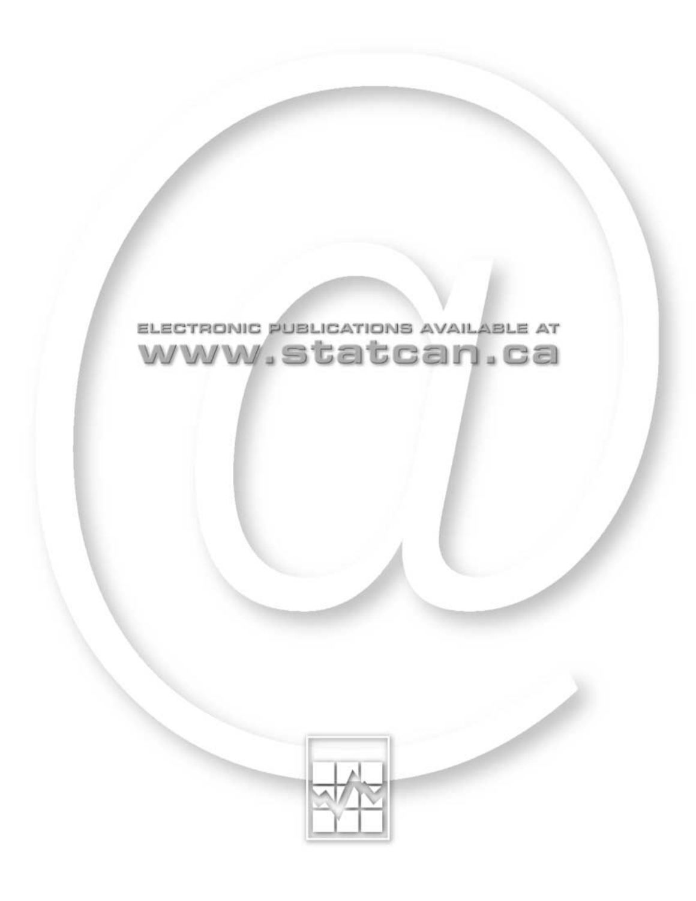ELECTRONIC PUBLICATIONS AVAILABLE AT

www.statcan.ca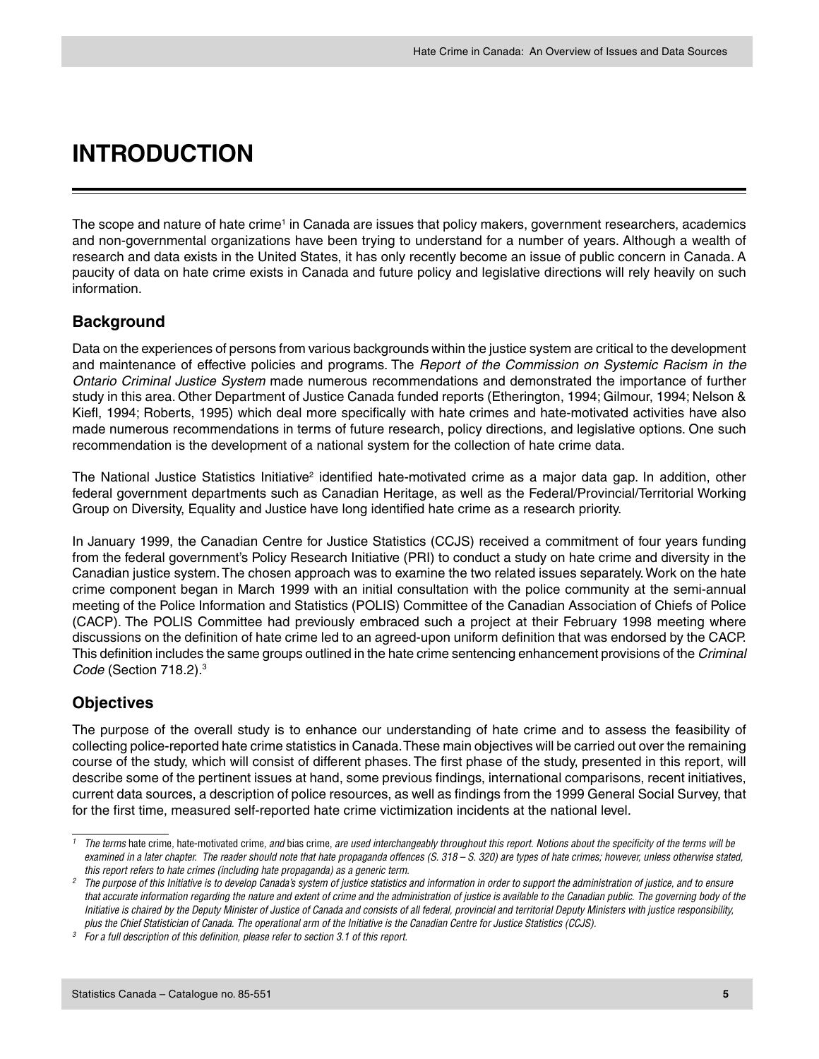# INTRODUCTION

The scope and nature of hate crime[1] in Canada are issues that policy makers, government researchers, academics and non-governmental organizations have been trying to understand for a number of years. Although a wealth of research and data exists in the United States, it has only recently become an issue of public concern in Canada. A paucity of data on hate crime exists in Canada and future policy and legislative directions will rely heavily on such information.

## Background

Data on the experiences of persons from various backgrounds within the justice system are critical to the development and maintenance of effective policies and programs. The *Report of the Commission on Systemic Racism in the Ontario Criminal Justice System* made numerous recommendations and demonstrated the importance of further study in this area. Other Department of Justice Canada funded reports (Etherington, 1994; Gilmour, 1994; Nelson & Kiefl, 1994; Roberts, 1995) which deal more specifically with hate crimes and hate-motivated activities have also made numerous recommendations in terms of future research, policy directions, and legislative options. One such recommendation is the development of a national system for the collection of hate crime data.

The National Justice Statistics Initiative[2] identified hate-motivated crime as a major data gap. In addition, other federal government departments such as Canadian Heritage, as well as the Federal/Provincial/Territorial Working Group on Diversity, Equality and Justice have long identified hate crime as a research priority.

In January 1999, the Canadian Centre for Justice Statistics (CCJS) received a commitment of four years funding from the federal government's Policy Research Initiative (PRI) to conduct a study on hate crime and diversity in the Canadian justice system. The chosen approach was to examine the two related issues separately. Work on the hate crime component began in March 1999 with an initial consultation with the police community at the semi-annual meeting of the Police Information and Statistics (POLIS) Committee of the Canadian Association of Chiefs of Police (CACP). The POLIS Committee had previously embraced such a project at their February 1998 meeting where discussions on the definition of hate crime led to an agreed-upon uniform definition that was endorsed by the CACP. This definition includes the same groups outlined in the hate crime sentencing enhancement provisions of the *Criminal Code* (Section 718.2).[3]

## Objectives

The purpose of the overall study is to enhance our understanding of hate crime and to assess the feasibility of collecting police-reported hate crime statistics in Canada. These main objectives will be carried out over the remaining course of the study, which will consist of different phases. The first phase of the study, presented in this report, will describe some of the pertinent issues at hand, some previous findings, international comparisons, recent initiatives, current data sources, a description of police resources, as well as findings from the 1999 General Social Survey, that for the first time, measured self-reported hate crime victimization incidents at the national level.

---

[1] *The terms* hate crime, hate-motivated crime, *and* bias crime, *are used interchangeably throughout this report. Notions about the specificity of the terms will be examined in a later chapter. The reader should note that hate propaganda offences (S. 318 – S. 320) are types of hate crimes; however, unless otherwise stated, this report refers to hate crimes (including hate propaganda) as a generic term.*

[2] *The purpose of this Initiative is to develop Canada's system of justice statistics and information in order to support the administration of justice, and to ensure that accurate information regarding the nature and extent of crime and the administration of justice is available to the Canadian public. The governing body of the Initiative is chaired by the Deputy Minister of Justice of Canada and consists of all federal, provincial and territorial Deputy Ministers with justice responsibility, plus the Chief Statistician of Canada. The operational arm of the Initiative is the Canadian Centre for Justice Statistics (CCJS).*

[3] *For a full description of this definition, please refer to section 3.1 of this report.*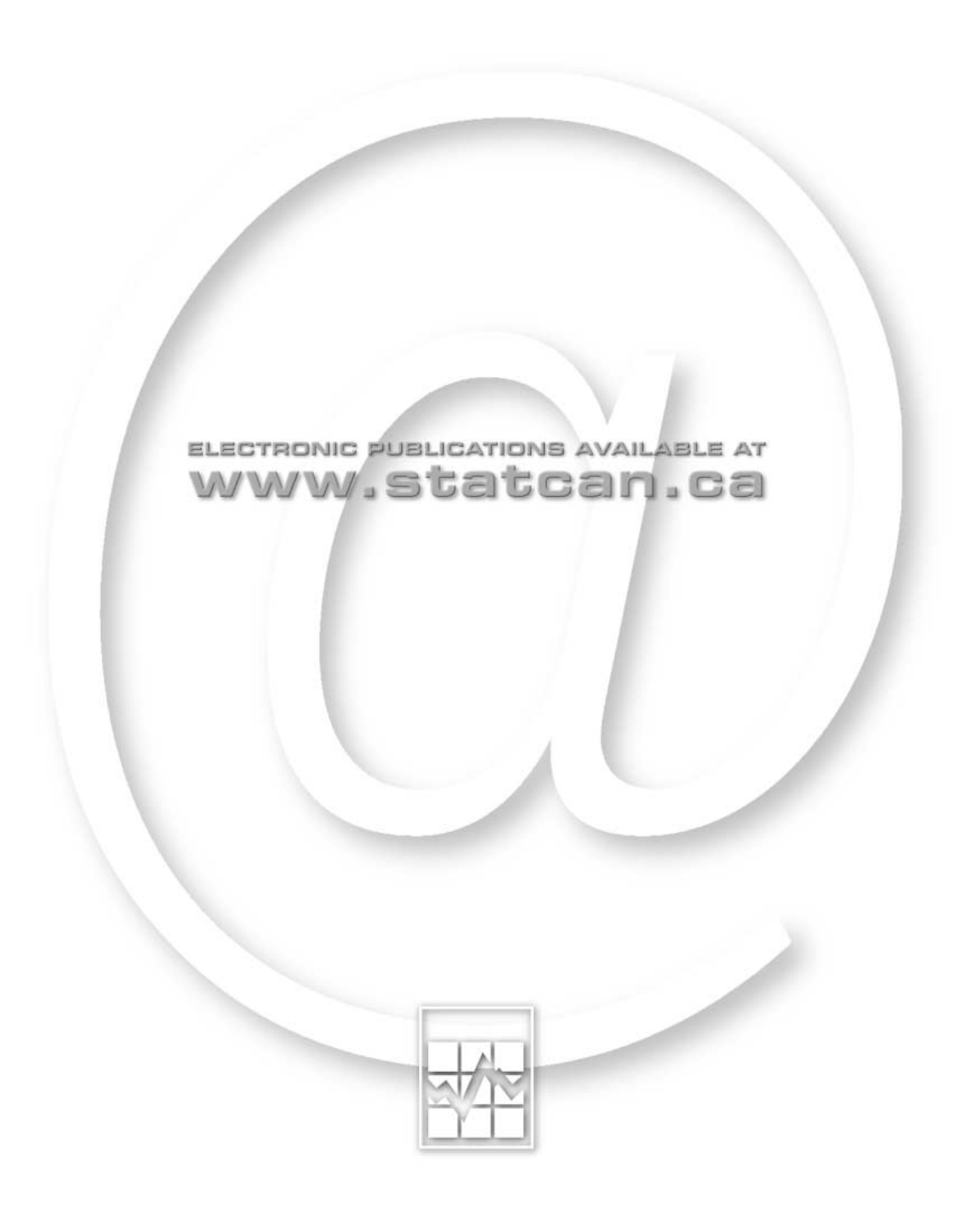ELECTRONIC PUBLICATIONS AVAILABLE AT

www.statcan.ca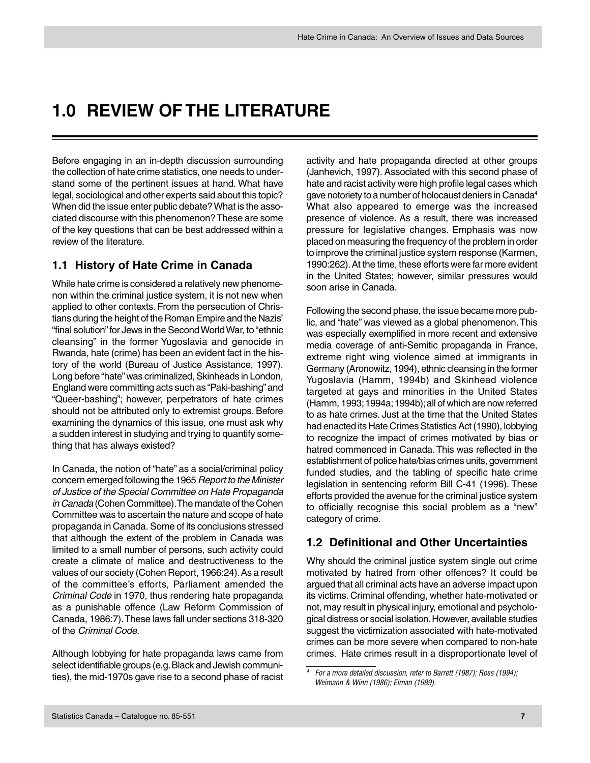# 1.0 REVIEW OF THE LITERATURE

Before engaging in an in-depth discussion surrounding the collection of hate crime statistics, one needs to understand some of the pertinent issues at hand. What have legal, sociological and other experts said about this topic? When did the issue enter public debate? What is the associated discourse with this phenomenon? These are some of the key questions that can be best addressed within a review of the literature.

## 1.1 History of Hate Crime in Canada

While hate crime is considered a relatively new phenomenon within the criminal justice system, it is not new when applied to other contexts. From the persecution of Christians during the height of the Roman Empire and the Nazis' "final solution" for Jews in the Second World War, to "ethnic cleansing" in the former Yugoslavia and genocide in Rwanda, hate (crime) has been an evident fact in the history of the world (Bureau of Justice Assistance, 1997). Long before "hate" was criminalized, Skinheads in London, England were committing acts such as "Paki-bashing" and "Queer-bashing"; however, perpetrators of hate crimes should not be attributed only to extremist groups. Before examining the dynamics of this issue, one must ask why a sudden interest in studying and trying to quantify something that has always existed?

In Canada, the notion of "hate" as a social/criminal policy concern emerged following the 1965 *Report to the Minister of Justice of the Special Committee on Hate Propaganda in Canada* (Cohen Committee). The mandate of the Cohen Committee was to ascertain the nature and scope of hate propaganda in Canada. Some of its conclusions stressed that although the extent of the problem in Canada was limited to a small number of persons, such activity could create a climate of malice and destructiveness to the values of our society (Cohen Report, 1966:24). As a result of the committee's efforts, Parliament amended the *Criminal Code* in 1970, thus rendering hate propaganda as a punishable offence (Law Reform Commission of Canada, 1986:7). These laws fall under sections 318-320 of the *Criminal Code*.

Although lobbying for hate propaganda laws came from select identifiable groups (e.g. Black and Jewish communities), the mid-1970s gave rise to a second phase of racist activity and hate propaganda directed at other groups (Janhevich, 1997). Associated with this second phase of hate and racist activity were high profile legal cases which gave notoriety to a number of holocaust deniers in Canada[4] What also appeared to emerge was the increased presence of violence. As a result, there was increased pressure for legislative changes. Emphasis was now placed on measuring the frequency of the problem in order to improve the criminal justice system response (Karmen, 1990:262). At the time, these efforts were far more evident in the United States; however, similar pressures would soon arise in Canada.

Following the second phase, the issue became more public, and "hate" was viewed as a global phenomenon. This was especially exemplified in more recent and extensive media coverage of anti-Semitic propaganda in France, extreme right wing violence aimed at immigrants in Germany (Aronowitz, 1994), ethnic cleansing in the former Yugoslavia (Hamm, 1994b) and Skinhead violence targeted at gays and minorities in the United States (Hamm, 1993; 1994a; 1994b); all of which are now referred to as hate crimes. Just at the time that the United States had enacted its Hate Crimes Statistics Act (1990), lobbying to recognize the impact of crimes motivated by bias or hatred commenced in Canada. This was reflected in the establishment of police hate/bias crimes units, government funded studies, and the tabling of specific hate crime legislation in sentencing reform Bill C-41 (1996). These efforts provided the avenue for the criminal justice system to officially recognise this social problem as a "new" category of crime.

## 1.2 Definitional and Other Uncertainties

Why should the criminal justice system single out crime motivated by hatred from other offences? It could be argued that all criminal acts have an adverse impact upon its victims. Criminal offending, whether hate-motivated or not, may result in physical injury, emotional and psychological distress or social isolation. However, available studies suggest the victimization associated with hate-motivated crimes can be more severe when compared to non-hate crimes. Hate crimes result in a disproportionate level of

---

[4] *For a more detailed discussion, refer to Barrett (1987); Ross (1994); Weimann & Winn (1986); Elman (1989).*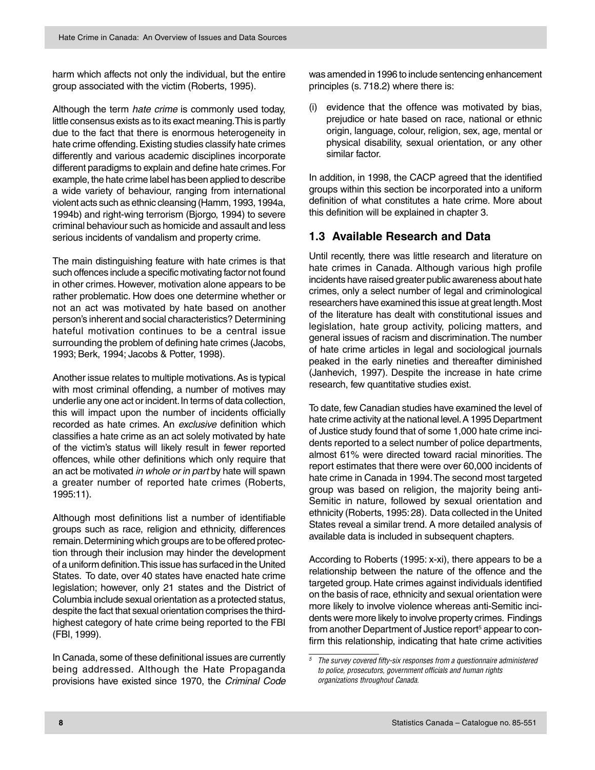harm which affects not only the individual, but the entire group associated with the victim (Roberts, 1995).

Although the term *hate crime* is commonly used today, little consensus exists as to its exact meaning. This is partly due to the fact that there is enormous heterogeneity in hate crime offending. Existing studies classify hate crimes differently and various academic disciplines incorporate different paradigms to explain and define hate crimes. For example, the hate crime label has been applied to describe a wide variety of behaviour, ranging from international violent acts such as ethnic cleansing (Hamm, 1993, 1994a, 1994b) and right-wing terrorism (Bjorgo, 1994) to severe criminal behaviour such as homicide and assault and less serious incidents of vandalism and property crime.

The main distinguishing feature with hate crimes is that such offences include a specific motivating factor not found in other crimes. However, motivation alone appears to be rather problematic. How does one determine whether or not an act was motivated by hate based on another person's inherent and social characteristics? Determining hateful motivation continues to be a central issue surrounding the problem of defining hate crimes (Jacobs, 1993; Berk, 1994; Jacobs & Potter, 1998).

Another issue relates to multiple motivations. As is typical with most criminal offending, a number of motives may underlie any one act or incident. In terms of data collection, this will impact upon the number of incidents officially recorded as hate crimes. An *exclusive* definition which classifies a hate crime as an act solely motivated by hate of the victim's status will likely result in fewer reported offences, while other definitions which only require that an act be motivated *in whole or in part* by hate will spawn a greater number of reported hate crimes (Roberts, 1995:11).

Although most definitions list a number of identifiable groups such as race, religion and ethnicity, differences remain. Determining which groups are to be offered protection through their inclusion may hinder the development of a uniform definition. This issue has surfaced in the United States. To date, over 40 states have enacted hate crime legislation; however, only 21 states and the District of Columbia include sexual orientation as a protected status, despite the fact that sexual orientation comprises the third-highest category of hate crime being reported to the FBI (FBI, 1999).

In Canada, some of these definitional issues are currently being addressed. Although the Hate Propaganda provisions have existed since 1970, the *Criminal Code* was amended in 1996 to include sentencing enhancement principles (s. 718.2) where there is:

(i) evidence that the offence was motivated by bias, prejudice or hate based on race, national or ethnic origin, language, colour, religion, sex, age, mental or physical disability, sexual orientation, or any other similar factor.

In addition, in 1998, the CACP agreed that the identified groups within this section be incorporated into a uniform definition of what constitutes a hate crime. More about this definition will be explained in chapter 3.

## 1.3 Available Research and Data

Until recently, there was little research and literature on hate crimes in Canada. Although various high profile incidents have raised greater public awareness about hate crimes, only a select number of legal and criminological researchers have examined this issue at great length. Most of the literature has dealt with constitutional issues and legislation, hate group activity, policing matters, and general issues of racism and discrimination. The number of hate crime articles in legal and sociological journals peaked in the early nineties and thereafter diminished (Janhevich, 1997). Despite the increase in hate crime research, few quantitative studies exist.

To date, few Canadian studies have examined the level of hate crime activity at the national level. A 1995 Department of Justice study found that of some 1,000 hate crime incidents reported to a select number of police departments, almost 61% were directed toward racial minorities. The report estimates that there were over 60,000 incidents of hate crime in Canada in 1994. The second most targeted group was based on religion, the majority being anti-Semitic in nature, followed by sexual orientation and ethnicity (Roberts, 1995: 28). Data collected in the United States reveal a similar trend. A more detailed analysis of available data is included in subsequent chapters.

According to Roberts (1995: x-xi), there appears to be a relationship between the nature of the offence and the targeted group. Hate crimes against individuals identified on the basis of race, ethnicity and sexual orientation were more likely to involve violence whereas anti-Semitic incidents were more likely to involve property crimes. Findings from another Department of Justice report[5] appear to confirm this relationship, indicating that hate crime activities

[5] *The survey covered fifty-six responses from a questionnaire administered to police, prosecutors, government officials and human rights organizations throughout Canada.*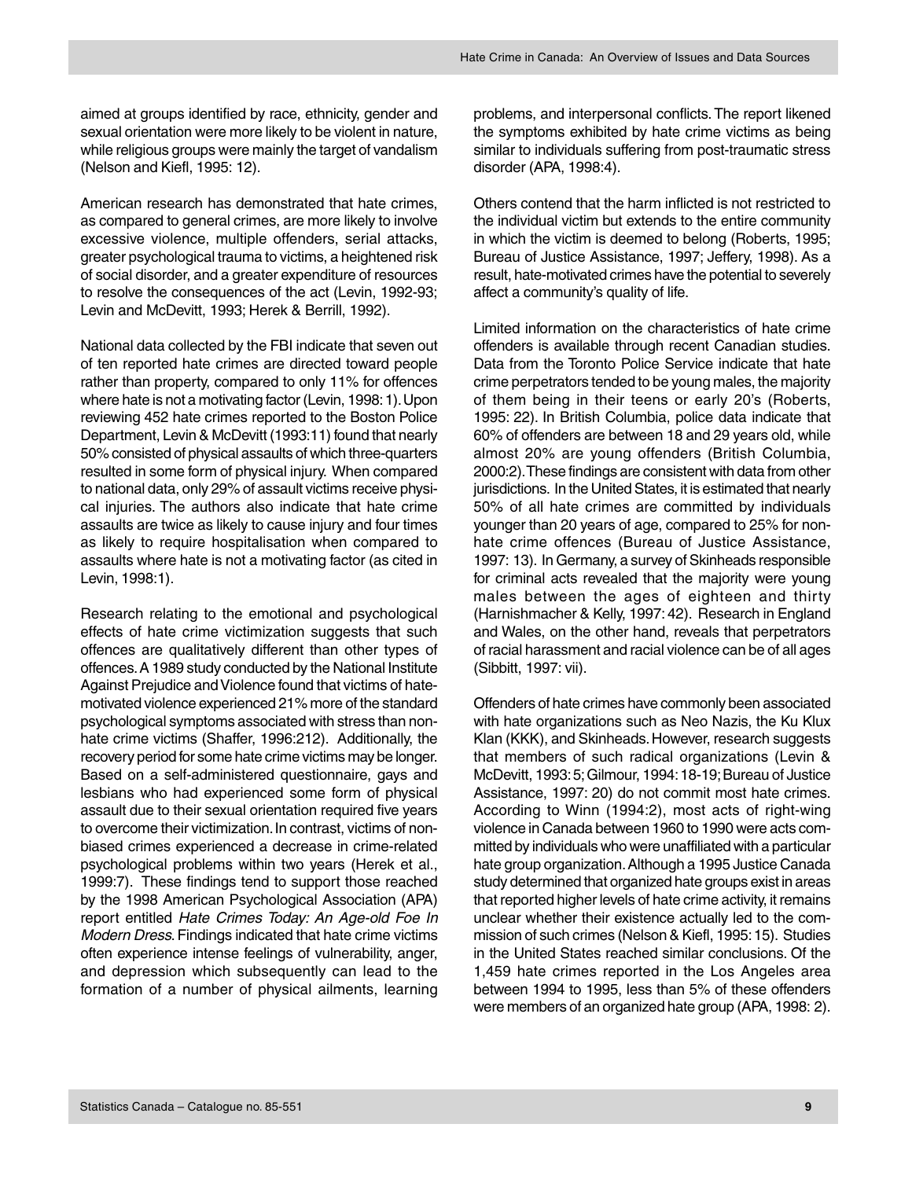aimed at groups identified by race, ethnicity, gender and sexual orientation were more likely to be violent in nature, while religious groups were mainly the target of vandalism (Nelson and Kiefl, 1995: 12).

American research has demonstrated that hate crimes, as compared to general crimes, are more likely to involve excessive violence, multiple offenders, serial attacks, greater psychological trauma to victims, a heightened risk of social disorder, and a greater expenditure of resources to resolve the consequences of the act (Levin, 1992-93; Levin and McDevitt, 1993; Herek & Berrill, 1992).

National data collected by the FBI indicate that seven out of ten reported hate crimes are directed toward people rather than property, compared to only 11% for offences where hate is not a motivating factor (Levin, 1998: 1). Upon reviewing 452 hate crimes reported to the Boston Police Department, Levin & McDevitt (1993:11) found that nearly 50% consisted of physical assaults of which three-quarters resulted in some form of physical injury. When compared to national data, only 29% of assault victims receive physical injuries. The authors also indicate that hate crime assaults are twice as likely to cause injury and four times as likely to require hospitalisation when compared to assaults where hate is not a motivating factor (as cited in Levin, 1998:1).

Research relating to the emotional and psychological effects of hate crime victimization suggests that such offences are qualitatively different than other types of offences. A 1989 study conducted by the National Institute Against Prejudice and Violence found that victims of hate-motivated violence experienced 21% more of the standard psychological symptoms associated with stress than non-hate crime victims (Shaffer, 1996:212). Additionally, the recovery period for some hate crime victims may be longer. Based on a self-administered questionnaire, gays and lesbians who had experienced some form of physical assault due to their sexual orientation required five years to overcome their victimization. In contrast, victims of non-biased crimes experienced a decrease in crime-related psychological problems within two years (Herek et al., 1999:7). These findings tend to support those reached by the 1998 American Psychological Association (APA) report entitled *Hate Crimes Today: An Age-old Foe In Modern Dress*. Findings indicated that hate crime victims often experience intense feelings of vulnerability, anger, and depression which subsequently can lead to the formation of a number of physical ailments, learning problems, and interpersonal conflicts. The report likened the symptoms exhibited by hate crime victims as being similar to individuals suffering from post-traumatic stress disorder (APA, 1998:4).

Others contend that the harm inflicted is not restricted to the individual victim but extends to the entire community in which the victim is deemed to belong (Roberts, 1995; Bureau of Justice Assistance, 1997; Jeffery, 1998). As a result, hate-motivated crimes have the potential to severely affect a community's quality of life.

Limited information on the characteristics of hate crime offenders is available through recent Canadian studies. Data from the Toronto Police Service indicate that hate crime perpetrators tended to be young males, the majority of them being in their teens or early 20's (Roberts, 1995: 22). In British Columbia, police data indicate that 60% of offenders are between 18 and 29 years old, while almost 20% are young offenders (British Columbia, 2000:2). These findings are consistent with data from other jurisdictions. In the United States, it is estimated that nearly 50% of all hate crimes are committed by individuals younger than 20 years of age, compared to 25% for non-hate crime offences (Bureau of Justice Assistance, 1997: 13). In Germany, a survey of Skinheads responsible for criminal acts revealed that the majority were young males between the ages of eighteen and thirty (Harnishmacher & Kelly, 1997: 42). Research in England and Wales, on the other hand, reveals that perpetrators of racial harassment and racial violence can be of all ages (Sibbitt, 1997: vii).

Offenders of hate crimes have commonly been associated with hate organizations such as Neo Nazis, the Ku Klux Klan (KKK), and Skinheads. However, research suggests that members of such radical organizations (Levin & McDevitt, 1993: 5; Gilmour, 1994: 18-19; Bureau of Justice Assistance, 1997: 20) do not commit most hate crimes. According to Winn (1994:2), most acts of right-wing violence in Canada between 1960 to 1990 were acts committed by individuals who were unaffiliated with a particular hate group organization. Although a 1995 Justice Canada study determined that organized hate groups exist in areas that reported higher levels of hate crime activity, it remains unclear whether their existence actually led to the commission of such crimes (Nelson & Kiefl, 1995: 15). Studies in the United States reached similar conclusions. Of the 1,459 hate crimes reported in the Los Angeles area between 1994 to 1995, less than 5% of these offenders were members of an organized hate group (APA, 1998: 2).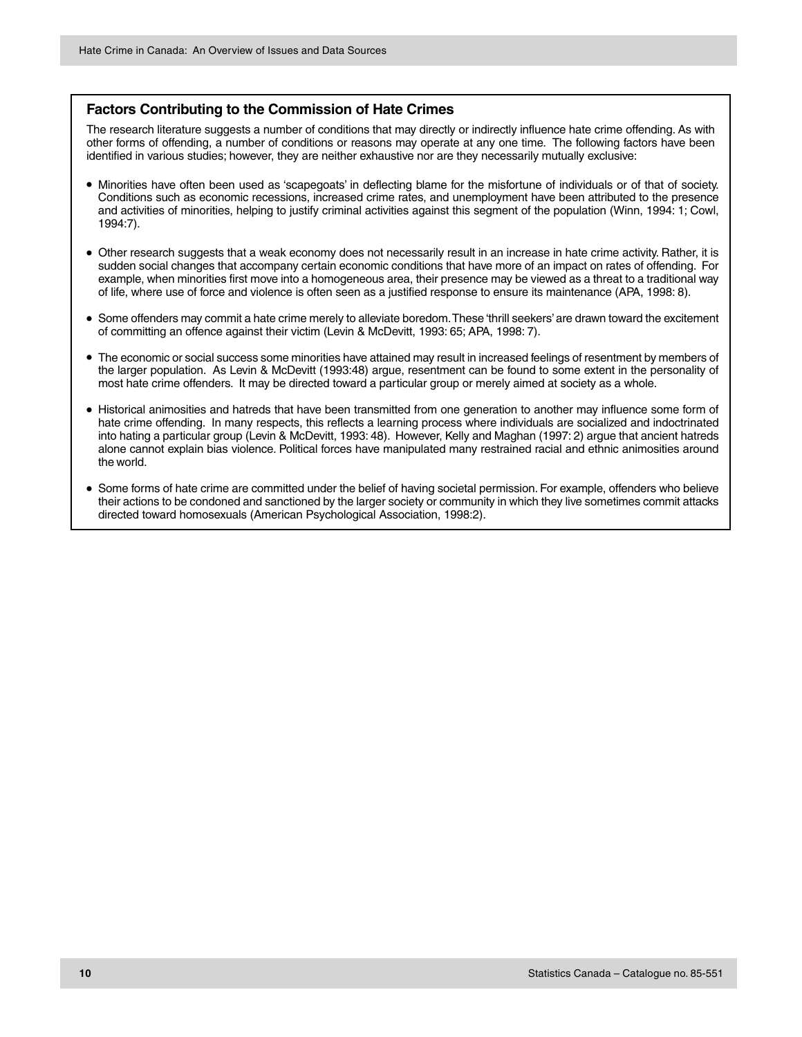## Factors Contributing to the Commission of Hate Crimes

The research literature suggests a number of conditions that may directly or indirectly influence hate crime offending. As with other forms of offending, a number of conditions or reasons may operate at any one time. The following factors have been identified in various studies; however, they are neither exhaustive nor are they necessarily mutually exclusive:

- Minorities have often been used as 'scapegoats' in deflecting blame for the misfortune of individuals or of that of society. Conditions such as economic recessions, increased crime rates, and unemployment have been attributed to the presence and activities of minorities, helping to justify criminal activities against this segment of the population (Winn, 1994: 1; Cowl, 1994:7).

- Other research suggests that a weak economy does not necessarily result in an increase in hate crime activity. Rather, it is sudden social changes that accompany certain economic conditions that have more of an impact on rates of offending. For example, when minorities first move into a homogeneous area, their presence may be viewed as a threat to a traditional way of life, where use of force and violence is often seen as a justified response to ensure its maintenance (APA, 1998: 8).

- Some offenders may commit a hate crime merely to alleviate boredom. These 'thrill seekers' are drawn toward the excitement of committing an offence against their victim (Levin & McDevitt, 1993: 65; APA, 1998: 7).

- The economic or social success some minorities have attained may result in increased feelings of resentment by members of the larger population. As Levin & McDevitt (1993:48) argue, resentment can be found to some extent in the personality of most hate crime offenders. It may be directed toward a particular group or merely aimed at society as a whole.

- Historical animosities and hatreds that have been transmitted from one generation to another may influence some form of hate crime offending. In many respects, this reflects a learning process where individuals are socialized and indoctrinated into hating a particular group (Levin & McDevitt, 1993: 48). However, Kelly and Maghan (1997: 2) argue that ancient hatreds alone cannot explain bias violence. Political forces have manipulated many restrained racial and ethnic animosities around the world.

- Some forms of hate crime are committed under the belief of having societal permission. For example, offenders who believe their actions to be condoned and sanctioned by the larger society or community in which they live sometimes commit attacks directed toward homosexuals (American Psychological Association, 1998:2).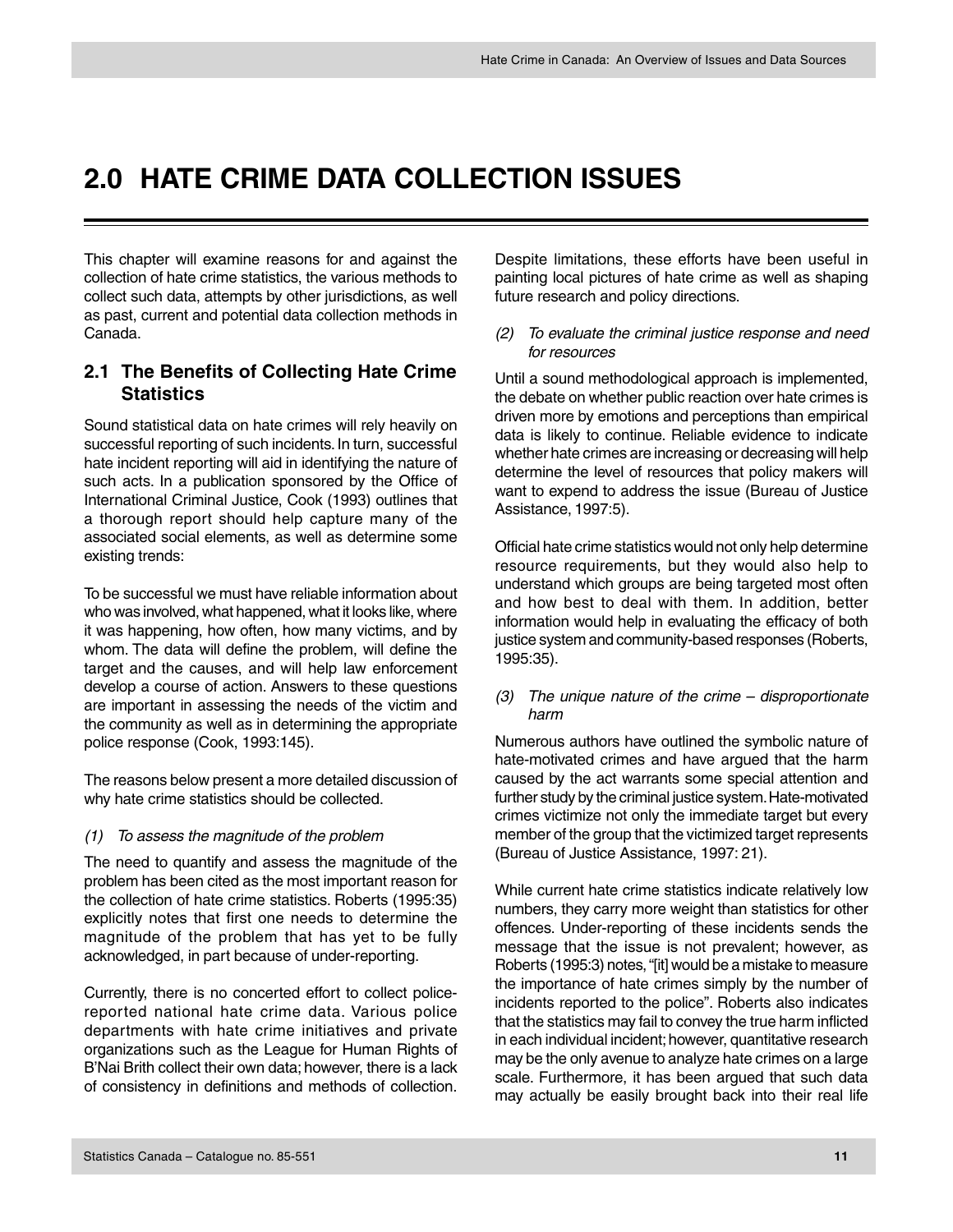# 2.0 HATE CRIME DATA COLLECTION ISSUES

This chapter will examine reasons for and against the collection of hate crime statistics, the various methods to collect such data, attempts by other jurisdictions, as well as past, current and potential data collection methods in Canada.

## 2.1 The Benefits of Collecting Hate Crime Statistics

Sound statistical data on hate crimes will rely heavily on successful reporting of such incidents. In turn, successful hate incident reporting will aid in identifying the nature of such acts. In a publication sponsored by the Office of International Criminal Justice, Cook (1993) outlines that a thorough report should help capture many of the associated social elements, as well as determine some existing trends:

To be successful we must have reliable information about who was involved, what happened, what it looks like, where it was happening, how often, how many victims, and by whom. The data will define the problem, will define the target and the causes, and will help law enforcement develop a course of action. Answers to these questions are important in assessing the needs of the victim and the community as well as in determining the appropriate police response (Cook, 1993:145).

The reasons below present a more detailed discussion of why hate crime statistics should be collected.

*(1) To assess the magnitude of the problem*

The need to quantify and assess the magnitude of the problem has been cited as the most important reason for the collection of hate crime statistics. Roberts (1995:35) explicitly notes that first one needs to determine the magnitude of the problem that has yet to be fully acknowledged, in part because of under-reporting.

Currently, there is no concerted effort to collect police-reported national hate crime data. Various police departments with hate crime initiatives and private organizations such as the League for Human Rights of B'Nai Brith collect their own data; however, there is a lack of consistency in definitions and methods of collection. Despite limitations, these efforts have been useful in painting local pictures of hate crime as well as shaping future research and policy directions.

*(2) To evaluate the criminal justice response and need for resources*

Until a sound methodological approach is implemented, the debate on whether public reaction over hate crimes is driven more by emotions and perceptions than empirical data is likely to continue. Reliable evidence to indicate whether hate crimes are increasing or decreasing will help determine the level of resources that policy makers will want to expend to address the issue (Bureau of Justice Assistance, 1997:5).

Official hate crime statistics would not only help determine resource requirements, but they would also help to understand which groups are being targeted most often and how best to deal with them. In addition, better information would help in evaluating the efficacy of both justice system and community-based responses (Roberts, 1995:35).

*(3) The unique nature of the crime – disproportionate harm*

Numerous authors have outlined the symbolic nature of hate-motivated crimes and have argued that the harm caused by the act warrants some special attention and further study by the criminal justice system. Hate-motivated crimes victimize not only the immediate target but every member of the group that the victimized target represents (Bureau of Justice Assistance, 1997: 21).

While current hate crime statistics indicate relatively low numbers, they carry more weight than statistics for other offences. Under-reporting of these incidents sends the message that the issue is not prevalent; however, as Roberts (1995:3) notes, "[it] would be a mistake to measure the importance of hate crimes simply by the number of incidents reported to the police". Roberts also indicates that the statistics may fail to convey the true harm inflicted in each individual incident; however, quantitative research may be the only avenue to analyze hate crimes on a large scale. Furthermore, it has been argued that such data may actually be easily brought back into their real life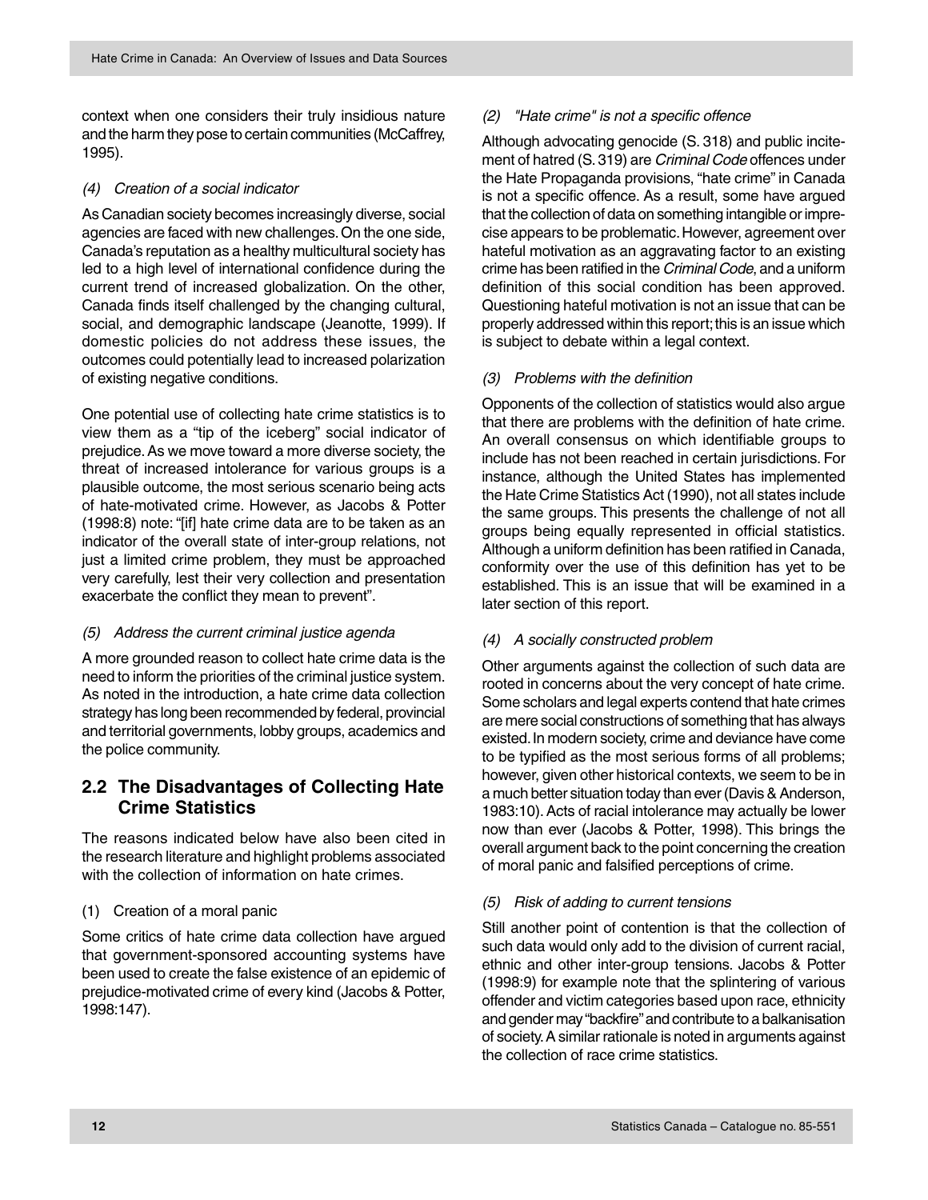context when one considers their truly insidious nature and the harm they pose to certain communities (McCaffrey, 1995).

*(4) Creation of a social indicator*

As Canadian society becomes increasingly diverse, social agencies are faced with new challenges. On the one side, Canada's reputation as a healthy multicultural society has led to a high level of international confidence during the current trend of increased globalization. On the other, Canada finds itself challenged by the changing cultural, social, and demographic landscape (Jeanotte, 1999). If domestic policies do not address these issues, the outcomes could potentially lead to increased polarization of existing negative conditions.

One potential use of collecting hate crime statistics is to view them as a "tip of the iceberg" social indicator of prejudice. As we move toward a more diverse society, the threat of increased intolerance for various groups is a plausible outcome, the most serious scenario being acts of hate-motivated crime. However, as Jacobs & Potter (1998:8) note: "[if] hate crime data are to be taken as an indicator of the overall state of inter-group relations, not just a limited crime problem, they must be approached very carefully, lest their very collection and presentation exacerbate the conflict they mean to prevent".

*(5) Address the current criminal justice agenda*

A more grounded reason to collect hate crime data is the need to inform the priorities of the criminal justice system. As noted in the introduction, a hate crime data collection strategy has long been recommended by federal, provincial and territorial governments, lobby groups, academics and the police community.

## 2.2 The Disadvantages of Collecting Hate Crime Statistics

The reasons indicated below have also been cited in the research literature and highlight problems associated with the collection of information on hate crimes.

(1) Creation of a moral panic

Some critics of hate crime data collection have argued that government-sponsored accounting systems have been used to create the false existence of an epidemic of prejudice-motivated crime of every kind (Jacobs & Potter, 1998:147).

*(2) "Hate crime" is not a specific offence*

Although advocating genocide (S. 318) and public incitement of hatred (S. 319) are *Criminal Code* offences under the Hate Propaganda provisions, "hate crime" in Canada is not a specific offence. As a result, some have argued that the collection of data on something intangible or imprecise appears to be problematic. However, agreement over hateful motivation as an aggravating factor to an existing crime has been ratified in the *Criminal Code*, and a uniform definition of this social condition has been approved. Questioning hateful motivation is not an issue that can be properly addressed within this report; this is an issue which is subject to debate within a legal context.

*(3) Problems with the definition*

Opponents of the collection of statistics would also argue that there are problems with the definition of hate crime. An overall consensus on which identifiable groups to include has not been reached in certain jurisdictions. For instance, although the United States has implemented the Hate Crime Statistics Act (1990), not all states include the same groups. This presents the challenge of not all groups being equally represented in official statistics. Although a uniform definition has been ratified in Canada, conformity over the use of this definition has yet to be established. This is an issue that will be examined in a later section of this report.

*(4) A socially constructed problem*

Other arguments against the collection of such data are rooted in concerns about the very concept of hate crime. Some scholars and legal experts contend that hate crimes are mere social constructions of something that has always existed. In modern society, crime and deviance have come to be typified as the most serious forms of all problems; however, given other historical contexts, we seem to be in a much better situation today than ever (Davis & Anderson, 1983:10). Acts of racial intolerance may actually be lower now than ever (Jacobs & Potter, 1998). This brings the overall argument back to the point concerning the creation of moral panic and falsified perceptions of crime.

*(5) Risk of adding to current tensions*

Still another point of contention is that the collection of such data would only add to the division of current racial, ethnic and other inter-group tensions. Jacobs & Potter (1998:9) for example note that the splintering of various offender and victim categories based upon race, ethnicity and gender may "backfire" and contribute to a balkanisation of society. A similar rationale is noted in arguments against the collection of race crime statistics.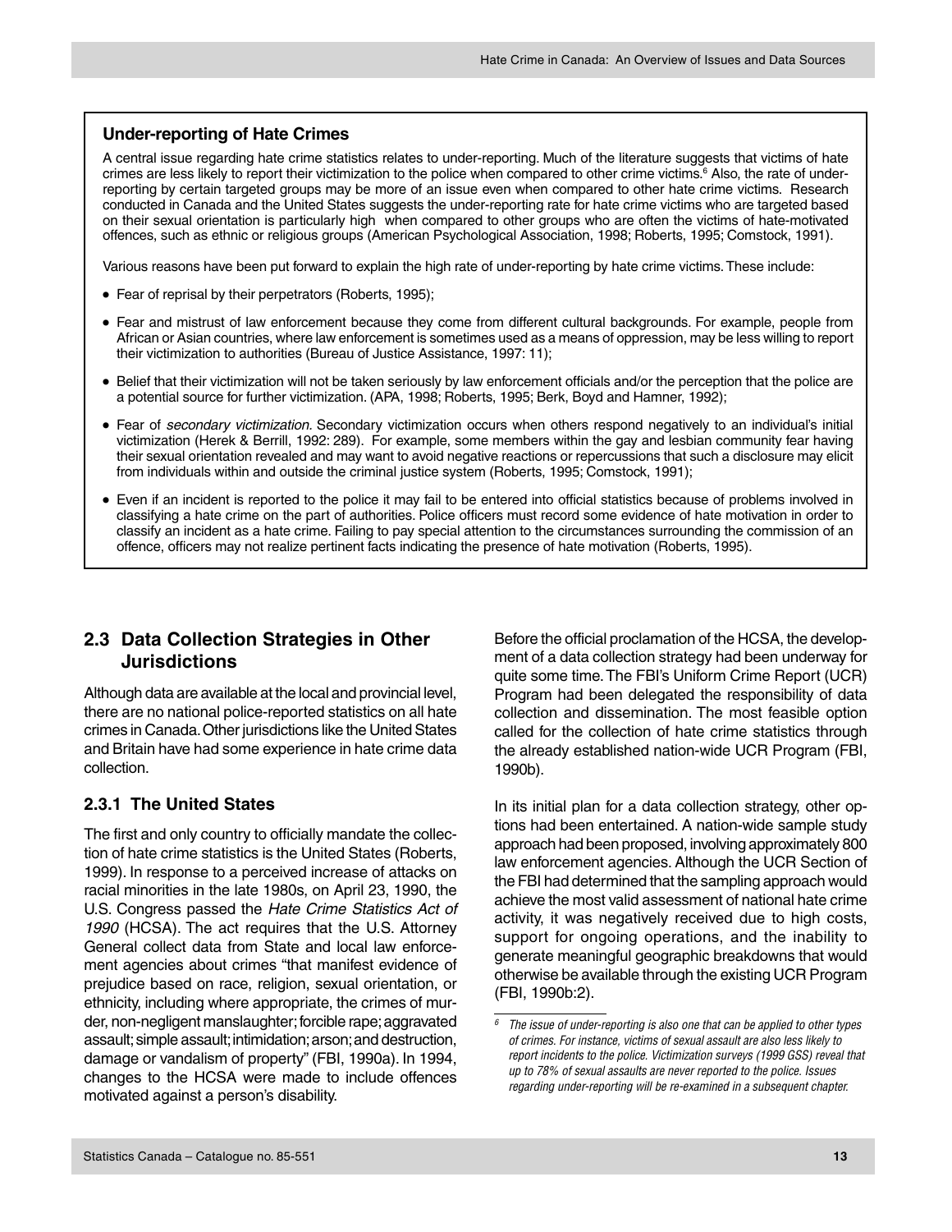### Under-reporting of Hate Crimes

A central issue regarding hate crime statistics relates to under-reporting. Much of the literature suggests that victims of hate crimes are less likely to report their victimization to the police when compared to other crime victims.[6] Also, the rate of under-reporting by certain targeted groups may be more of an issue even when compared to other hate crime victims. Research conducted in Canada and the United States suggests the under-reporting rate for hate crime victims who are targeted based on their sexual orientation is particularly high when compared to other groups who are often the victims of hate-motivated offences, such as ethnic or religious groups (American Psychological Association, 1998; Roberts, 1995; Comstock, 1991).

Various reasons have been put forward to explain the high rate of under-reporting by hate crime victims. These include:

- Fear of reprisal by their perpetrators (Roberts, 1995);
- Fear and mistrust of law enforcement because they come from different cultural backgrounds. For example, people from African or Asian countries, where law enforcement is sometimes used as a means of oppression, may be less willing to report their victimization to authorities (Bureau of Justice Assistance, 1997: 11);
- Belief that their victimization will not be taken seriously by law enforcement officials and/or the perception that the police are a potential source for further victimization. (APA, 1998; Roberts, 1995; Berk, Boyd and Hamner, 1992);
- Fear of *secondary victimization*. Secondary victimization occurs when others respond negatively to an individual's initial victimization (Herek & Berrill, 1992: 289). For example, some members within the gay and lesbian community fear having their sexual orientation revealed and may want to avoid negative reactions or repercussions that such a disclosure may elicit from individuals within and outside the criminal justice system (Roberts, 1995; Comstock, 1991);
- Even if an incident is reported to the police it may fail to be entered into official statistics because of problems involved in classifying a hate crime on the part of authorities. Police officers must record some evidence of hate motivation in order to classify an incident as a hate crime. Failing to pay special attention to the circumstances surrounding the commission of an offence, officers may not realize pertinent facts indicating the presence of hate motivation (Roberts, 1995).

## 2.3 Data Collection Strategies in Other Jurisdictions

Although data are available at the local and provincial level, there are no national police-reported statistics on all hate crimes in Canada. Other jurisdictions like the United States and Britain have had some experience in hate crime data collection.

### 2.3.1 The United States

The first and only country to officially mandate the collection of hate crime statistics is the United States (Roberts, 1999). In response to a perceived increase of attacks on racial minorities in the late 1980s, on April 23, 1990, the U.S. Congress passed the *Hate Crime Statistics Act of 1990* (HCSA). The act requires that the U.S. Attorney General collect data from State and local law enforcement agencies about crimes "that manifest evidence of prejudice based on race, religion, sexual orientation, or ethnicity, including where appropriate, the crimes of murder, non-negligent manslaughter; forcible rape; aggravated assault; simple assault; intimidation; arson; and destruction, damage or vandalism of property" (FBI, 1990a). In 1994, changes to the HCSA were made to include offences motivated against a person's disability.

Before the official proclamation of the HCSA, the development of a data collection strategy had been underway for quite some time. The FBI's Uniform Crime Report (UCR) Program had been delegated the responsibility of data collection and dissemination. The most feasible option called for the collection of hate crime statistics through the already established nation-wide UCR Program (FBI, 1990b).

In its initial plan for a data collection strategy, other options had been entertained. A nation-wide sample study approach had been proposed, involving approximately 800 law enforcement agencies. Although the UCR Section of the FBI had determined that the sampling approach would achieve the most valid assessment of national hate crime activity, it was negatively received due to high costs, support for ongoing operations, and the inability to generate meaningful geographic breakdowns that would otherwise be available through the existing UCR Program (FBI, 1990b:2).

[6] *The issue of under-reporting is also one that can be applied to other types of crimes. For instance, victims of sexual assault are also less likely to report incidents to the police. Victimization surveys (1999 GSS) reveal that up to 78% of sexual assaults are never reported to the police. Issues regarding under-reporting will be re-examined in a subsequent chapter.*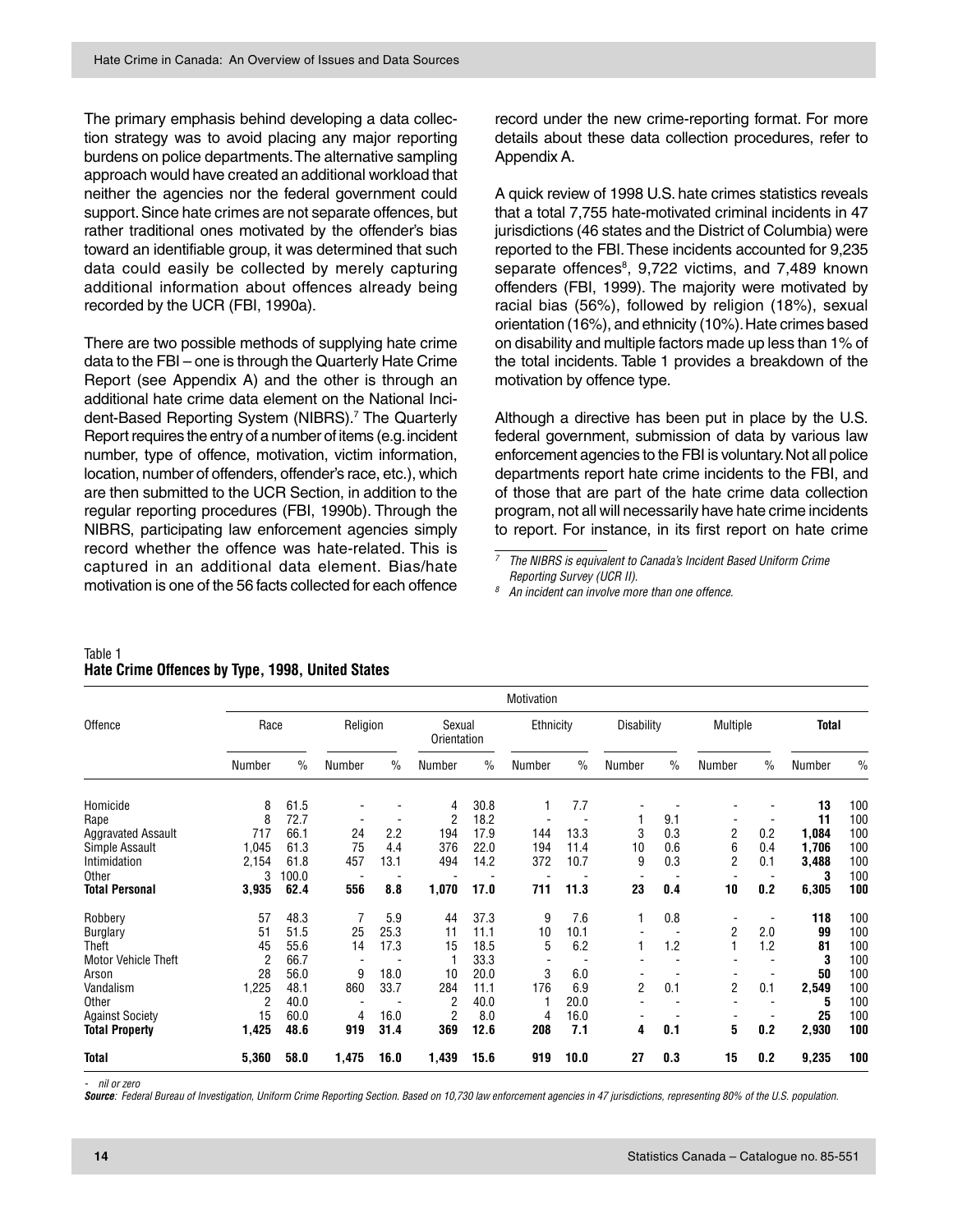The primary emphasis behind developing a data collection strategy was to avoid placing any major reporting burdens on police departments. The alternative sampling approach would have created an additional workload that neither the agencies nor the federal government could support. Since hate crimes are not separate offences, but rather traditional ones motivated by the offender's bias toward an identifiable group, it was determined that such data could easily be collected by merely capturing additional information about offences already being recorded by the UCR (FBI, 1990a).

There are two possible methods of supplying hate crime data to the FBI – one is through the Quarterly Hate Crime Report (see Appendix A) and the other is through an additional hate crime data element on the National Incident-Based Reporting System (NIBRS).[7] The Quarterly Report requires the entry of a number of items (e.g. incident number, type of offence, motivation, victim information, location, number of offenders, offender's race, etc.), which are then submitted to the UCR Section, in addition to the regular reporting procedures (FBI, 1990b). Through the NIBRS, participating law enforcement agencies simply record whether the offence was hate-related. This is captured in an additional data element. Bias/hate motivation is one of the 56 facts collected for each offence record under the new crime-reporting format. For more details about these data collection procedures, refer to Appendix A.

A quick review of 1998 U.S. hate crimes statistics reveals that a total 7,755 hate-motivated criminal incidents in 47 jurisdictions (46 states and the District of Columbia) were reported to the FBI. These incidents accounted for 9,235 separate offences[8], 9,722 victims, and 7,489 known offenders (FBI, 1999). The majority were motivated by racial bias (56%), followed by religion (18%), sexual orientation (16%), and ethnicity (10%). Hate crimes based on disability and multiple factors made up less than 1% of the total incidents. Table 1 provides a breakdown of the motivation by offence type.

Although a directive has been put in place by the U.S. federal government, submission of data by various law enforcement agencies to the FBI is voluntary. Not all police departments report hate crime incidents to the FBI, and of those that are part of the hate crime data collection program, not all will necessarily have hate crime incidents to report. For instance, in its first report on hate crime

[7] *The NIBRS is equivalent to Canada's Incident Based Uniform Crime Reporting Survey (UCR II).*

[8] *An incident can involve more than one offence.*

Table 1
**Hate Crime Offences by Type, 1998, United States**

| Offence | Motivation | | | | | | | | | | | | | |
|---|---|---|---|---|---|---|---|---|---|---|---|---|---|---|
| | Race | | Religion | | Sexual Orientation | | Ethnicity | | Disability | | Multiple | | **Total** | |
| | Number | % | Number | % | Number | % | Number | % | Number | % | Number | % | Number | % |
| Homicide | 8 | 61.5 | - | - | 4 | 30.8 | 1 | 7.7 | - | - | - | - | **13** | 100 |
| Rape | 8 | 72.7 | - | - | 2 | 18.2 | - | - | 1 | 9.1 | - | - | **11** | 100 |
| Aggravated Assault | 717 | 66.1 | 24 | 2.2 | 194 | 17.9 | 144 | 13.3 | 3 | 0.3 | 2 | 0.2 | **1,084** | 100 |
| Simple Assault | 1,045 | 61.3 | 75 | 4.4 | 376 | 22.0 | 194 | 11.4 | 10 | 0.6 | 6 | 0.4 | **1,706** | 100 |
| Intimidation | 2,154 | 61.8 | 457 | 13.1 | 494 | 14.2 | 372 | 10.7 | 9 | 0.3 | 2 | 0.1 | **3,488** | 100 |
| Other | 3 | 100.0 | - | - | - | - | - | - | - | - | - | - | **3** | 100 |
| **Total Personal** | **3,935** | **62.4** | **556** | **8.8** | **1,070** | **17.0** | **711** | **11.3** | **23** | **0.4** | **10** | **0.2** | **6,305** | **100** |
| Robbery | 57 | 48.3 | 7 | 5.9 | 44 | 37.3 | 9 | 7.6 | 1 | 0.8 | - | - | **118** | 100 |
| Burglary | 51 | 51.5 | 25 | 25.3 | 11 | 11.1 | 10 | 10.1 | - | - | 2 | 2.0 | **99** | 100 |
| Theft | 45 | 55.6 | 14 | 17.3 | 15 | 18.5 | 5 | 6.2 | 1 | 1.2 | 1 | 1.2 | **81** | 100 |
| Motor Vehicle Theft | 2 | 66.7 | - | - | 1 | 33.3 | - | - | - | - | - | - | **3** | 100 |
| Arson | 28 | 56.0 | 9 | 18.0 | 10 | 20.0 | 3 | 6.0 | - | - | - | - | **50** | 100 |
| Vandalism | 1,225 | 48.1 | 860 | 33.7 | 284 | 11.1 | 176 | 6.9 | 2 | 0.1 | 2 | 0.1 | **2,549** | 100 |
| Other | 2 | 40.0 | - | - | 2 | 40.0 | 1 | 20.0 | - | - | - | - | **5** | 100 |
| Against Society | 15 | 60.0 | 4 | 16.0 | 2 | 8.0 | 4 | 16.0 | - | - | - | - | **25** | 100 |
| **Total Property** | **1,425** | **48.6** | **919** | **31.4** | **369** | **12.6** | **208** | **7.1** | **4** | **0.1** | **5** | **0.2** | **2,930** | **100** |
| **Total** | **5,360** | **58.0** | **1,475** | **16.0** | **1,439** | **15.6** | **919** | **10.0** | **27** | **0.3** | **15** | **0.2** | **9,235** | **100** |

*- nil or zero*

***Source****: Federal Bureau of Investigation, Uniform Crime Reporting Section. Based on 10,730 law enforcement agencies in 47 jurisdictions, representing 80% of the U.S. population.*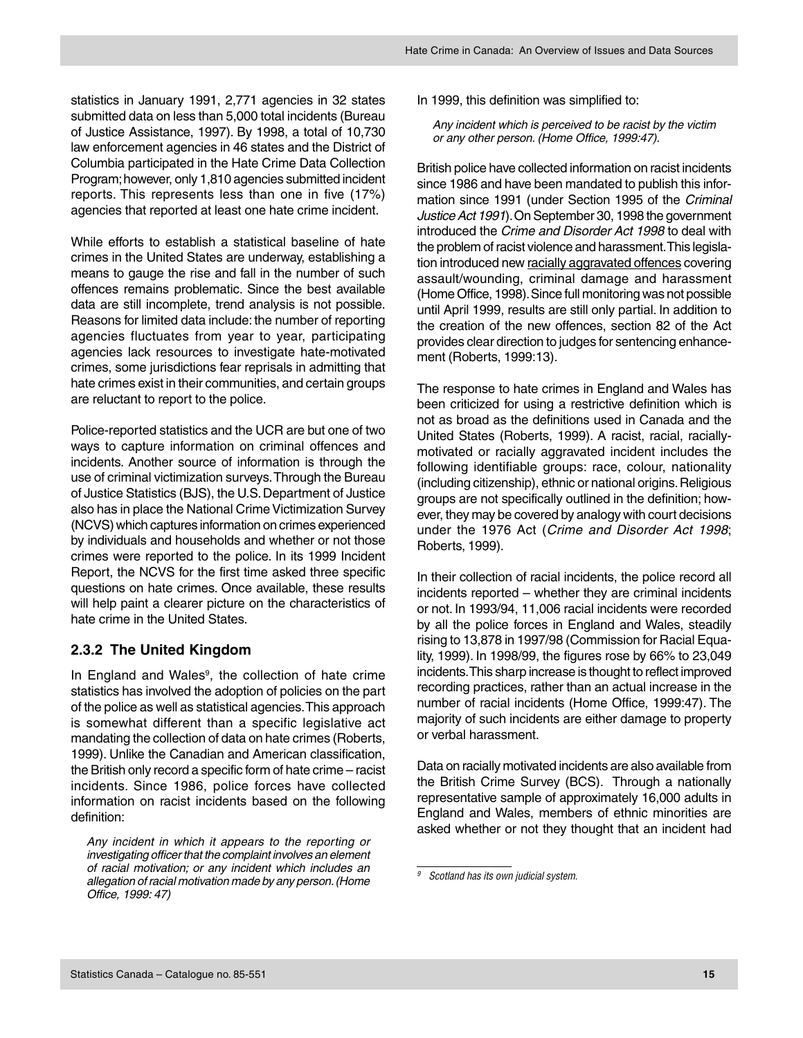statistics in January 1991, 2,771 agencies in 32 states submitted data on less than 5,000 total incidents (Bureau of Justice Assistance, 1997). By 1998, a total of 10,730 law enforcement agencies in 46 states and the District of Columbia participated in the Hate Crime Data Collection Program; however, only 1,810 agencies submitted incident reports. This represents less than one in five (17%) agencies that reported at least one hate crime incident.

While efforts to establish a statistical baseline of hate crimes in the United States are underway, establishing a means to gauge the rise and fall in the number of such offences remains problematic. Since the best available data are still incomplete, trend analysis is not possible. Reasons for limited data include: the number of reporting agencies fluctuates from year to year, participating agencies lack resources to investigate hate-motivated crimes, some jurisdictions fear reprisals in admitting that hate crimes exist in their communities, and certain groups are reluctant to report to the police.

Police-reported statistics and the UCR are but one of two ways to capture information on criminal offences and incidents. Another source of information is through the use of criminal victimization surveys. Through the Bureau of Justice Statistics (BJS), the U.S. Department of Justice also has in place the National Crime Victimization Survey (NCVS) which captures information on crimes experienced by individuals and households and whether or not those crimes were reported to the police. In its 1999 Incident Report, the NCVS for the first time asked three specific questions on hate crimes. Once available, these results will help paint a clearer picture on the characteristics of hate crime in the United States.

### 2.3.2 The United Kingdom

In England and Wales[9], the collection of hate crime statistics has involved the adoption of policies on the part of the police as well as statistical agencies. This approach is somewhat different than a specific legislative act mandating the collection of data on hate crimes (Roberts, 1999). Unlike the Canadian and American classification, the British only record a specific form of hate crime – racist incidents. Since 1986, police forces have collected information on racist incidents based on the following definition:

> *Any incident in which it appears to the reporting or investigating officer that the complaint involves an element of racial motivation; or any incident which includes an allegation of racial motivation made by any person. (Home Office, 1999: 47)*

In 1999, this definition was simplified to:

> *Any incident which is perceived to be racist by the victim or any other person. (Home Office, 1999:47).*

British police have collected information on racist incidents since 1986 and have been mandated to publish this information since 1991 (under Section 1995 of the *Criminal Justice Act 1991*). On September 30, 1998 the government introduced the *Crime and Disorder Act 1998* to deal with the problem of racist violence and harassment. This legislation introduced new racially aggravated offences covering assault/wounding, criminal damage and harassment (Home Office, 1998). Since full monitoring was not possible until April 1999, results are still only partial. In addition to the creation of the new offences, section 82 of the Act provides clear direction to judges for sentencing enhancement (Roberts, 1999:13).

The response to hate crimes in England and Wales has been criticized for using a restrictive definition which is not as broad as the definitions used in Canada and the United States (Roberts, 1999). A racist, racial, racially-motivated or racially aggravated incident includes the following identifiable groups: race, colour, nationality (including citizenship), ethnic or national origins. Religious groups are not specifically outlined in the definition; however, they may be covered by analogy with court decisions under the 1976 Act (*Crime and Disorder Act 1998*; Roberts, 1999).

In their collection of racial incidents, the police record all incidents reported – whether they are criminal incidents or not. In 1993/94, 11,006 racial incidents were recorded by all the police forces in England and Wales, steadily rising to 13,878 in 1997/98 (Commission for Racial Equality, 1999). In 1998/99, the figures rose by 66% to 23,049 incidents. This sharp increase is thought to reflect improved recording practices, rather than an actual increase in the number of racial incidents (Home Office, 1999:47). The majority of such incidents are either damage to property or verbal harassment.

Data on racially motivated incidents are also available from the British Crime Survey (BCS). Through a nationally representative sample of approximately 16,000 adults in England and Wales, members of ethnic minorities are asked whether or not they thought that an incident had

---

[9] *Scotland has its own judicial system.*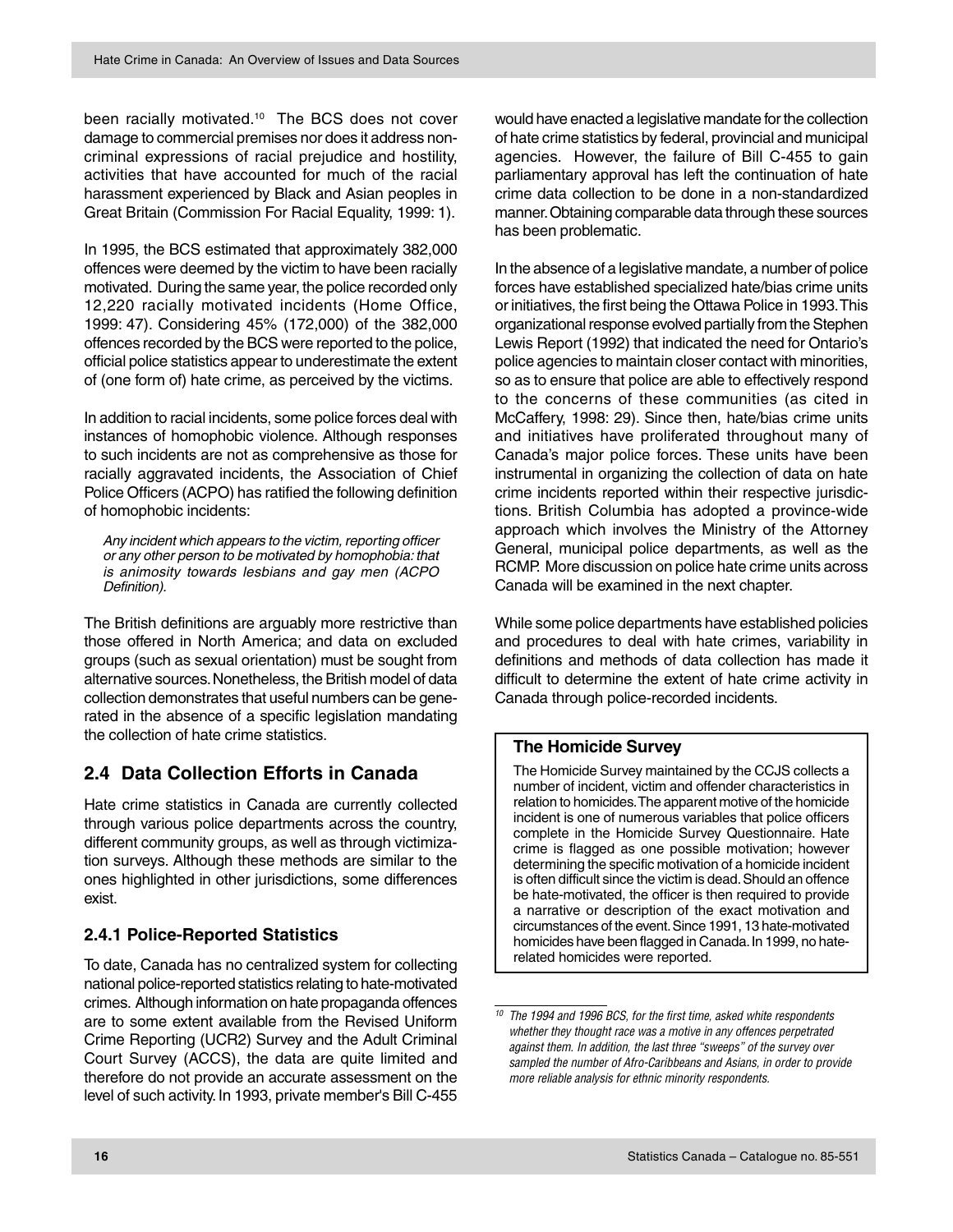been racially motivated.[10] The BCS does not cover damage to commercial premises nor does it address non-criminal expressions of racial prejudice and hostility, activities that have accounted for much of the racial harassment experienced by Black and Asian peoples in Great Britain (Commission For Racial Equality, 1999: 1).

In 1995, the BCS estimated that approximately 382,000 offences were deemed by the victim to have been racially motivated. During the same year, the police recorded only 12,220 racially motivated incidents (Home Office, 1999: 47). Considering 45% (172,000) of the 382,000 offences recorded by the BCS were reported to the police, official police statistics appear to underestimate the extent of (one form of) hate crime, as perceived by the victims.

In addition to racial incidents, some police forces deal with instances of homophobic violence. Although responses to such incidents are not as comprehensive as those for racially aggravated incidents, the Association of Chief Police Officers (ACPO) has ratified the following definition of homophobic incidents:

> *Any incident which appears to the victim, reporting officer or any other person to be motivated by homophobia: that is animosity towards lesbians and gay men (ACPO Definition).*

The British definitions are arguably more restrictive than those offered in North America; and data on excluded groups (such as sexual orientation) must be sought from alternative sources. Nonetheless, the British model of data collection demonstrates that useful numbers can be generated in the absence of a specific legislation mandating the collection of hate crime statistics.

## 2.4 Data Collection Efforts in Canada

Hate crime statistics in Canada are currently collected through various police departments across the country, different community groups, as well as through victimization surveys. Although these methods are similar to the ones highlighted in other jurisdictions, some differences exist.

### 2.4.1 Police-Reported Statistics

To date, Canada has no centralized system for collecting national police-reported statistics relating to hate-motivated crimes. Although information on hate propaganda offences are to some extent available from the Revised Uniform Crime Reporting (UCR2) Survey and the Adult Criminal Court Survey (ACCS), the data are quite limited and therefore do not provide an accurate assessment on the level of such activity. In 1993, private member's Bill C-455 would have enacted a legislative mandate for the collection of hate crime statistics by federal, provincial and municipal agencies. However, the failure of Bill C-455 to gain parliamentary approval has left the continuation of hate crime data collection to be done in a non-standardized manner. Obtaining comparable data through these sources has been problematic.

In the absence of a legislative mandate, a number of police forces have established specialized hate/bias crime units or initiatives, the first being the Ottawa Police in 1993. This organizational response evolved partially from the Stephen Lewis Report (1992) that indicated the need for Ontario's police agencies to maintain closer contact with minorities, so as to ensure that police are able to effectively respond to the concerns of these communities (as cited in McCaffery, 1998: 29). Since then, hate/bias crime units and initiatives have proliferated throughout many of Canada's major police forces. These units have been instrumental in organizing the collection of data on hate crime incidents reported within their respective jurisdictions. British Columbia has adopted a province-wide approach which involves the Ministry of the Attorney General, municipal police departments, as well as the RCMP. More discussion on police hate crime units across Canada will be examined in the next chapter.

While some police departments have established policies and procedures to deal with hate crimes, variability in definitions and methods of data collection has made it difficult to determine the extent of hate crime activity in Canada through police-recorded incidents.

**The Homicide Survey**

The Homicide Survey maintained by the CCJS collects a number of incident, victim and offender characteristics in relation to homicides. The apparent motive of the homicide incident is one of numerous variables that police officers complete in the Homicide Survey Questionnaire. Hate crime is flagged as one possible motivation; however determining the specific motivation of a homicide incident is often difficult since the victim is dead. Should an offence be hate-motivated, the officer is then required to provide a narrative or description of the exact motivation and circumstances of the event. Since 1991, 13 hate-motivated homicides have been flagged in Canada. In 1999, no hate-related homicides were reported.

---

[10] *The 1994 and 1996 BCS, for the first time, asked white respondents whether they thought race was a motive in any offences perpetrated against them. In addition, the last three "sweeps" of the survey over sampled the number of Afro-Caribbeans and Asians, in order to provide more reliable analysis for ethnic minority respondents.*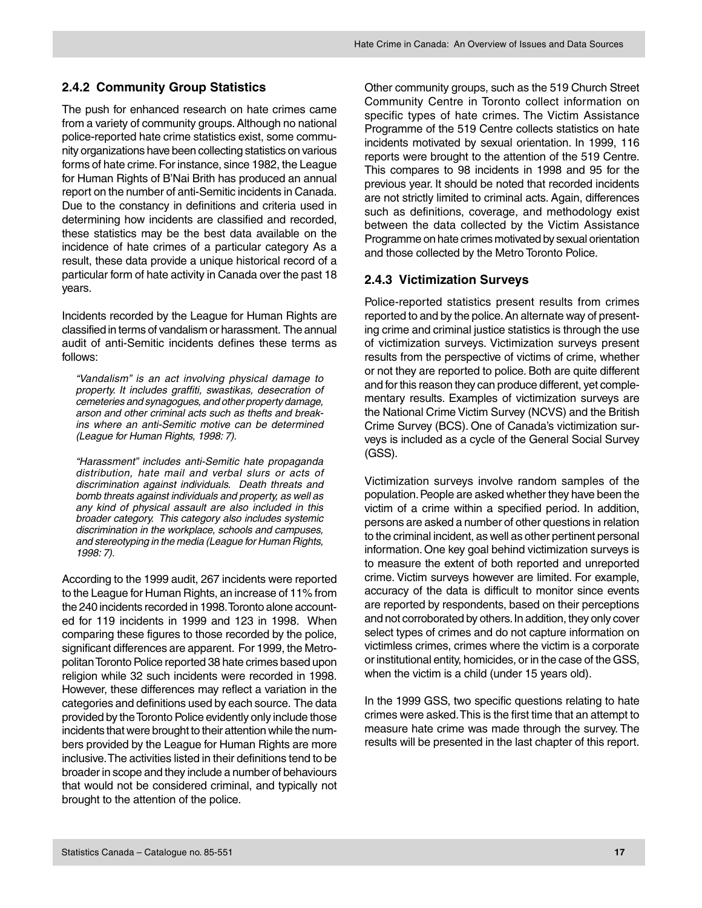### 2.4.2 Community Group Statistics

The push for enhanced research on hate crimes came from a variety of community groups. Although no national police-reported hate crime statistics exist, some community organizations have been collecting statistics on various forms of hate crime. For instance, since 1982, the League for Human Rights of B'Nai Brith has produced an annual report on the number of anti-Semitic incidents in Canada. Due to the constancy in definitions and criteria used in determining how incidents are classified and recorded, these statistics may be the best data available on the incidence of hate crimes of a particular category As a result, these data provide a unique historical record of a particular form of hate activity in Canada over the past 18 years.

Incidents recorded by the League for Human Rights are classified in terms of vandalism or harassment. The annual audit of anti-Semitic incidents defines these terms as follows:

> *"Vandalism" is an act involving physical damage to property. It includes graffiti, swastikas, desecration of cemeteries and synagogues, and other property damage, arson and other criminal acts such as thefts and break-ins where an anti-Semitic motive can be determined (League for Human Rights, 1998: 7).*

> *"Harassment" includes anti-Semitic hate propaganda distribution, hate mail and verbal slurs or acts of discrimination against individuals. Death threats and bomb threats against individuals and property, as well as any kind of physical assault are also included in this broader category. This category also includes systemic discrimination in the workplace, schools and campuses, and stereotyping in the media (League for Human Rights, 1998: 7).*

According to the 1999 audit, 267 incidents were reported to the League for Human Rights, an increase of 11% from the 240 incidents recorded in 1998. Toronto alone accounted for 119 incidents in 1999 and 123 in 1998. When comparing these figures to those recorded by the police, significant differences are apparent. For 1999, the Metropolitan Toronto Police reported 38 hate crimes based upon religion while 32 such incidents were recorded in 1998. However, these differences may reflect a variation in the categories and definitions used by each source. The data provided by the Toronto Police evidently only include those incidents that were brought to their attention while the numbers provided by the League for Human Rights are more inclusive. The activities listed in their definitions tend to be broader in scope and they include a number of behaviours that would not be considered criminal, and typically not brought to the attention of the police.

Other community groups, such as the 519 Church Street Community Centre in Toronto collect information on specific types of hate crimes. The Victim Assistance Programme of the 519 Centre collects statistics on hate incidents motivated by sexual orientation. In 1999, 116 reports were brought to the attention of the 519 Centre. This compares to 98 incidents in 1998 and 95 for the previous year. It should be noted that recorded incidents are not strictly limited to criminal acts. Again, differences such as definitions, coverage, and methodology exist between the data collected by the Victim Assistance Programme on hate crimes motivated by sexual orientation and those collected by the Metro Toronto Police.

### 2.4.3 Victimization Surveys

Police-reported statistics present results from crimes reported to and by the police. An alternate way of presenting crime and criminal justice statistics is through the use of victimization surveys. Victimization surveys present results from the perspective of victims of crime, whether or not they are reported to police. Both are quite different and for this reason they can produce different, yet complementary results. Examples of victimization surveys are the National Crime Victim Survey (NCVS) and the British Crime Survey (BCS). One of Canada's victimization surveys is included as a cycle of the General Social Survey (GSS).

Victimization surveys involve random samples of the population. People are asked whether they have been the victim of a crime within a specified period. In addition, persons are asked a number of other questions in relation to the criminal incident, as well as other pertinent personal information. One key goal behind victimization surveys is to measure the extent of both reported and unreported crime. Victim surveys however are limited. For example, accuracy of the data is difficult to monitor since events are reported by respondents, based on their perceptions and not corroborated by others. In addition, they only cover select types of crimes and do not capture information on victimless crimes, crimes where the victim is a corporate or institutional entity, homicides, or in the case of the GSS, when the victim is a child (under 15 years old).

In the 1999 GSS, two specific questions relating to hate crimes were asked. This is the first time that an attempt to measure hate crime was made through the survey. The results will be presented in the last chapter of this report.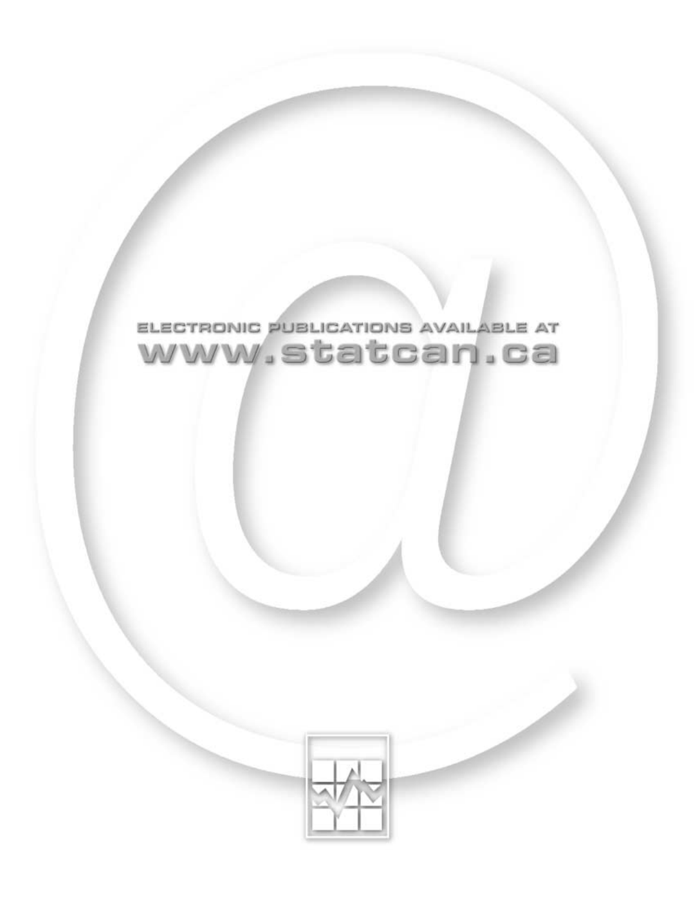ELECTRONIC PUBLICATIONS AVAILABLE AT

www.statcan.ca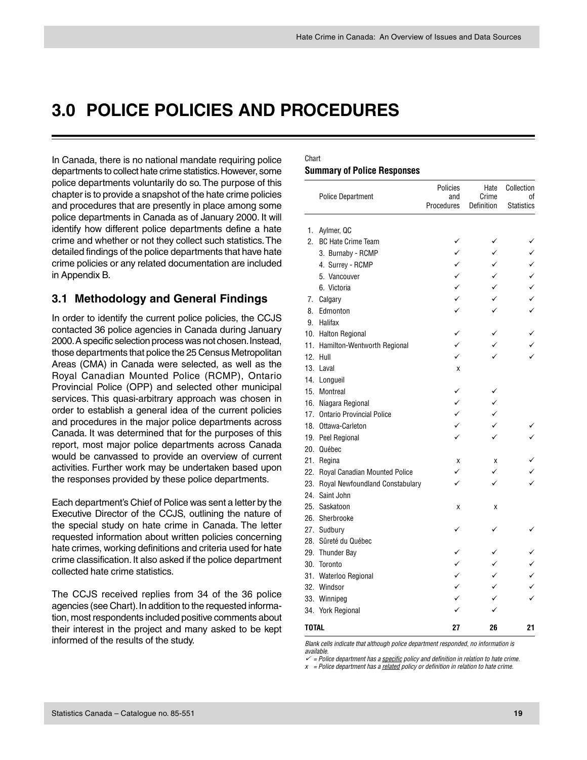# 3.0 POLICE POLICIES AND PROCEDURES

In Canada, there is no national mandate requiring police departments to collect hate crime statistics. However, some police departments voluntarily do so. The purpose of this chapter is to provide a snapshot of the hate crime policies and procedures that are presently in place among some police departments in Canada as of January 2000. It will identify how different police departments define a hate crime and whether or not they collect such statistics. The detailed findings of the police departments that have hate crime policies or any related documentation are included in Appendix B.

## 3.1 Methodology and General Findings

In order to identify the current police policies, the CCJS contacted 36 police agencies in Canada during January 2000. A specific selection process was not chosen. Instead, those departments that police the 25 Census Metropolitan Areas (CMA) in Canada were selected, as well as the Royal Canadian Mounted Police (RCMP), Ontario Provincial Police (OPP) and selected other municipal services. This quasi-arbitrary approach was chosen in order to establish a general idea of the current policies and procedures in the major police departments across Canada. It was determined that for the purposes of this report, most major police departments across Canada would be canvassed to provide an overview of current activities. Further work may be undertaken based upon the responses provided by these police departments.

Each department's Chief of Police was sent a letter by the Executive Director of the CCJS, outlining the nature of the special study on hate crime in Canada. The letter requested information about written policies concerning hate crimes, working definitions and criteria used for hate crime classification. It also asked if the police department collected hate crime statistics.

The CCJS received replies from 34 of the 36 police agencies (see Chart). In addition to the requested information, most respondents included positive comments about their interest in the project and many asked to be kept informed of the results of the study.

Chart

**Summary of Police Responses**

| Police Department | Policies and Procedures | Hate Crime Definition | Collection of Statistics |
|---|---|---|---|
| 1. Aylmer, QC | | | |
| 2. BC Hate Crime Team | ✓ | ✓ | ✓ |
| 3. Burnaby - RCMP | ✓ | ✓ | ✓ |
| 4. Surrey - RCMP | ✓ | ✓ | ✓ |
| 5. Vancouver | ✓ | ✓ | ✓ |
| 6. Victoria | ✓ | ✓ | ✓ |
| 7. Calgary | ✓ | ✓ | ✓ |
| 8. Edmonton | ✓ | ✓ | ✓ |
| 9. Halifax | | | |
| 10. Halton Regional | ✓ | ✓ | ✓ |
| 11. Hamilton-Wentworth Regional | ✓ | ✓ | ✓ |
| 12. Hull | ✓ | ✓ | ✓ |
| 13. Laval | x | | |
| 14. Longueil | | | |
| 15. Montreal | ✓ | ✓ | |
| 16. Niagara Regional | ✓ | ✓ | |
| 17. Ontario Provincial Police | ✓ | ✓ | |
| 18. Ottawa-Carleton | ✓ | ✓ | ✓ |
| 19. Peel Regional | ✓ | ✓ | ✓ |
| 20. Québec | | | |
| 21. Regina | x | x | ✓ |
| 22. Royal Canadian Mounted Police | ✓ | ✓ | ✓ |
| 23. Royal Newfoundland Constabulary | ✓ | ✓ | ✓ |
| 24. Saint John | | | |
| 25. Saskatoon | x | x | |
| 26. Sherbrooke | | | |
| 27. Sudbury | ✓ | ✓ | ✓ |
| 28. Sûreté du Québec | | | |
| 29. Thunder Bay | ✓ | ✓ | ✓ |
| 30. Toronto | ✓ | ✓ | ✓ |
| 31. Waterloo Regional | ✓ | ✓ | ✓ |
| 32. Windsor | ✓ | ✓ | ✓ |
| 33. Winnipeg | ✓ | ✓ | ✓ |
| 34. York Regional | ✓ | ✓ | |
| **TOTAL** | **27** | **26** | **21** |

*Blank cells indicate that although police department responded, no information is available.*

*✓ = Police department has a specific policy and definition in relation to hate crime.*

*x = Police department has a related policy or definition in relation to hate crime.*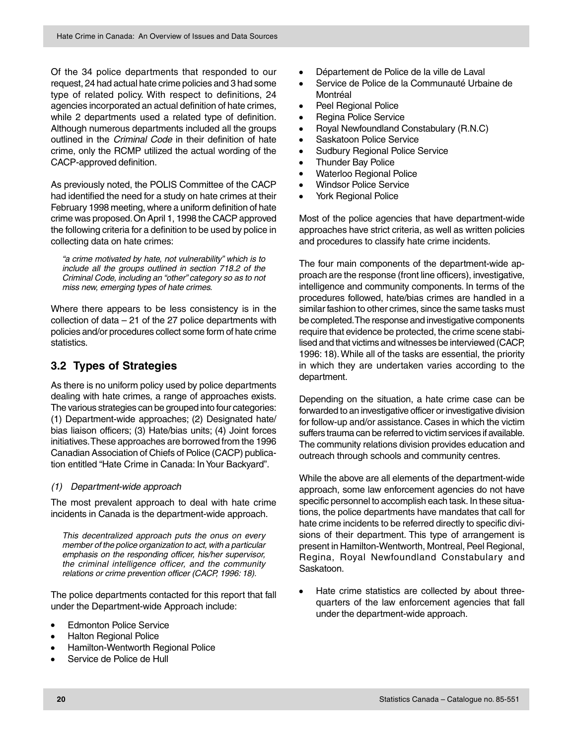Of the 34 police departments that responded to our request, 24 had actual hate crime policies and 3 had some type of related policy. With respect to definitions, 24 agencies incorporated an actual definition of hate crimes, while 2 departments used a related type of definition. Although numerous departments included all the groups outlined in the *Criminal Code* in their definition of hate crime, only the RCMP utilized the actual wording of the CACP-approved definition.

As previously noted, the POLIS Committee of the CACP had identified the need for a study on hate crimes at their February 1998 meeting, where a uniform definition of hate crime was proposed. On April 1, 1998 the CACP approved the following criteria for a definition to be used by police in collecting data on hate crimes:

> *"a crime motivated by hate, not vulnerability" which is to include all the groups outlined in section 718.2 of the Criminal Code, including an "other" category so as to not miss new, emerging types of hate crimes.*

Where there appears to be less consistency is in the collection of data – 21 of the 27 police departments with policies and/or procedures collect some form of hate crime statistics.

## 3.2 Types of Strategies

As there is no uniform policy used by police departments dealing with hate crimes, a range of approaches exists. The various strategies can be grouped into four categories: (1) Department-wide approaches; (2) Designated hate/bias liaison officers; (3) Hate/bias units; (4) Joint forces initiatives. These approaches are borrowed from the 1996 Canadian Association of Chiefs of Police (CACP) publication entitled "Hate Crime in Canada: In Your Backyard".

*(1) Department-wide approach*

The most prevalent approach to deal with hate crime incidents in Canada is the department-wide approach.

> *This decentralized approach puts the onus on every member of the police organization to act, with a particular emphasis on the responding officer, his/her supervisor, the criminal intelligence officer, and the community relations or crime prevention officer (CACP, 1996: 18).*

The police departments contacted for this report that fall under the Department-wide Approach include:

- Edmonton Police Service
- Halton Regional Police
- Hamilton-Wentworth Regional Police
- Service de Police de Hull
- Département de Police de la ville de Laval
- Service de Police de la Communauté Urbaine de Montréal
- Peel Regional Police
- Regina Police Service
- Royal Newfoundland Constabulary (R.N.C)
- Saskatoon Police Service
- Sudbury Regional Police Service
- Thunder Bay Police
- Waterloo Regional Police
- Windsor Police Service
- York Regional Police

Most of the police agencies that have department-wide approaches have strict criteria, as well as written policies and procedures to classify hate crime incidents.

The four main components of the department-wide approach are the response (front line officers), investigative, intelligence and community components. In terms of the procedures followed, hate/bias crimes are handled in a similar fashion to other crimes, since the same tasks must be completed. The response and investigative components require that evidence be protected, the crime scene stabilised and that victims and witnesses be interviewed (CACP, 1996: 18). While all of the tasks are essential, the priority in which they are undertaken varies according to the department.

Depending on the situation, a hate crime case can be forwarded to an investigative officer or investigative division for follow-up and/or assistance. Cases in which the victim suffers trauma can be referred to victim services if available. The community relations division provides education and outreach through schools and community centres.

While the above are all elements of the department-wide approach, some law enforcement agencies do not have specific personnel to accomplish each task. In these situations, the police departments have mandates that call for hate crime incidents to be referred directly to specific divisions of their department. This type of arrangement is present in Hamilton-Wentworth, Montreal, Peel Regional, Regina, Royal Newfoundland Constabulary and Saskatoon.

- Hate crime statistics are collected by about three-quarters of the law enforcement agencies that fall under the department-wide approach.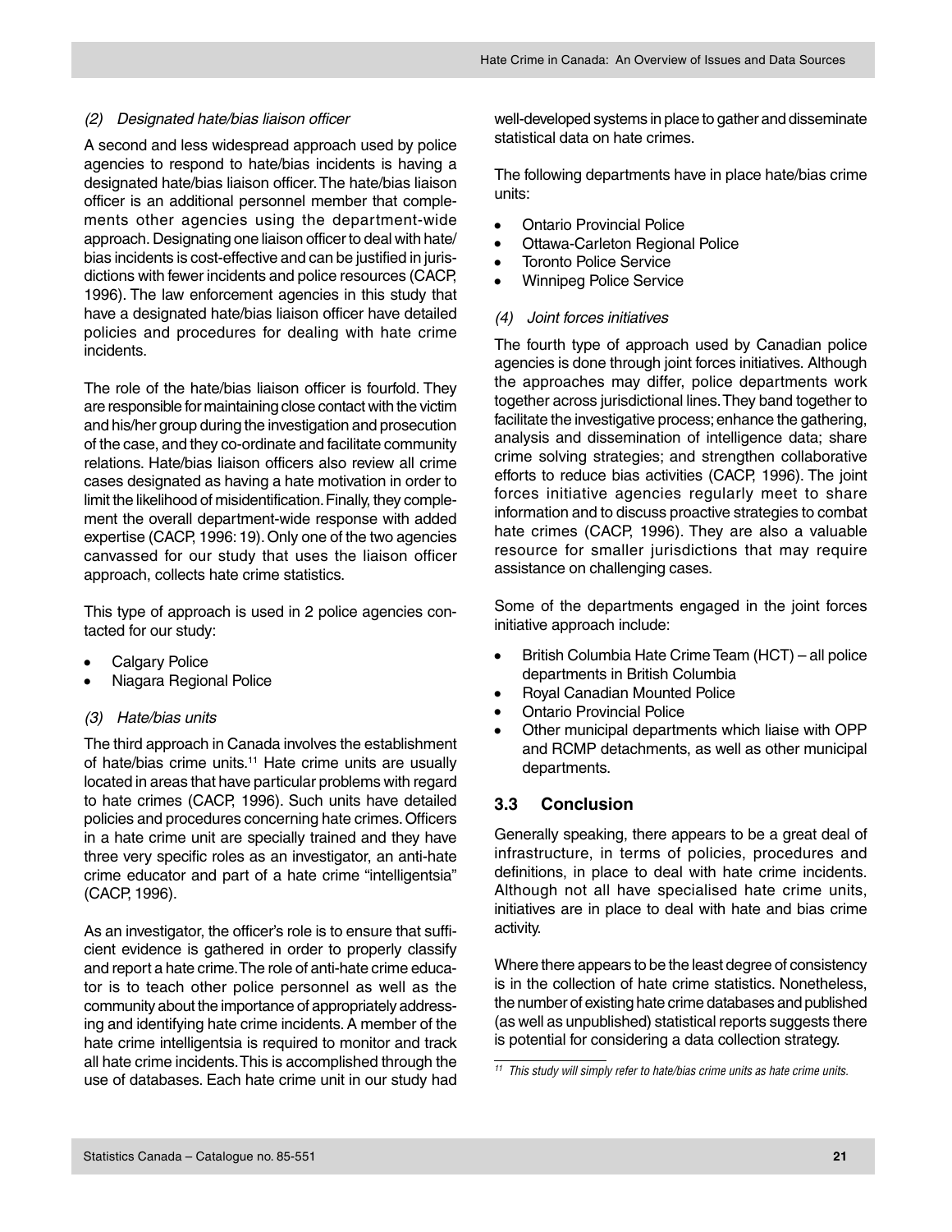*(2) Designated hate/bias liaison officer*

A second and less widespread approach used by police agencies to respond to hate/bias incidents is having a designated hate/bias liaison officer. The hate/bias liaison officer is an additional personnel member that complements other agencies using the department-wide approach. Designating one liaison officer to deal with hate/bias incidents is cost-effective and can be justified in jurisdictions with fewer incidents and police resources (CACP, 1996). The law enforcement agencies in this study that have a designated hate/bias liaison officer have detailed policies and procedures for dealing with hate crime incidents.

The role of the hate/bias liaison officer is fourfold. They are responsible for maintaining close contact with the victim and his/her group during the investigation and prosecution of the case, and they co-ordinate and facilitate community relations. Hate/bias liaison officers also review all crime cases designated as having a hate motivation in order to limit the likelihood of misidentification. Finally, they complement the overall department-wide response with added expertise (CACP, 1996: 19). Only one of the two agencies canvassed for our study that uses the liaison officer approach, collects hate crime statistics.

This type of approach is used in 2 police agencies contacted for our study:

- Calgary Police
- Niagara Regional Police

*(3) Hate/bias units*

The third approach in Canada involves the establishment of hate/bias crime units.[11] Hate crime units are usually located in areas that have particular problems with regard to hate crimes (CACP, 1996). Such units have detailed policies and procedures concerning hate crimes. Officers in a hate crime unit are specially trained and they have three very specific roles as an investigator, an anti-hate crime educator and part of a hate crime "intelligentsia" (CACP, 1996).

As an investigator, the officer's role is to ensure that sufficient evidence is gathered in order to properly classify and report a hate crime. The role of anti-hate crime educator is to teach other police personnel as well as the community about the importance of appropriately addressing and identifying hate crime incidents. A member of the hate crime intelligentsia is required to monitor and track all hate crime incidents. This is accomplished through the use of databases. Each hate crime unit in our study had well-developed systems in place to gather and disseminate statistical data on hate crimes.

The following departments have in place hate/bias crime units:

- Ontario Provincial Police
- Ottawa-Carleton Regional Police
- Toronto Police Service
- Winnipeg Police Service

*(4) Joint forces initiatives*

The fourth type of approach used by Canadian police agencies is done through joint forces initiatives. Although the approaches may differ, police departments work together across jurisdictional lines. They band together to facilitate the investigative process; enhance the gathering, analysis and dissemination of intelligence data; share crime solving strategies; and strengthen collaborative efforts to reduce bias activities (CACP, 1996). The joint forces initiative agencies regularly meet to share information and to discuss proactive strategies to combat hate crimes (CACP, 1996). They are also a valuable resource for smaller jurisdictions that may require assistance on challenging cases.

Some of the departments engaged in the joint forces initiative approach include:

- British Columbia Hate Crime Team (HCT) – all police departments in British Columbia
- Royal Canadian Mounted Police
- Ontario Provincial Police
- Other municipal departments which liaise with OPP and RCMP detachments, as well as other municipal departments.

### 3.3 Conclusion

Generally speaking, there appears to be a great deal of infrastructure, in terms of policies, procedures and definitions, in place to deal with hate crime incidents. Although not all have specialised hate crime units, initiatives are in place to deal with hate and bias crime activity.

Where there appears to be the least degree of consistency is in the collection of hate crime statistics. Nonetheless, the number of existing hate crime databases and published (as well as unpublished) statistical reports suggests there is potential for considering a data collection strategy.

---

*[11] This study will simply refer to hate/bias crime units as hate crime units.*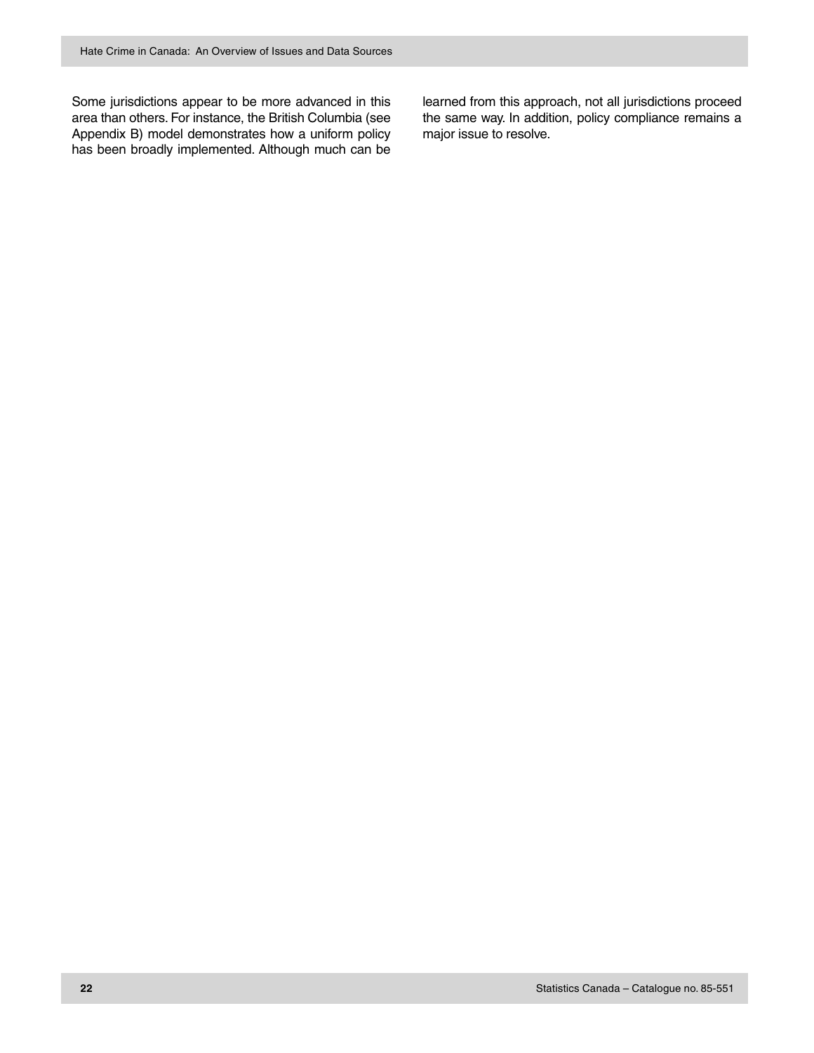Some jurisdictions appear to be more advanced in this area than others. For instance, the British Columbia (see Appendix B) model demonstrates how a uniform policy has been broadly implemented. Although much can be learned from this approach, not all jurisdictions proceed the same way. In addition, policy compliance remains a major issue to resolve.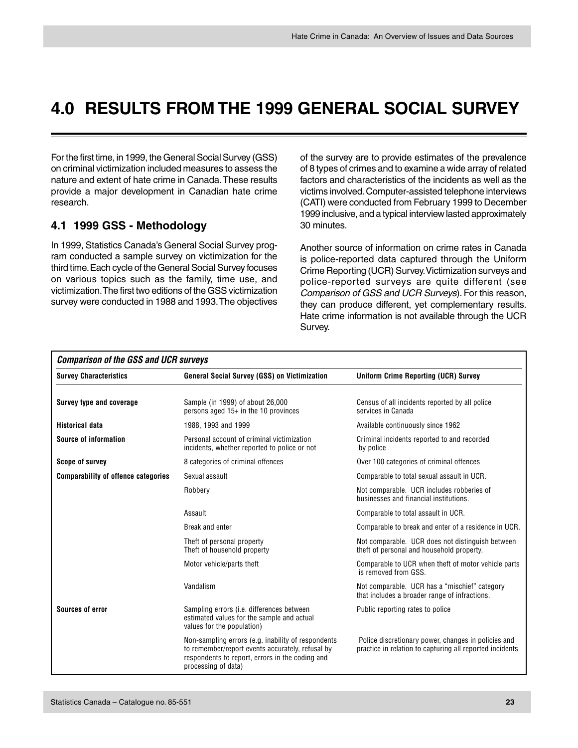# 4.0 RESULTS FROM THE 1999 GENERAL SOCIAL SURVEY

For the first time, in 1999, the General Social Survey (GSS) on criminal victimization included measures to assess the nature and extent of hate crime in Canada. These results provide a major development in Canadian hate crime research.

## 4.1 1999 GSS - Methodology

In 1999, Statistics Canada's General Social Survey program conducted a sample survey on victimization for the third time. Each cycle of the General Social Survey focuses on various topics such as the family, time use, and victimization. The first two editions of the GSS victimization survey were conducted in 1988 and 1993. The objectives of the survey are to provide estimates of the prevalence of 8 types of crimes and to examine a wide array of related factors and characteristics of the incidents as well as the victims involved. Computer-assisted telephone interviews (CATI) were conducted from February 1999 to December 1999 inclusive, and a typical interview lasted approximately 30 minutes.

Another source of information on crime rates in Canada is police-reported data captured through the Uniform Crime Reporting (UCR) Survey. Victimization surveys and police-reported surveys are quite different (see *Comparison of GSS and UCR Surveys*). For this reason, they can produce different, yet complementary results. Hate crime information is not available through the UCR Survey.

***Comparison of the GSS and UCR surveys***

| Survey Characteristics | General Social Survey (GSS) on Victimization | Uniform Crime Reporting (UCR) Survey |
|---|---|---|
| **Survey type and coverage** | Sample (in 1999) of about 26,000 persons aged 15+ in the 10 provinces | Census of all incidents reported by all police services in Canada |
| **Historical data** | 1988, 1993 and 1999 | Available continuously since 1962 |
| **Source of information** | Personal account of criminal victimization incidents, whether reported to police or not | Criminal incidents reported to and recorded by police |
| **Scope of survey** | 8 categories of criminal offences | Over 100 categories of criminal offences |
| **Comparability of offence categories** | Sexual assault | Comparable to total sexual assault in UCR. |
| | Robbery | Not comparable. UCR includes robberies of businesses and financial institutions. |
| | Assault | Comparable to total assault in UCR. |
| | Break and enter | Comparable to break and enter of a residence in UCR. |
| | Theft of personal property<br>Theft of household property | Not comparable. UCR does not distinguish between theft of personal and household property. |
| | Motor vehicle/parts theft | Comparable to UCR when theft of motor vehicle parts is removed from GSS. |
| | Vandalism | Not comparable. UCR has a "mischief" category that includes a broader range of infractions. |
| **Sources of error** | Sampling errors (i.e. differences between estimated values for the sample and actual values for the population) | Public reporting rates to police |
| | Non-sampling errors (e.g. inability of respondents to remember/report events accurately, refusal by respondents to report, errors in the coding and processing of data) | Police discretionary power, changes in policies and practice in relation to capturing all reported incidents |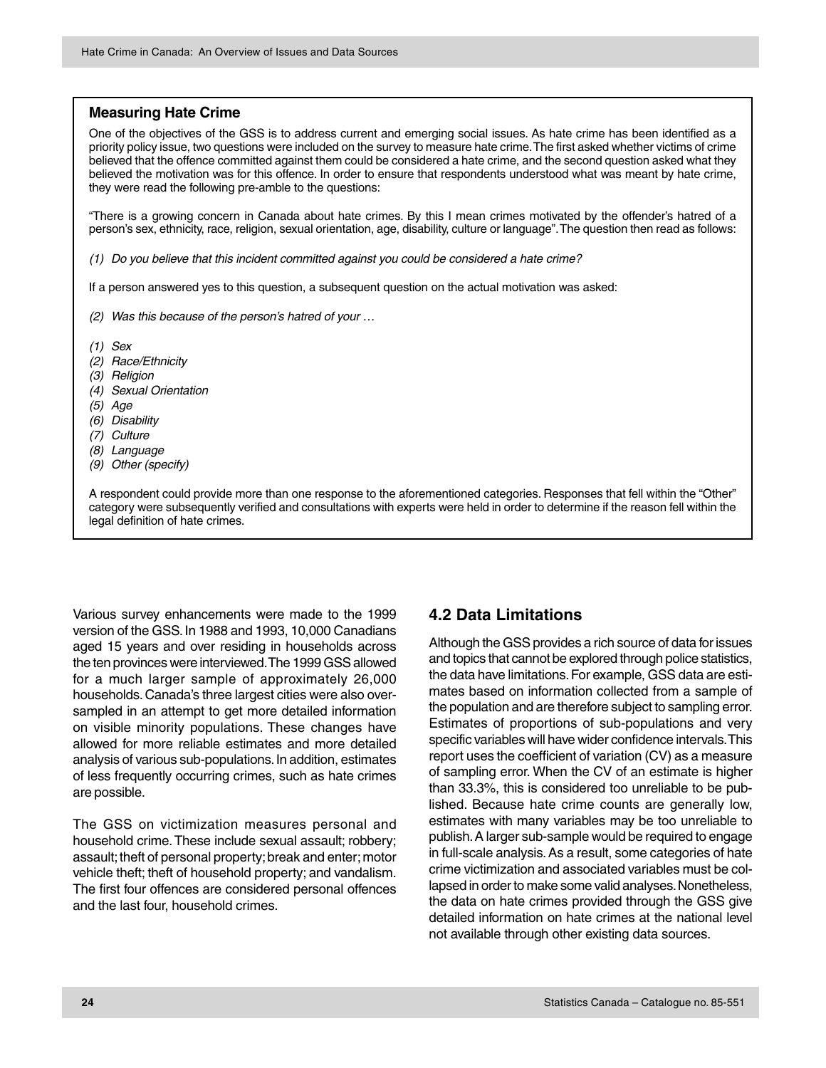### Measuring Hate Crime

One of the objectives of the GSS is to address current and emerging social issues. As hate crime has been identified as a priority policy issue, two questions were included on the survey to measure hate crime. The first asked whether victims of crime believed that the offence committed against them could be considered a hate crime, and the second question asked what they believed the motivation was for this offence. In order to ensure that respondents understood what was meant by hate crime, they were read the following pre-amble to the questions:

"There is a growing concern in Canada about hate crimes. By this I mean crimes motivated by the offender's hatred of a person's sex, ethnicity, race, religion, sexual orientation, age, disability, culture or language". The question then read as follows:

*(1) Do you believe that this incident committed against you could be considered a hate crime?*

If a person answered yes to this question, a subsequent question on the actual motivation was asked:

*(2) Was this because of the person's hatred of your …*

*(1) Sex*
*(2) Race/Ethnicity*
*(3) Religion*
*(4) Sexual Orientation*
*(5) Age*
*(6) Disability*
*(7) Culture*
*(8) Language*
*(9) Other (specify)*

A respondent could provide more than one response to the aforementioned categories. Responses that fell within the "Other" category were subsequently verified and consultations with experts were held in order to determine if the reason fell within the legal definition of hate crimes.

Various survey enhancements were made to the 1999 version of the GSS. In 1988 and 1993, 10,000 Canadians aged 15 years and over residing in households across the ten provinces were interviewed. The 1999 GSS allowed for a much larger sample of approximately 26,000 households. Canada's three largest cities were also over-sampled in an attempt to get more detailed information on visible minority populations. These changes have allowed for more reliable estimates and more detailed analysis of various sub-populations. In addition, estimates of less frequently occurring crimes, such as hate crimes are possible.

The GSS on victimization measures personal and household crime. These include sexual assault; robbery; assault; theft of personal property; break and enter; motor vehicle theft; theft of household property; and vandalism. The first four offences are considered personal offences and the last four, household crimes.

## 4.2 Data Limitations

Although the GSS provides a rich source of data for issues and topics that cannot be explored through police statistics, the data have limitations. For example, GSS data are estimates based on information collected from a sample of the population and are therefore subject to sampling error. Estimates of proportions of sub-populations and very specific variables will have wider confidence intervals. This report uses the coefficient of variation (CV) as a measure of sampling error. When the CV of an estimate is higher than 33.3%, this is considered too unreliable to be published. Because hate crime counts are generally low, estimates with many variables may be too unreliable to publish. A larger sub-sample would be required to engage in full-scale analysis. As a result, some categories of hate crime victimization and associated variables must be collapsed in order to make some valid analyses. Nonetheless, the data on hate crimes provided through the GSS give detailed information on hate crimes at the national level not available through other existing data sources.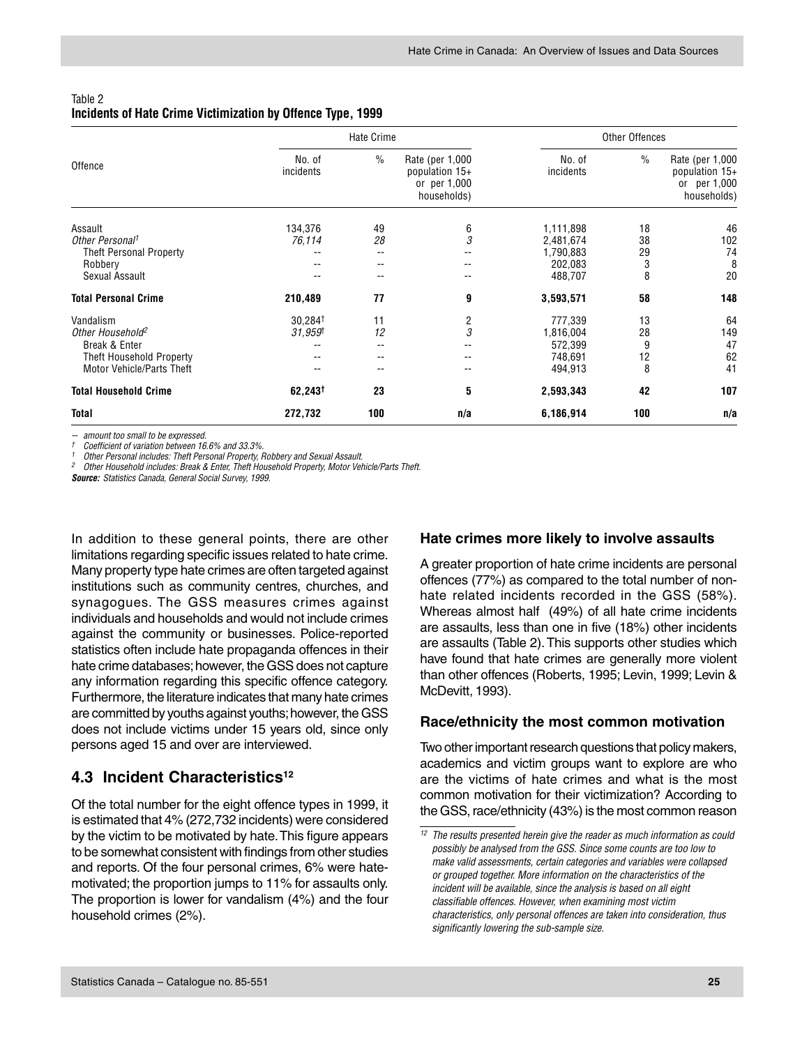Table 2
**Incidents of Hate Crime Victimization by Offence Type, 1999**

| Offence | Hate Crime | | | Other Offences | | |
|---|---|---|---|---|---|---|
| | No. of incidents | % | Rate (per 1,000 population 15+ or per 1,000 households) | No. of incidents | % | Rate (per 1,000 population 15+ or per 1,000 households) |
| Assault | 134,376 | 49 | 6 | 1,111,898 | 18 | 46 |
| *Other Personal[1]* | *76,114* | *28* | *3* | 2,481,674 | 38 | 102 |
| Theft Personal Property | -- | -- | -- | 1,790,883 | 29 | 74 |
| Robbery | -- | -- | -- | 202,083 | 3 | 8 |
| Sexual Assault | -- | -- | -- | 488,707 | 8 | 20 |
| **Total Personal Crime** | **210,489** | **77** | **9** | **3,593,571** | **58** | **148** |
| Vandalism | 30,284† | 11 | 2 | 777,339 | 13 | 64 |
| *Other Household[2]* | *31,959†* | *12* | *3* | 1,816,004 | 28 | 149 |
| Break & Enter | -- | -- | -- | 572,399 | 9 | 47 |
| Theft Household Property | -- | -- | -- | 748,691 | 12 | 62 |
| Motor Vehicle/Parts Theft | -- | -- | -- | 494,913 | 8 | 41 |
| **Total Household Crime** | **62,243†** | **23** | **5** | **2,593,343** | **42** | **107** |
| **Total** | **272,732** | **100** | **n/a** | **6,186,914** | **100** | **n/a** |

*-- amount too small to be expressed.*
*† Coefficient of variation between 16.6% and 33.3%.*
*1 Other Personal includes: Theft Personal Property, Robbery and Sexual Assault.*
*2 Other Household includes: Break & Enter, Theft Household Property, Motor Vehicle/Parts Theft.*
***Source:** Statistics Canada, General Social Survey, 1999.*

In addition to these general points, there are other limitations regarding specific issues related to hate crime. Many property type hate crimes are often targeted against institutions such as community centres, churches, and synagogues. The GSS measures crimes against individuals and households and would not include crimes against the community or businesses. Police-reported statistics often include hate propaganda offences in their hate crime databases; however, the GSS does not capture any information regarding this specific offence category. Furthermore, the literature indicates that many hate crimes are committed by youths against youths; however, the GSS does not include victims under 15 years old, since only persons aged 15 and over are interviewed.

## 4.3 Incident Characteristics[12]

Of the total number for the eight offence types in 1999, it is estimated that 4% (272,732 incidents) were considered by the victim to be motivated by hate. This figure appears to be somewhat consistent with findings from other studies and reports. Of the four personal crimes, 6% were hate-motivated; the proportion jumps to 11% for assaults only. The proportion is lower for vandalism (4%) and the four household crimes (2%).

### Hate crimes more likely to involve assaults

A greater proportion of hate crime incidents are personal offences (77%) as compared to the total number of non-hate related incidents recorded in the GSS (58%). Whereas almost half (49%) of all hate crime incidents are assaults, less than one in five (18%) other incidents are assaults (Table 2). This supports other studies which have found that hate crimes are generally more violent than other offences (Roberts, 1995; Levin, 1999; Levin & McDevitt, 1993).

### Race/ethnicity the most common motivation

Two other important research questions that policy makers, academics and victim groups want to explore are who are the victims of hate crimes and what is the most common motivation for their victimization? According to the GSS, race/ethnicity (43%) is the most common reason

*12 The results presented herein give the reader as much information as could possibly be analysed from the GSS. Since some counts are too low to make valid assessments, certain categories and variables were collapsed or grouped together. More information on the characteristics of the incident will be available, since the analysis is based on all eight classifiable offences. However, when examining most victim characteristics, only personal offences are taken into consideration, thus significantly lowering the sub-sample size.*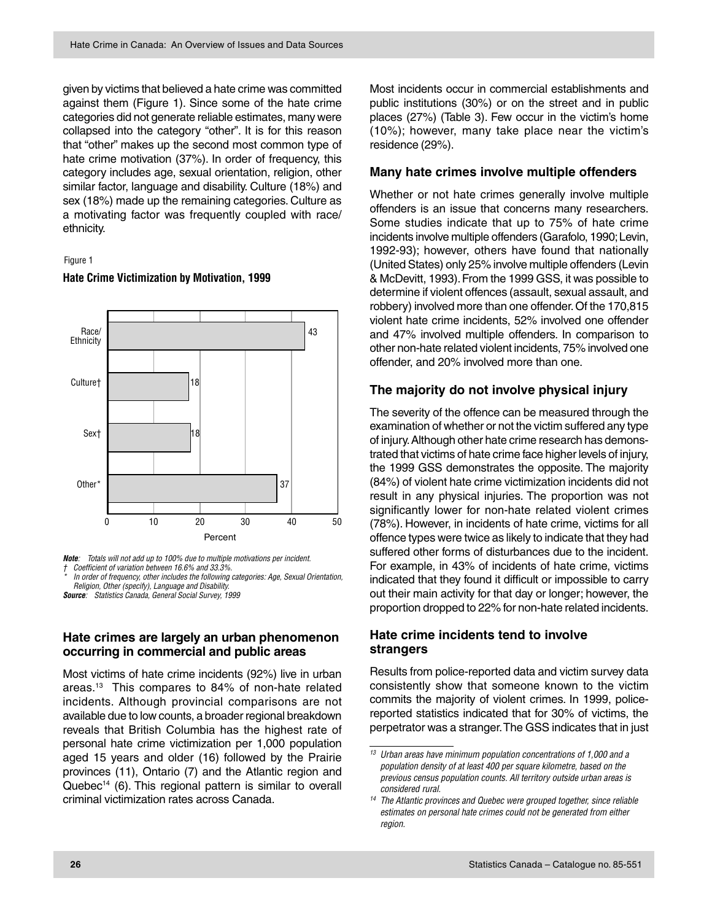given by victims that believed a hate crime was committed against them (Figure 1). Since some of the hate crime categories did not generate reliable estimates, many were collapsed into the category "other". It is for this reason that "other" makes up the second most common type of hate crime motivation (37%). In order of frequency, this category includes age, sexual orientation, religion, other similar factor, language and disability. Culture (18%) and sex (18%) made up the remaining categories. Culture as a motivating factor was frequently coupled with race/ethnicity.

Figure 1

**Hate Crime Victimization by Motivation, 1999**

| Motivation | Percent |
|---|---|
| Race/ Ethnicity | 43 |
| Culture† | 18 |
| Sex† | 18 |
| Other* | 37 |

***Note***: *Totals will not add up to 100% due to multiple motivations per incident.*
*† Coefficient of variation between 16.6% and 33.3%.*
*\* In order of frequency, other includes the following categories: Age, Sexual Orientation, Religion, Other (specify), Language and Disability.*
***Source***: *Statistics Canada, General Social Survey, 1999*

## Hate crimes are largely an urban phenomenon occurring in commercial and public areas

Most victims of hate crime incidents (92%) live in urban areas.[13] This compares to 84% of non-hate related incidents. Although provincial comparisons are not available due to low counts, a broader regional breakdown reveals that British Columbia has the highest rate of personal hate crime victimization per 1,000 population aged 15 years and older (16) followed by the Prairie provinces (11), Ontario (7) and the Atlantic region and Quebec[14] (6). This regional pattern is similar to overall criminal victimization rates across Canada.

Most incidents occur in commercial establishments and public institutions (30%) or on the street and in public places (27%) (Table 3). Few occur in the victim's home (10%); however, many take place near the victim's residence (29%).

## Many hate crimes involve multiple offenders

Whether or not hate crimes generally involve multiple offenders is an issue that concerns many researchers. Some studies indicate that up to 75% of hate crime incidents involve multiple offenders (Garafolo, 1990; Levin, 1992-93); however, others have found that nationally (United States) only 25% involve multiple offenders (Levin & McDevitt, 1993). From the 1999 GSS, it was possible to determine if violent offences (assault, sexual assault, and robbery) involved more than one offender. Of the 170,815 violent hate crime incidents, 52% involved one offender and 47% involved multiple offenders. In comparison to other non-hate related violent incidents, 75% involved one offender, and 20% involved more than one.

## The majority do not involve physical injury

The severity of the offence can be measured through the examination of whether or not the victim suffered any type of injury. Although other hate crime research has demonstrated that victims of hate crime face higher levels of injury, the 1999 GSS demonstrates the opposite. The majority (84%) of violent hate crime victimization incidents did not result in any physical injuries. The proportion was not significantly lower for non-hate related violent crimes (78%). However, in incidents of hate crime, victims for all offence types were twice as likely to indicate that they had suffered other forms of disturbances due to the incident. For example, in 43% of incidents of hate crime, victims indicated that they found it difficult or impossible to carry out their main activity for that day or longer; however, the proportion dropped to 22% for non-hate related incidents.

## Hate crime incidents tend to involve strangers

Results from police-reported data and victim survey data consistently show that someone known to the victim commits the majority of violent crimes. In 1999, police-reported statistics indicated that for 30% of victims, the perpetrator was a stranger. The GSS indicates that in just

---

[13] *Urban areas have minimum population concentrations of 1,000 and a population density of at least 400 per square kilometre, based on the previous census population counts. All territory outside urban areas is considered rural.*

[14] *The Atlantic provinces and Quebec were grouped together, since reliable estimates on personal hate crimes could not be generated from either region.*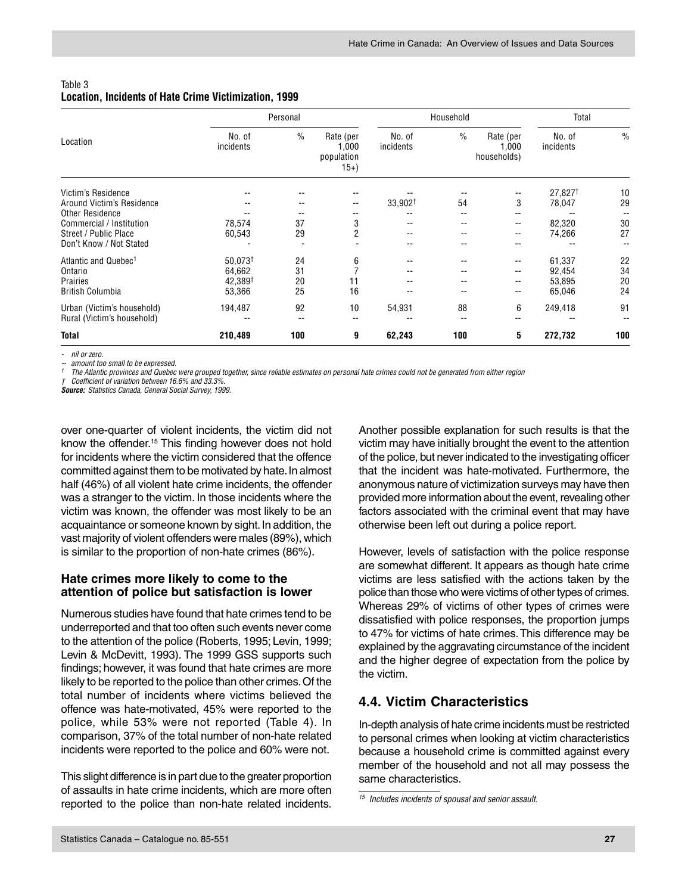Table 3
**Location, Incidents of Hate Crime Victimization, 1999**

| Location | Personal | | | Household | | | Total | |
|---|---|---|---|---|---|---|---|---|
| | No. of incidents | % | Rate (per 1,000 population 15+) | No. of incidents | % | Rate (per 1,000 households) | No. of incidents | % |
| Victim's Residence | -- | -- | -- | -- | -- | -- | 27,827† | 10 |
| Around Victim's Residence | -- | -- | -- | 33,902† | 54 | 3 | 78,047 | 29 |
| Other Residence | -- | -- | -- | -- | -- | -- | -- | -- |
| Commercial / Institution | 78,574 | 37 | 3 | -- | -- | -- | 82,320 | 30 |
| Street / Public Place | 60,543 | 29 | 2 | -- | -- | -- | 74,266 | 27 |
| Don't Know / Not Stated | - | - | - | -- | -- | -- | -- | -- |
| Atlantic and Quebec[1] | 50,073† | 24 | 6 | -- | -- | -- | 61,337 | 22 |
| Ontario | 64,662 | 31 | 7 | -- | -- | -- | 92,454 | 34 |
| Prairies | 42,389† | 20 | 11 | -- | -- | -- | 53,895 | 20 |
| British Columbia | 53,366 | 25 | 16 | -- | -- | -- | 65,046 | 24 |
| Urban (Victim's household) | 194,487 | 92 | 10 | 54,931 | 88 | 6 | 249,418 | 91 |
| Rural (Victim's household) | -- | -- | -- | -- | -- | -- | -- | -- |
| **Total** | **210,489** | **100** | **9** | **62,243** | **100** | **5** | **272,732** | **100** |

*- nil or zero.*
*-- amount too small to be expressed.*
*1 The Atlantic provinces and Quebec were grouped together, since reliable estimates on personal hate crimes could not be generated from either region*
*† Coefficient of variation between 16.6% and 33.3%.*
***Source:** Statistics Canada, General Social Survey, 1999.*

over one-quarter of violent incidents, the victim did not know the offender.[15] This finding however does not hold for incidents where the victim considered that the offence committed against them to be motivated by hate. In almost half (46%) of all violent hate crime incidents, the offender was a stranger to the victim. In those incidents where the victim was known, the offender was most likely to be an acquaintance or someone known by sight. In addition, the vast majority of violent offenders were males (89%), which is similar to the proportion of non-hate crimes (86%).

### Hate crimes more likely to come to the attention of police but satisfaction is lower

Numerous studies have found that hate crimes tend to be underreported and that too often such events never come to the attention of the police (Roberts, 1995; Levin, 1999; Levin & McDevitt, 1993). The 1999 GSS supports such findings; however, it was found that hate crimes are more likely to be reported to the police than other crimes. Of the total number of incidents where victims believed the offence was hate-motivated, 45% were reported to the police, while 53% were not reported (Table 4). In comparison, 37% of the total number of non-hate related incidents were reported to the police and 60% were not.

This slight difference is in part due to the greater proportion of assaults in hate crime incidents, which are more often reported to the police than non-hate related incidents. Another possible explanation for such results is that the victim may have initially brought the event to the attention of the police, but never indicated to the investigating officer that the incident was hate-motivated. Furthermore, the anonymous nature of victimization surveys may have then provided more information about the event, revealing other factors associated with the criminal event that may have otherwise been left out during a police report.

However, levels of satisfaction with the police response are somewhat different. It appears as though hate crime victims are less satisfied with the actions taken by the police than those who were victims of other types of crimes. Whereas 29% of victims of other types of crimes were dissatisfied with police responses, the proportion jumps to 47% for victims of hate crimes. This difference may be explained by the aggravating circumstance of the incident and the higher degree of expectation from the police by the victim.

## 4.4. Victim Characteristics

In-depth analysis of hate crime incidents must be restricted to personal crimes when looking at victim characteristics because a household crime is committed against every member of the household and not all may possess the same characteristics.

*15 Includes incidents of spousal and senior assault.*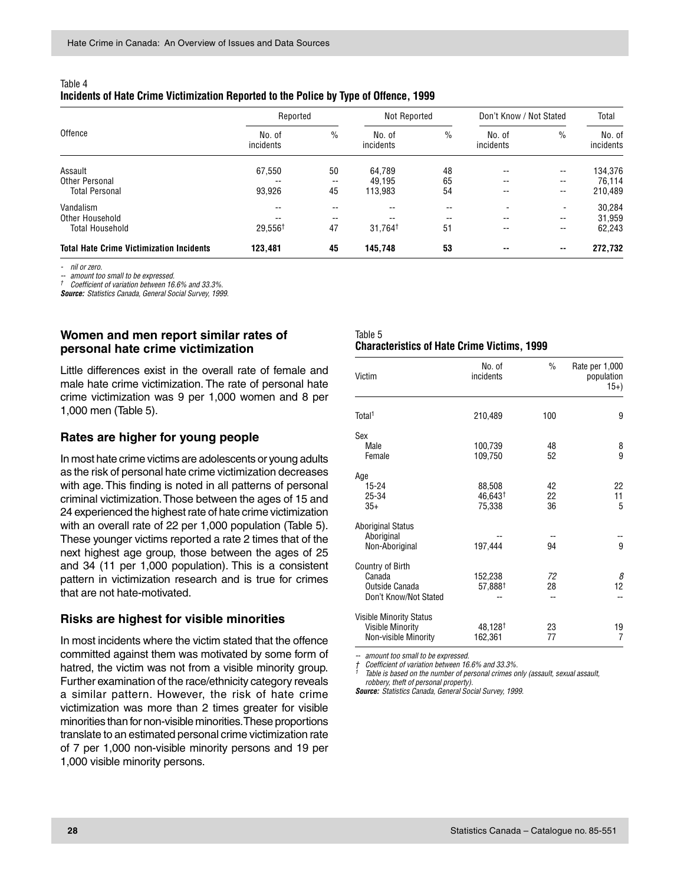Table 4
**Incidents of Hate Crime Victimization Reported to the Police by Type of Offence, 1999**

| Offence | Reported | | Not Reported | | Don't Know / Not Stated | | Total |
|---|---|---|---|---|---|---|---|
| | No. of incidents | % | No. of incidents | % | No. of incidents | % | No. of incidents |
| Assault | 67,550 | 50 | 64,789 | 48 | -- | -- | 134,376 |
| Other Personal | -- | -- | 49,195 | 65 | -- | -- | 76,114 |
| Total Personal | 93,926 | 45 | 113,983 | 54 | -- | -- | 210,489 |
| Vandalism | -- | -- | -- | -- | - | - | 30,284 |
| Other Household | -- | -- | -- | -- | -- | -- | 31,959 |
| Total Household | 29,556† | 47 | 31,764† | 51 | -- | -- | 62,243 |
| **Total Hate Crime Victimization Incidents** | **123,481** | **45** | **145,748** | **53** | **--** | **--** | **272,732** |

*- nil or zero.*
*-- amount too small to be expressed.*
*† Coefficient of variation between 16.6% and 33.3%.*
***Source:** Statistics Canada, General Social Survey, 1999.*

## Women and men report similar rates of personal hate crime victimization

Little differences exist in the overall rate of female and male hate crime victimization. The rate of personal hate crime victimization was 9 per 1,000 women and 8 per 1,000 men (Table 5).

## Rates are higher for young people

In most hate crime victims are adolescents or young adults as the risk of personal hate crime victimization decreases with age. This finding is noted in all patterns of personal criminal victimization. Those between the ages of 15 and 24 experienced the highest rate of hate crime victimization with an overall rate of 22 per 1,000 population (Table 5). These younger victims reported a rate 2 times that of the next highest age group, those between the ages of 25 and 34 (11 per 1,000 population). This is a consistent pattern in victimization research and is true for crimes that are not hate-motivated.

## Risks are highest for visible minorities

In most incidents where the victim stated that the offence committed against them was motivated by some form of hatred, the victim was not from a visible minority group. Further examination of the race/ethnicity category reveals a similar pattern. However, the risk of hate crime victimization was more than 2 times greater for visible minorities than for non-visible minorities. These proportions translate to an estimated personal crime victimization rate of 7 per 1,000 non-visible minority persons and 19 per 1,000 visible minority persons.

Table 5
**Characteristics of Hate Crime Victims, 1999**

| Victim | No. of incidents | % | Rate per 1,000 population 15+) |
|---|---|---|---|
| Total[1] | 210,489 | 100 | 9 |
| **Sex** | | | |
| Male | 100,739 | 48 | 8 |
| Female | 109,750 | 52 | 9 |
| **Age** | | | |
| 15-24 | 88,508 | 42 | 22 |
| 25-34 | 46,643† | 22 | 11 |
| 35+ | 75,338 | 36 | 5 |
| **Aboriginal Status** | | | |
| Aboriginal | -- | -- | -- |
| Non-Aboriginal | 197,444 | 94 | 9 |
| **Country of Birth** | | | |
| Canada | 152,238 | *72* | *8* |
| Outside Canada | 57,888† | 28 | 12 |
| Don't Know/Not Stated | -- | -- | -- |
| **Visible Minority Status** | | | |
| Visible Minority | 48,128† | 23 | 19 |
| Non-visible Minority | 162,361 | 77 | 7 |

*-- amount too small to be expressed.*
*† Coefficient of variation between 16.6% and 33.3%.*
*[1] Table is based on the number of personal crimes only (assault, sexual assault, robbery, theft of personal property).*
***Source:** Statistics Canada, General Social Survey, 1999.*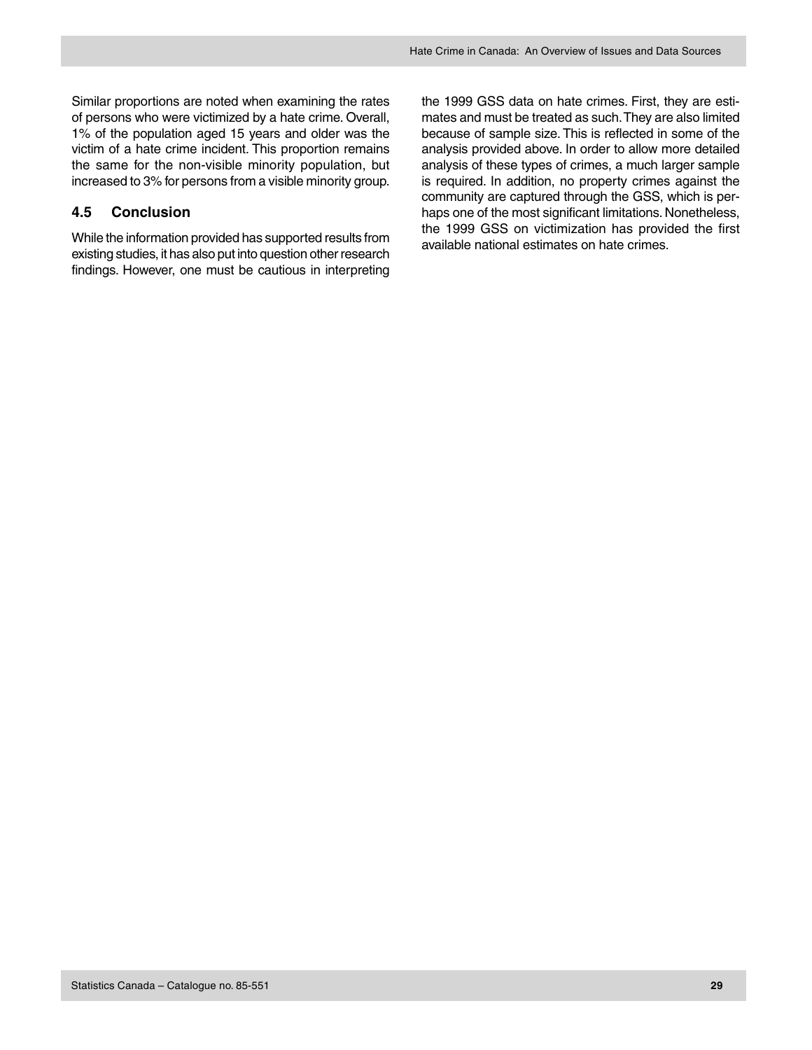Similar proportions are noted when examining the rates of persons who were victimized by a hate crime. Overall, 1% of the population aged 15 years and older was the victim of a hate crime incident. This proportion remains the same for the non-visible minority population, but increased to 3% for persons from a visible minority group.

## 4.5 Conclusion

While the information provided has supported results from existing studies, it has also put into question other research findings. However, one must be cautious in interpreting the 1999 GSS data on hate crimes. First, they are estimates and must be treated as such. They are also limited because of sample size. This is reflected in some of the analysis provided above. In order to allow more detailed analysis of these types of crimes, a much larger sample is required. In addition, no property crimes against the community are captured through the GSS, which is perhaps one of the most significant limitations. Nonetheless, the 1999 GSS on victimization has provided the first available national estimates on hate crimes.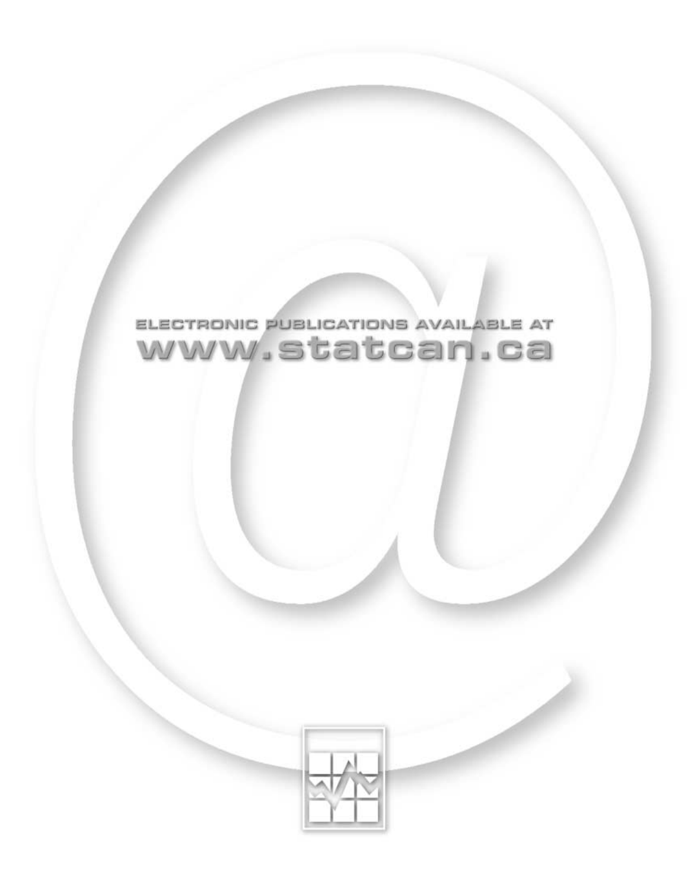ELECTRONIC PUBLICATIONS AVAILABLE AT

www.statcan.ca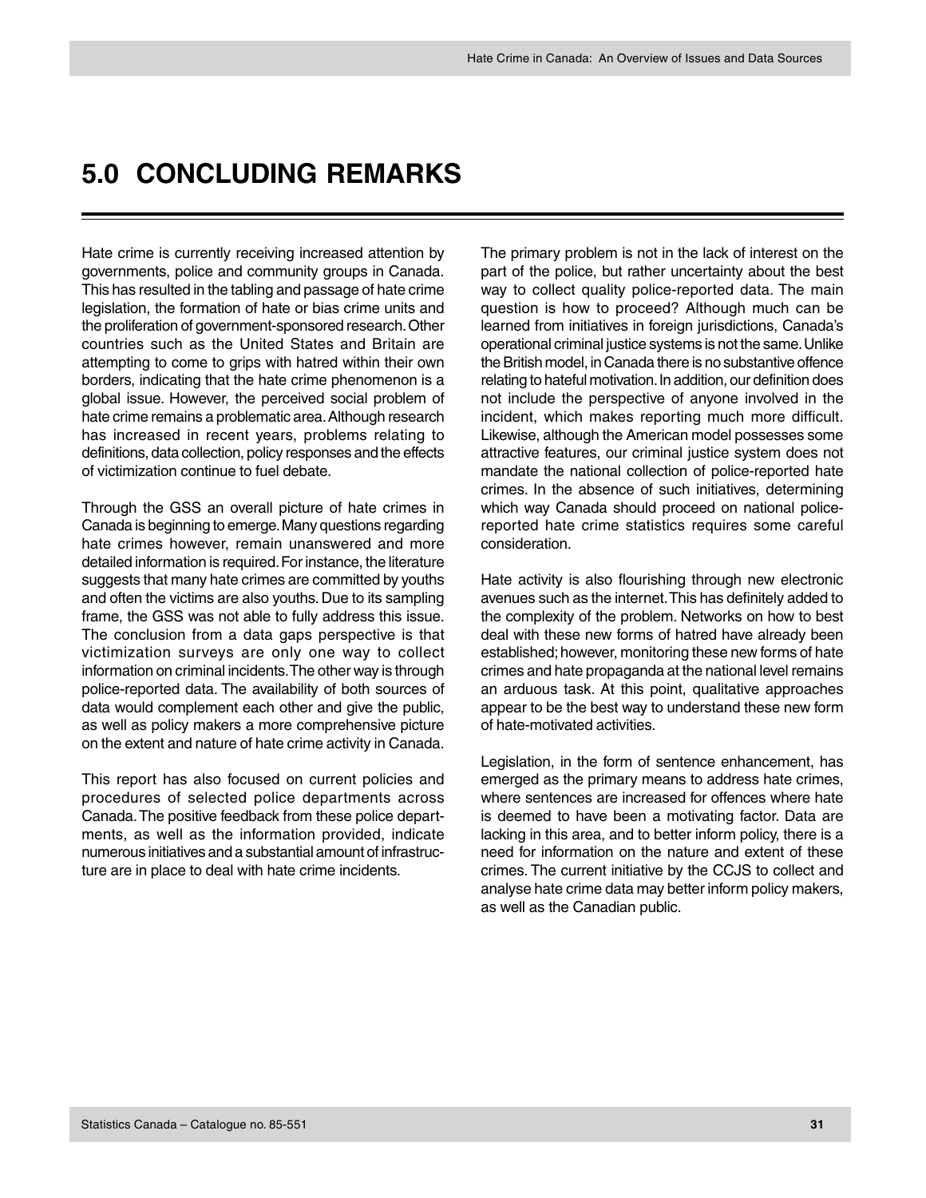# 5.0 CONCLUDING REMARKS

Hate crime is currently receiving increased attention by governments, police and community groups in Canada. This has resulted in the tabling and passage of hate crime legislation, the formation of hate or bias crime units and the proliferation of government-sponsored research. Other countries such as the United States and Britain are attempting to come to grips with hatred within their own borders, indicating that the hate crime phenomenon is a global issue. However, the perceived social problem of hate crime remains a problematic area. Although research has increased in recent years, problems relating to definitions, data collection, policy responses and the effects of victimization continue to fuel debate.

Through the GSS an overall picture of hate crimes in Canada is beginning to emerge. Many questions regarding hate crimes however, remain unanswered and more detailed information is required. For instance, the literature suggests that many hate crimes are committed by youths and often the victims are also youths. Due to its sampling frame, the GSS was not able to fully address this issue. The conclusion from a data gaps perspective is that victimization surveys are only one way to collect information on criminal incidents. The other way is through police-reported data. The availability of both sources of data would complement each other and give the public, as well as policy makers a more comprehensive picture on the extent and nature of hate crime activity in Canada.

This report has also focused on current policies and procedures of selected police departments across Canada. The positive feedback from these police departments, as well as the information provided, indicate numerous initiatives and a substantial amount of infrastructure are in place to deal with hate crime incidents.

The primary problem is not in the lack of interest on the part of the police, but rather uncertainty about the best way to collect quality police-reported data. The main question is how to proceed? Although much can be learned from initiatives in foreign jurisdictions, Canada's operational criminal justice systems is not the same. Unlike the British model, in Canada there is no substantive offence relating to hateful motivation. In addition, our definition does not include the perspective of anyone involved in the incident, which makes reporting much more difficult. Likewise, although the American model possesses some attractive features, our criminal justice system does not mandate the national collection of police-reported hate crimes. In the absence of such initiatives, determining which way Canada should proceed on national police-reported hate crime statistics requires some careful consideration.

Hate activity is also flourishing through new electronic avenues such as the internet. This has definitely added to the complexity of the problem. Networks on how to best deal with these new forms of hatred have already been established; however, monitoring these new forms of hate crimes and hate propaganda at the national level remains an arduous task. At this point, qualitative approaches appear to be the best way to understand these new form of hate-motivated activities.

Legislation, in the form of sentence enhancement, has emerged as the primary means to address hate crimes, where sentences are increased for offences where hate is deemed to have been a motivating factor. Data are lacking in this area, and to better inform policy, there is a need for information on the nature and extent of these crimes. The current initiative by the CCJS to collect and analyse hate crime data may better inform policy makers, as well as the Canadian public.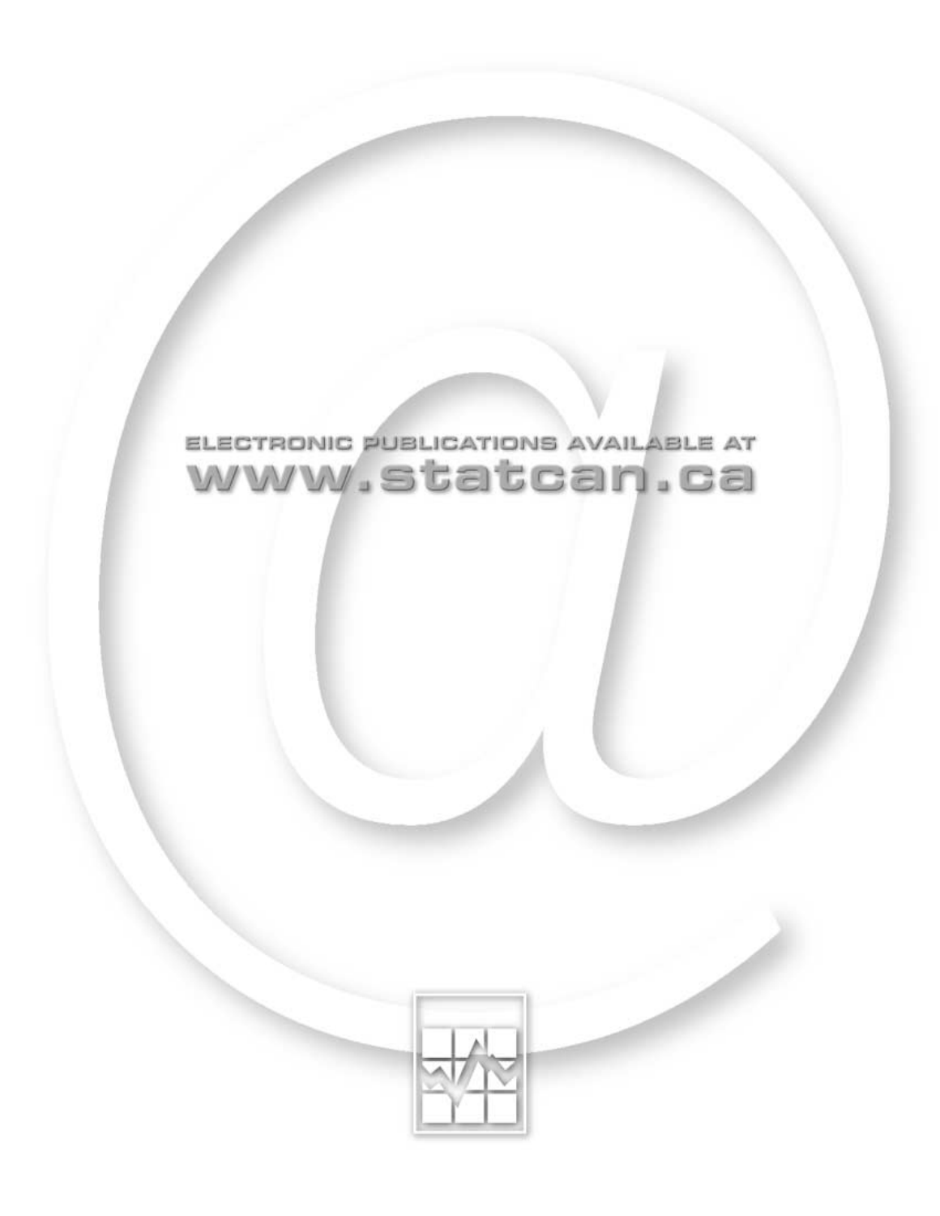ELECTRONIC PUBLICATIONS AVAILABLE AT

www.statcan.ca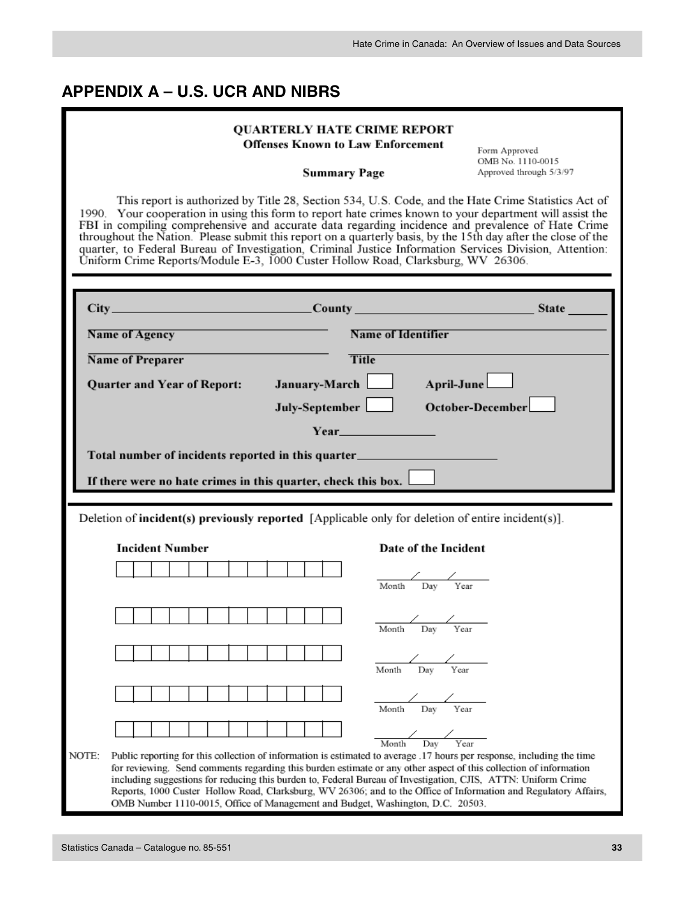## APPENDIX A – U.S. UCR AND NIBRS

**QUARTERLY HATE CRIME REPORT**
**Offenses Known to Law Enforcement**

**Summary Page**

Form Approved
OMB No. 1110-0015
Approved through 5/3/97

This report is authorized by Title 28, Section 534, U.S. Code, and the Hate Crime Statistics Act of 1990. Your cooperation in using this form to report hate crimes known to your department will assist the FBI in compiling comprehensive and accurate data regarding incidence and prevalence of Hate Crime throughout the Nation. Please submit this report on a quarterly basis, by the 15th day after the close of the quarter, to Federal Bureau of Investigation, Criminal Justice Information Services Division, Attention: Uniform Crime Reports/Module E-3, 1000 Custer Hollow Road, Clarksburg, WV 26306.

**City** ______________________ **County** ______________________ **State** ______

**Name of Agency** ______________________ **Name of Identifier** ______________________

**Name of Preparer** ______________________ **Title** ______________________

**Quarter and Year of Report:** **January-March** ☐ **April-June** ☐

**July-September** ☐ **October-December** ☐

**Year**_______________

**Total number of incidents reported in this quarter**______________________

**If there were no hate crimes in this quarter, check this box.** ☐

Deletion of **incident(s) previously reported** [Applicable only for deletion of entire incident(s)].

| Incident Number | Date of the Incident |
|---|---|
| ☐☐☐☐☐☐☐☐☐☐☐☐ | ___/___/___ (Month Day Year) |
| ☐☐☐☐☐☐☐☐☐☐☐☐ | ___/___/___ (Month Day Year) |
| ☐☐☐☐☐☐☐☐☐☐☐☐ | ___/___/___ (Month Day Year) |
| ☐☐☐☐☐☐☐☐☐☐☐☐ | ___/___/___ (Month Day Year) |
| ☐☐☐☐☐☐☐☐☐☐☐☐ | ___/___/___ (Month Day Year) |

NOTE: Public reporting for this collection of information is estimated to average .17 hours per response, including the time for reviewing. Send comments regarding this burden estimate or any other aspect of this collection of information including suggestions for reducing this burden to, Federal Bureau of Investigation, CJIS, ATTN: Uniform Crime Reports, 1000 Custer Hollow Road, Clarksburg, WV 26306; and to the Office of Information and Regulatory Affairs, OMB Number 1110-0015, Office of Management and Budget, Washington, D.C. 20503.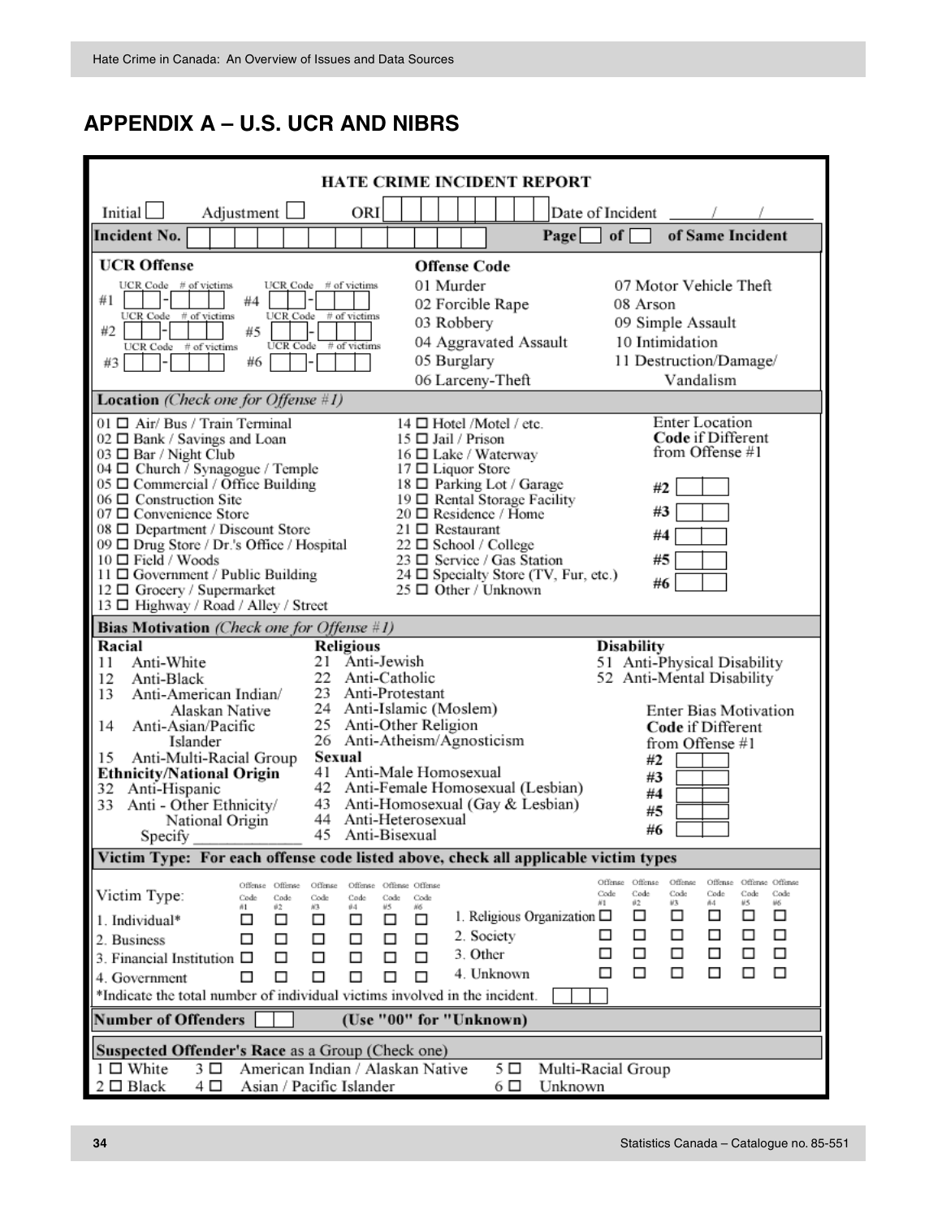## APPENDIX A – U.S. UCR AND NIBRS

**HATE CRIME INCIDENT REPORT**

Initial ☐ Adjustment ☐ ORI ☐☐☐☐☐☐☐☐☐ Date of Incident \_\_\_\_/\_\_\_\_/\_\_\_\_

**Incident No.** ☐☐☐☐☐☐☐☐☐☐☐☐ **Page** ☐ **of** ☐ **of Same Incident**

**UCR Offense**

| | UCR Code | # of victims | | UCR Code | # of victims |
|---|---|---|---|---|---|
| #1 | | | #4 | | |
| #2 | | | #5 | | |
| #3 | | | #6 | | |

**Offense Code**

| | |
|---|---|
| 01 Murder | 07 Motor Vehicle Theft |
| 02 Forcible Rape | 08 Arson |
| 03 Robbery | 09 Simple Assault |
| 04 Aggravated Assault | 10 Intimidation |
| 05 Burglary | 11 Destruction/Damage/ Vandalism |
| 06 Larceny-Theft | |

**Location** *(Check one for Offense #1)*

- 01 ☐ Air/ Bus / Train Terminal
- 02 ☐ Bank / Savings and Loan
- 03 ☐ Bar / Night Club
- 04 ☐ Church / Synagogue / Temple
- 05 ☐ Commercial / Office Building
- 06 ☐ Construction Site
- 07 ☐ Convenience Store
- 08 ☐ Department / Discount Store
- 09 ☐ Drug Store / Dr.'s Office / Hospital
- 10 ☐ Field / Woods
- 11 ☐ Government / Public Building
- 12 ☐ Grocery / Supermarket
- 13 ☐ Highway / Road / Alley / Street
- 14 ☐ Hotel /Motel / etc.
- 15 ☐ Jail / Prison
- 16 ☐ Lake / Waterway
- 17 ☐ Liquor Store
- 18 ☐ Parking Lot / Garage
- 19 ☐ Rental Storage Facility
- 20 ☐ Residence / Home
- 21 ☐ Restaurant
- 22 ☐ School / College
- 23 ☐ Service / Gas Station
- 24 ☐ Specialty Store (TV, Fur, etc.)
- 25 ☐ Other / Unknown

Enter Location **Code** if Different from Offense #1

#2 ☐☐ #3 ☐☐ #4 ☐☐ #5 ☐☐ #6 ☐☐

**Bias Motivation** *(Check one for Offense #1)*

**Racial**
- 11 Anti-White
- 12 Anti-Black
- 13 Anti-American Indian/ Alaskan Native
- 14 Anti-Asian/Pacific Islander
- 15 Anti-Multi-Racial Group

**Ethnicity/National Origin**
- 32 Anti-Hispanic
- 33 Anti - Other Ethnicity/ National Origin Specify \_\_\_\_\_\_\_\_\_\_\_\_

**Religious**
- 21 Anti-Jewish
- 22 Anti-Catholic
- 23 Anti-Protestant
- 24 Anti-Islamic (Moslem)
- 25 Anti-Other Religion
- 26 Anti-Atheism/Agnosticism

**Sexual**
- 41 Anti-Male Homosexual
- 42 Anti-Female Homosexual (Lesbian)
- 43 Anti-Homosexual (Gay & Lesbian)
- 44 Anti-Heterosexual
- 45 Anti-Bisexual

**Disability**
- 51 Anti-Physical Disability
- 52 Anti-Mental Disability

Enter Bias Motivation **Code** if Different from Offense #1

#2 ☐☐ #3 ☐☐ #4 ☐☐ #5 ☐☐ #6 ☐☐

**Victim Type: For each offense code listed above, check all applicable victim types**

| Victim Type: | Offense Code #1 | Offense Code #2 | Offense Code #3 | Offense Code #4 | Offense Code #5 | Offense Code #6 |
|---|---|---|---|---|---|---|
| 1. Individual* | ☐ | ☐ | ☐ | ☐ | ☐ | ☐ |
| 2. Business | ☐ | ☐ | ☐ | ☐ | ☐ | ☐ |
| 3. Financial Institution | ☐ | ☐ | ☐ | ☐ | ☐ | ☐ |
| 4. Government | ☐ | ☐ | ☐ | ☐ | ☐ | ☐ |
| 1. Religious Organization | ☐ | ☐ | ☐ | ☐ | ☐ | ☐ |
| 2. Society | ☐ | ☐ | ☐ | ☐ | ☐ | ☐ |
| 3. Other | ☐ | ☐ | ☐ | ☐ | ☐ | ☐ |
| 4. Unknown | ☐ | ☐ | ☐ | ☐ | ☐ | ☐ |

*Indicate the total number of individual victims involved in the incident. ☐☐☐

**Number of Offenders** ☐☐ **(Use "00" for "Unknown)**

**Suspected Offender's Race** as a Group (Check one)

- 1 ☐ White
- 2 ☐ Black
- 3 ☐ American Indian / Alaskan Native
- 4 ☐ Asian / Pacific Islander
- 5 ☐ Multi-Racial Group
- 6 ☐ Unknown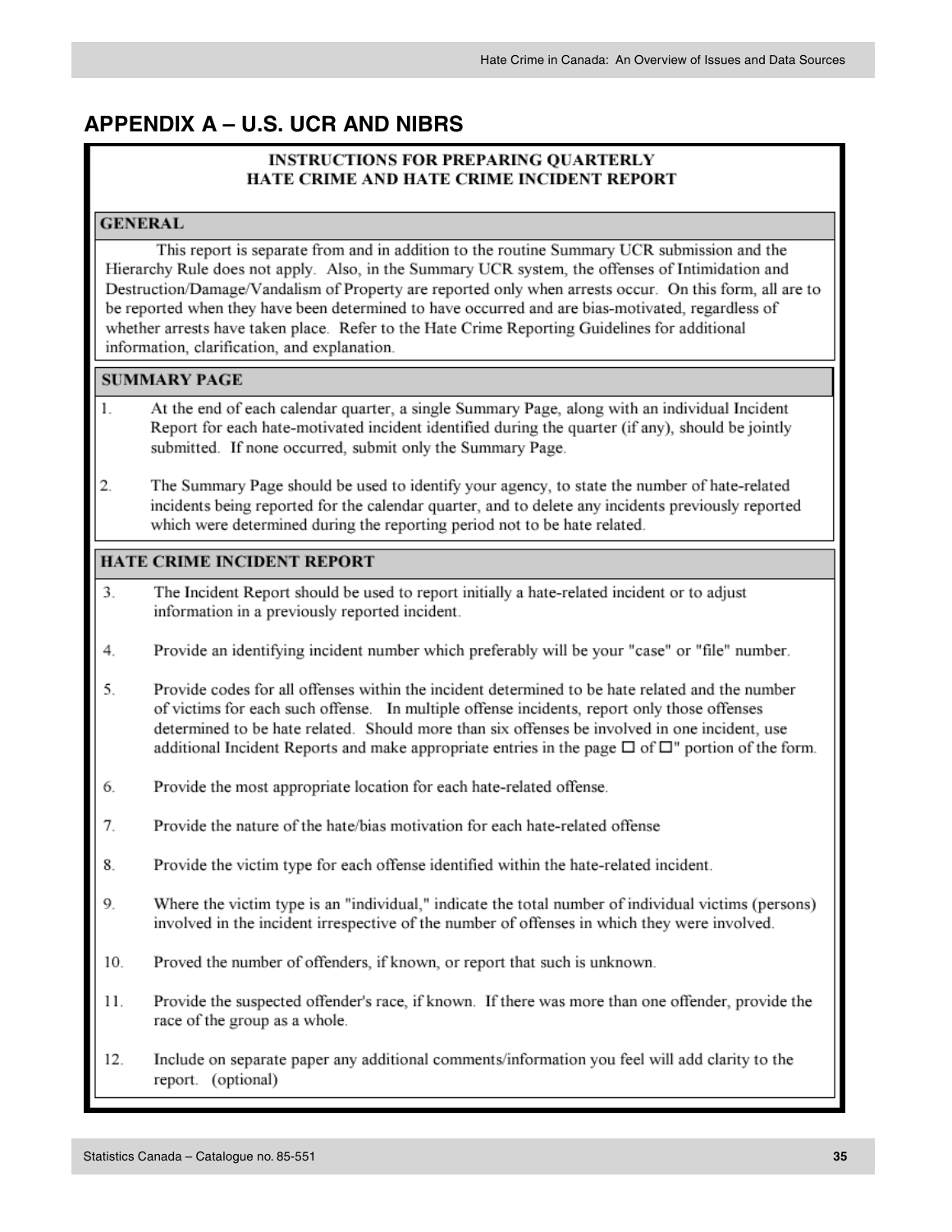## APPENDIX A – U.S. UCR AND NIBRS

### INSTRUCTIONS FOR PREPARING QUARTERLY HATE CRIME AND HATE CRIME INCIDENT REPORT

#### GENERAL

This report is separate from and in addition to the routine Summary UCR submission and the Hierarchy Rule does not apply. Also, in the Summary UCR system, the offenses of Intimidation and Destruction/Damage/Vandalism of Property are reported only when arrests occur. On this form, all are to be reported when they have been determined to have occurred and are bias-motivated, regardless of whether arrests have taken place. Refer to the Hate Crime Reporting Guidelines for additional information, clarification, and explanation.

#### SUMMARY PAGE

1. At the end of each calendar quarter, a single Summary Page, along with an individual Incident Report for each hate-motivated incident identified during the quarter (if any), should be jointly submitted. If none occurred, submit only the Summary Page.

2. The Summary Page should be used to identify your agency, to state the number of hate-related incidents being reported for the calendar quarter, and to delete any incidents previously reported which were determined during the reporting period not to be hate related.

#### HATE CRIME INCIDENT REPORT

3. The Incident Report should be used to report initially a hate-related incident or to adjust information in a previously reported incident.

4. Provide an identifying incident number which preferably will be your "case" or "file" number.

5. Provide codes for all offenses within the incident determined to be hate related and the number of victims for each such offense. In multiple offense incidents, report only those offenses determined to be hate related. Should more than six offenses be involved in one incident, use additional Incident Reports and make appropriate entries in the page ☐ of ☐" portion of the form.

6. Provide the most appropriate location for each hate-related offense.

7. Provide the nature of the hate/bias motivation for each hate-related offense

8. Provide the victim type for each offense identified within the hate-related incident.

9. Where the victim type is an "individual," indicate the total number of individual victims (persons) involved in the incident irrespective of the number of offenses in which they were involved.

10. Proved the number of offenders, if known, or report that such is unknown.

11. Provide the suspected offender's race, if known. If there was more than one offender, provide the race of the group as a whole.

12. Include on separate paper any additional comments/information you feel will add clarity to the report. (optional)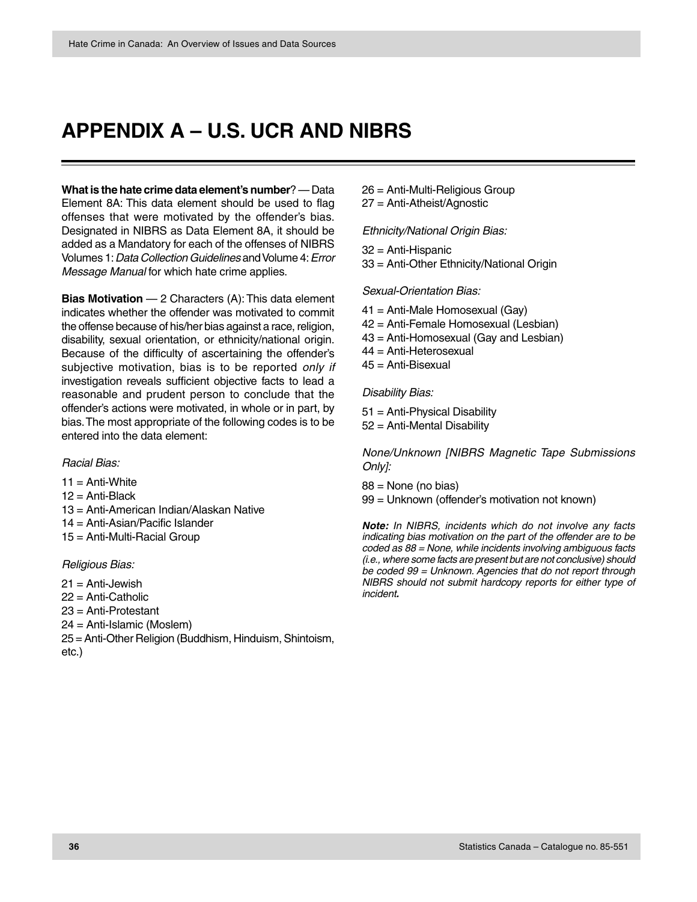# APPENDIX A – U.S. UCR AND NIBRS

**What is the hate crime data element's number**? — Data Element 8A: This data element should be used to flag offenses that were motivated by the offender's bias. Designated in NIBRS as Data Element 8A, it should be added as a Mandatory for each of the offenses of NIBRS Volumes 1: *Data Collection Guidelines* and Volume 4: *Error Message Manual* for which hate crime applies.

**Bias Motivation** — 2 Characters (A): This data element indicates whether the offender was motivated to commit the offense because of his/her bias against a race, religion, disability, sexual orientation, or ethnicity/national origin. Because of the difficulty of ascertaining the offender's subjective motivation, bias is to be reported *only if* investigation reveals sufficient objective facts to lead a reasonable and prudent person to conclude that the offender's actions were motivated, in whole or in part, by bias. The most appropriate of the following codes is to be entered into the data element:

*Racial Bias:*

11 = Anti-White
12 = Anti-Black
13 = Anti-American Indian/Alaskan Native
14 = Anti-Asian/Pacific Islander
15 = Anti-Multi-Racial Group

*Religious Bias:*

21 = Anti-Jewish
22 = Anti-Catholic
23 = Anti-Protestant
24 = Anti-Islamic (Moslem)
25 = Anti-Other Religion (Buddhism, Hinduism, Shintoism, etc.)
26 = Anti-Multi-Religious Group
27 = Anti-Atheist/Agnostic

*Ethnicity/National Origin Bias:*

32 = Anti-Hispanic
33 = Anti-Other Ethnicity/National Origin

*Sexual-Orientation Bias:*

41 = Anti-Male Homosexual (Gay)
42 = Anti-Female Homosexual (Lesbian)
43 = Anti-Homosexual (Gay and Lesbian)
44 = Anti-Heterosexual
45 = Anti-Bisexual

*Disability Bias:*

51 = Anti-Physical Disability
52 = Anti-Mental Disability

*None/Unknown [NIBRS Magnetic Tape Submissions Only]:*

88 = None (no bias)
99 = Unknown (offender's motivation not known)

***Note:*** *In NIBRS, incidents which do not involve any facts indicating bias motivation on the part of the offender are to be coded as 88 = None, while incidents involving ambiguous facts (i.e., where some facts are present but are not conclusive) should be coded 99 = Unknown. Agencies that do not report through NIBRS should not submit hardcopy reports for either type of incident.*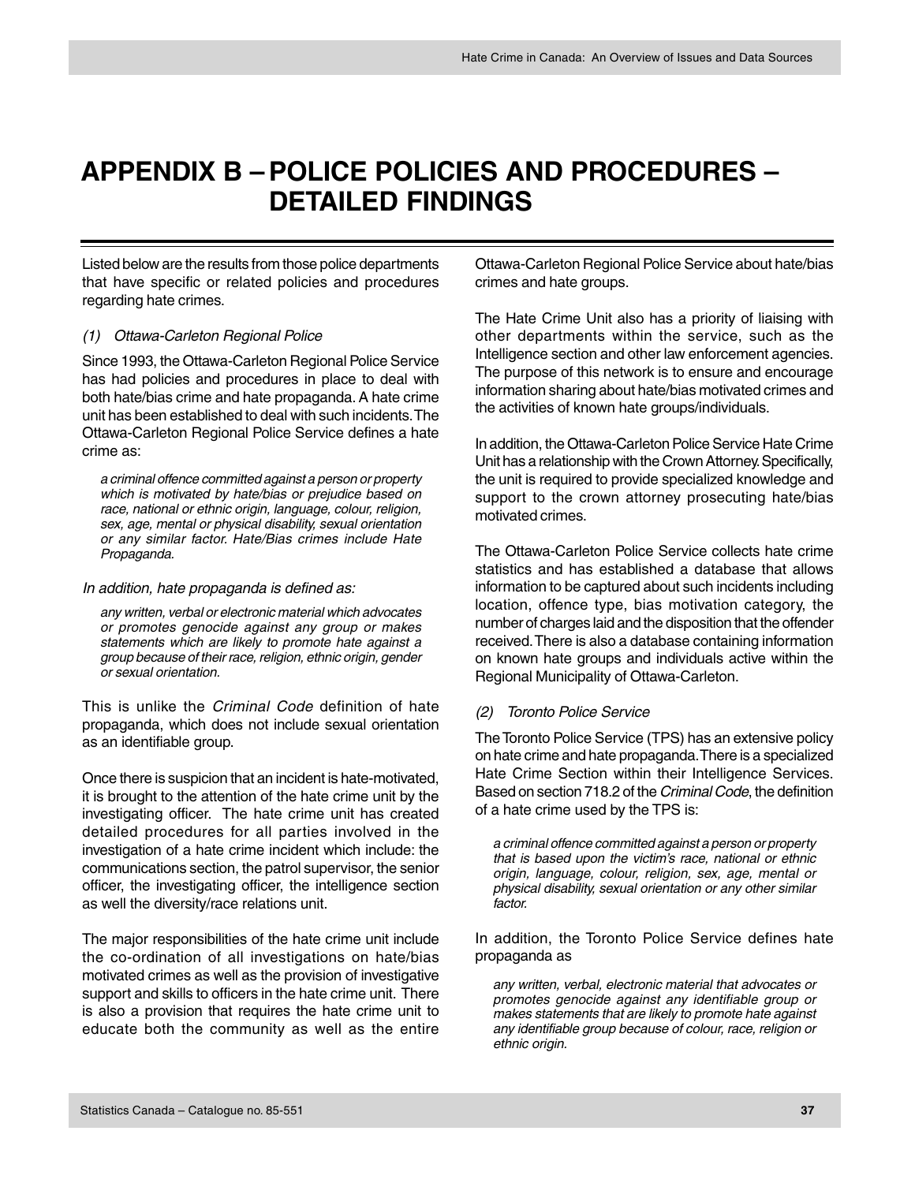# APPENDIX B – POLICE POLICIES AND PROCEDURES – DETAILED FINDINGS

Listed below are the results from those police departments that have specific or related policies and procedures regarding hate crimes.

*(1) Ottawa-Carleton Regional Police*

Since 1993, the Ottawa-Carleton Regional Police Service has had policies and procedures in place to deal with both hate/bias crime and hate propaganda. A hate crime unit has been established to deal with such incidents. The Ottawa-Carleton Regional Police Service defines a hate crime as:

> *a criminal offence committed against a person or property which is motivated by hate/bias or prejudice based on race, national or ethnic origin, language, colour, religion, sex, age, mental or physical disability, sexual orientation or any similar factor. Hate/Bias crimes include Hate Propaganda.*

*In addition, hate propaganda is defined as:*

> *any written, verbal or electronic material which advocates or promotes genocide against any group or makes statements which are likely to promote hate against a group because of their race, religion, ethnic origin, gender or sexual orientation.*

This is unlike the *Criminal Code* definition of hate propaganda, which does not include sexual orientation as an identifiable group.

Once there is suspicion that an incident is hate-motivated, it is brought to the attention of the hate crime unit by the investigating officer. The hate crime unit has created detailed procedures for all parties involved in the investigation of a hate crime incident which include: the communications section, the patrol supervisor, the senior officer, the investigating officer, the intelligence section as well the diversity/race relations unit.

The major responsibilities of the hate crime unit include the co-ordination of all investigations on hate/bias motivated crimes as well as the provision of investigative support and skills to officers in the hate crime unit. There is also a provision that requires the hate crime unit to educate both the community as well as the entire Ottawa-Carleton Regional Police Service about hate/bias crimes and hate groups.

The Hate Crime Unit also has a priority of liaising with other departments within the service, such as the Intelligence section and other law enforcement agencies. The purpose of this network is to ensure and encourage information sharing about hate/bias motivated crimes and the activities of known hate groups/individuals.

In addition, the Ottawa-Carleton Police Service Hate Crime Unit has a relationship with the Crown Attorney. Specifically, the unit is required to provide specialized knowledge and support to the crown attorney prosecuting hate/bias motivated crimes.

The Ottawa-Carleton Police Service collects hate crime statistics and has established a database that allows information to be captured about such incidents including location, offence type, bias motivation category, the number of charges laid and the disposition that the offender received. There is also a database containing information on known hate groups and individuals active within the Regional Municipality of Ottawa-Carleton.

*(2) Toronto Police Service*

The Toronto Police Service (TPS) has an extensive policy on hate crime and hate propaganda. There is a specialized Hate Crime Section within their Intelligence Services. Based on section 718.2 of the *Criminal Code*, the definition of a hate crime used by the TPS is:

> *a criminal offence committed against a person or property that is based upon the victim's race, national or ethnic origin, language, colour, religion, sex, age, mental or physical disability, sexual orientation or any other similar factor.*

In addition, the Toronto Police Service defines hate propaganda as

> *any written, verbal, electronic material that advocates or promotes genocide against any identifiable group or makes statements that are likely to promote hate against any identifiable group because of colour, race, religion or ethnic origin.*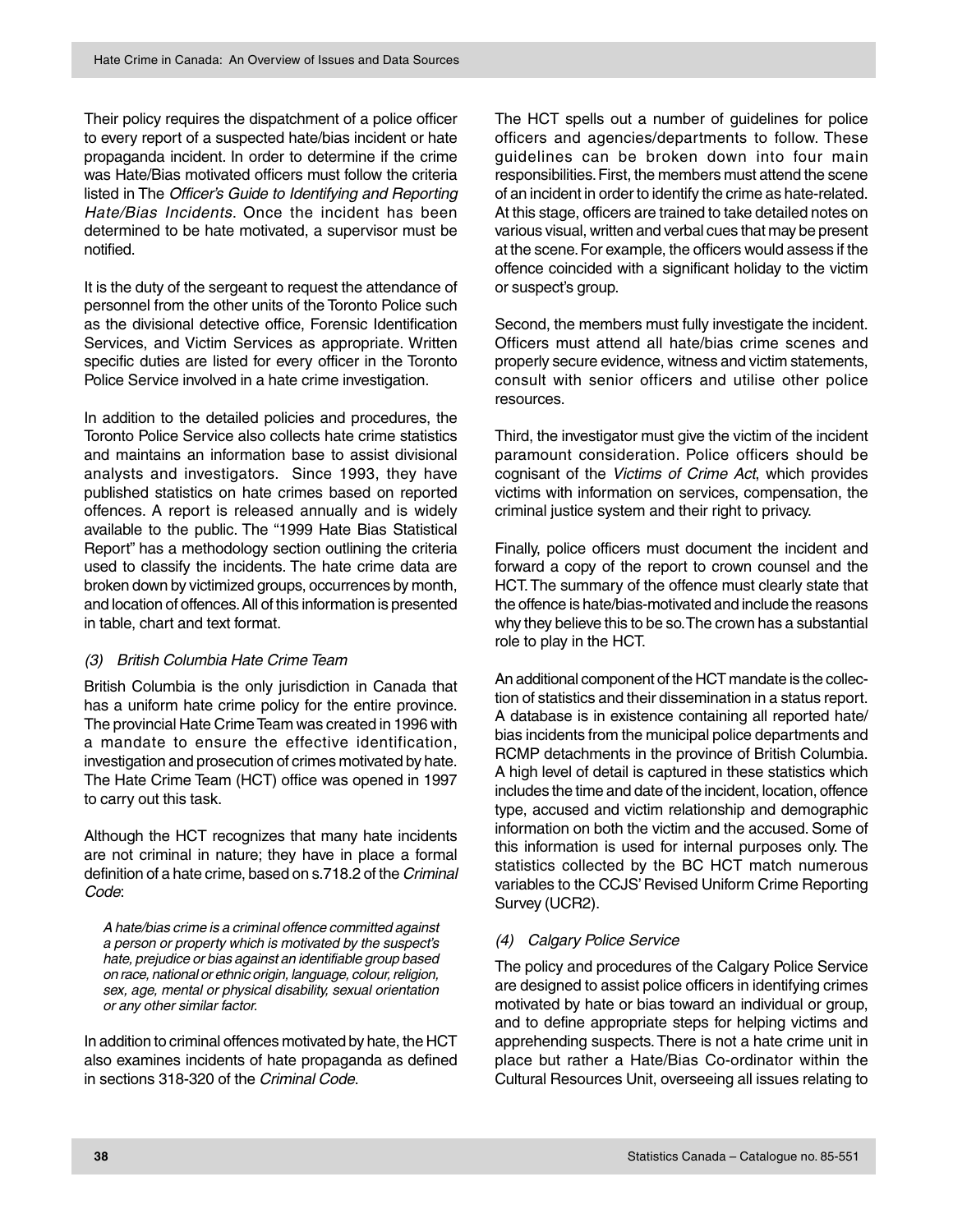Their policy requires the dispatchment of a police officer to every report of a suspected hate/bias incident or hate propaganda incident. In order to determine if the crime was Hate/Bias motivated officers must follow the criteria listed in The *Officer's Guide to Identifying and Reporting Hate/Bias Incidents*. Once the incident has been determined to be hate motivated, a supervisor must be notified.

It is the duty of the sergeant to request the attendance of personnel from the other units of the Toronto Police such as the divisional detective office, Forensic Identification Services, and Victim Services as appropriate. Written specific duties are listed for every officer in the Toronto Police Service involved in a hate crime investigation.

In addition to the detailed policies and procedures, the Toronto Police Service also collects hate crime statistics and maintains an information base to assist divisional analysts and investigators. Since 1993, they have published statistics on hate crimes based on reported offences. A report is released annually and is widely available to the public. The "1999 Hate Bias Statistical Report" has a methodology section outlining the criteria used to classify the incidents. The hate crime data are broken down by victimized groups, occurrences by month, and location of offences. All of this information is presented in table, chart and text format.

### *(3) British Columbia Hate Crime Team*

British Columbia is the only jurisdiction in Canada that has a uniform hate crime policy for the entire province. The provincial Hate Crime Team was created in 1996 with a mandate to ensure the effective identification, investigation and prosecution of crimes motivated by hate. The Hate Crime Team (HCT) office was opened in 1997 to carry out this task.

Although the HCT recognizes that many hate incidents are not criminal in nature; they have in place a formal definition of a hate crime, based on s.718.2 of the *Criminal Code*:

> *A hate/bias crime is a criminal offence committed against a person or property which is motivated by the suspect's hate, prejudice or bias against an identifiable group based on race, national or ethnic origin, language, colour, religion, sex, age, mental or physical disability, sexual orientation or any other similar factor.*

In addition to criminal offences motivated by hate, the HCT also examines incidents of hate propaganda as defined in sections 318-320 of the *Criminal Code*.

The HCT spells out a number of guidelines for police officers and agencies/departments to follow. These guidelines can be broken down into four main responsibilities. First, the members must attend the scene of an incident in order to identify the crime as hate-related. At this stage, officers are trained to take detailed notes on various visual, written and verbal cues that may be present at the scene. For example, the officers would assess if the offence coincided with a significant holiday to the victim or suspect's group.

Second, the members must fully investigate the incident. Officers must attend all hate/bias crime scenes and properly secure evidence, witness and victim statements, consult with senior officers and utilise other police resources.

Third, the investigator must give the victim of the incident paramount consideration. Police officers should be cognisant of the *Victims of Crime Act*, which provides victims with information on services, compensation, the criminal justice system and their right to privacy.

Finally, police officers must document the incident and forward a copy of the report to crown counsel and the HCT. The summary of the offence must clearly state that the offence is hate/bias-motivated and include the reasons why they believe this to be so. The crown has a substantial role to play in the HCT.

An additional component of the HCT mandate is the collection of statistics and their dissemination in a status report. A database is in existence containing all reported hate/bias incidents from the municipal police departments and RCMP detachments in the province of British Columbia. A high level of detail is captured in these statistics which includes the time and date of the incident, location, offence type, accused and victim relationship and demographic information on both the victim and the accused. Some of this information is used for internal purposes only. The statistics collected by the BC HCT match numerous variables to the CCJS' Revised Uniform Crime Reporting Survey (UCR2).

### *(4) Calgary Police Service*

The policy and procedures of the Calgary Police Service are designed to assist police officers in identifying crimes motivated by hate or bias toward an individual or group, and to define appropriate steps for helping victims and apprehending suspects. There is not a hate crime unit in place but rather a Hate/Bias Co-ordinator within the Cultural Resources Unit, overseeing all issues relating to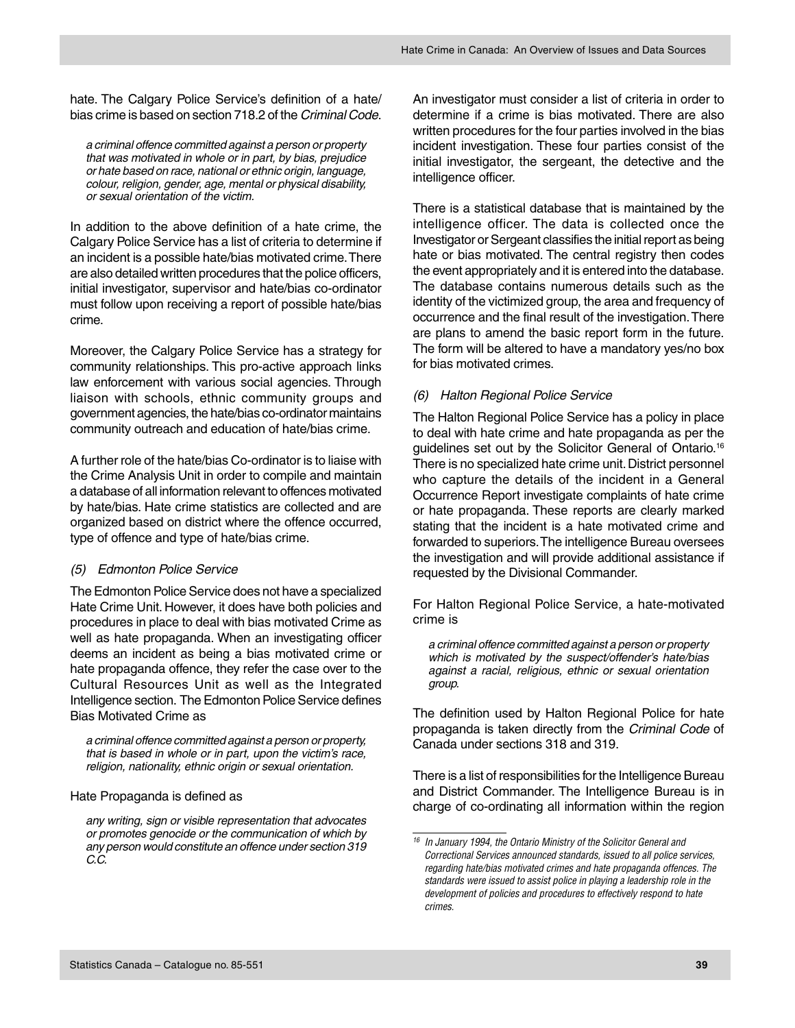hate. The Calgary Police Service's definition of a hate/ bias crime is based on section 718.2 of the *Criminal Code*.

> *a criminal offence committed against a person or property that was motivated in whole or in part, by bias, prejudice or hate based on race, national or ethnic origin, language, colour, religion, gender, age, mental or physical disability, or sexual orientation of the victim.*

In addition to the above definition of a hate crime, the Calgary Police Service has a list of criteria to determine if an incident is a possible hate/bias motivated crime. There are also detailed written procedures that the police officers, initial investigator, supervisor and hate/bias co-ordinator must follow upon receiving a report of possible hate/bias crime.

Moreover, the Calgary Police Service has a strategy for community relationships. This pro-active approach links law enforcement with various social agencies. Through liaison with schools, ethnic community groups and government agencies, the hate/bias co-ordinator maintains community outreach and education of hate/bias crime.

A further role of the hate/bias Co-ordinator is to liaise with the Crime Analysis Unit in order to compile and maintain a database of all information relevant to offences motivated by hate/bias. Hate crime statistics are collected and are organized based on district where the offence occurred, type of offence and type of hate/bias crime.

### *(5) Edmonton Police Service*

The Edmonton Police Service does not have a specialized Hate Crime Unit. However, it does have both policies and procedures in place to deal with bias motivated Crime as well as hate propaganda. When an investigating officer deems an incident as being a bias motivated crime or hate propaganda offence, they refer the case over to the Cultural Resources Unit as well as the Integrated Intelligence section. The Edmonton Police Service defines Bias Motivated Crime as

> *a criminal offence committed against a person or property, that is based in whole or in part, upon the victim's race, religion, nationality, ethnic origin or sexual orientation.*

Hate Propaganda is defined as

> *any writing, sign or visible representation that advocates or promotes genocide or the communication of which by any person would constitute an offence under section 319 C.C.*

An investigator must consider a list of criteria in order to determine if a crime is bias motivated. There are also written procedures for the four parties involved in the bias incident investigation. These four parties consist of the initial investigator, the sergeant, the detective and the intelligence officer.

There is a statistical database that is maintained by the intelligence officer. The data is collected once the Investigator or Sergeant classifies the initial report as being hate or bias motivated. The central registry then codes the event appropriately and it is entered into the database. The database contains numerous details such as the identity of the victimized group, the area and frequency of occurrence and the final result of the investigation. There are plans to amend the basic report form in the future. The form will be altered to have a mandatory yes/no box for bias motivated crimes.

### *(6) Halton Regional Police Service*

The Halton Regional Police Service has a policy in place to deal with hate crime and hate propaganda as per the guidelines set out by the Solicitor General of Ontario.[16] There is no specialized hate crime unit. District personnel who capture the details of the incident in a General Occurrence Report investigate complaints of hate crime or hate propaganda. These reports are clearly marked stating that the incident is a hate motivated crime and forwarded to superiors. The intelligence Bureau oversees the investigation and will provide additional assistance if requested by the Divisional Commander.

For Halton Regional Police Service, a hate-motivated crime is

> *a criminal offence committed against a person or property which is motivated by the suspect/offender's hate/bias against a racial, religious, ethnic or sexual orientation group.*

The definition used by Halton Regional Police for hate propaganda is taken directly from the *Criminal Code* of Canada under sections 318 and 319.

There is a list of responsibilities for the Intelligence Bureau and District Commander. The Intelligence Bureau is in charge of co-ordinating all information within the region

---

[16] *In January 1994, the Ontario Ministry of the Solicitor General and Correctional Services announced standards, issued to all police services, regarding hate/bias motivated crimes and hate propaganda offences. The standards were issued to assist police in playing a leadership role in the development of policies and procedures to effectively respond to hate crimes.*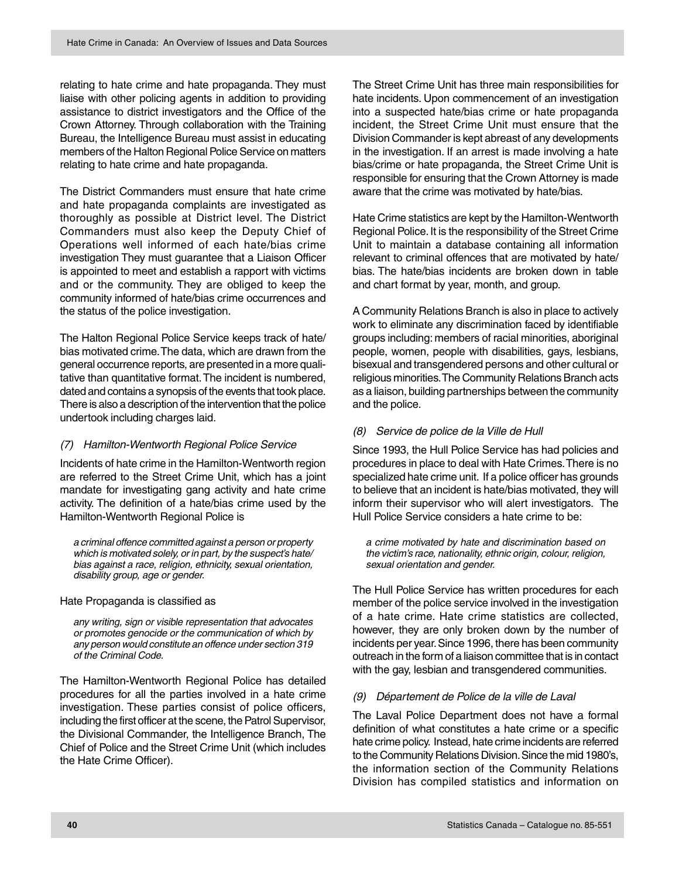relating to hate crime and hate propaganda. They must liaise with other policing agents in addition to providing assistance to district investigators and the Office of the Crown Attorney. Through collaboration with the Training Bureau, the Intelligence Bureau must assist in educating members of the Halton Regional Police Service on matters relating to hate crime and hate propaganda.

The District Commanders must ensure that hate crime and hate propaganda complaints are investigated as thoroughly as possible at District level. The District Commanders must also keep the Deputy Chief of Operations well informed of each hate/bias crime investigation They must guarantee that a Liaison Officer is appointed to meet and establish a rapport with victims and or the community. They are obliged to keep the community informed of hate/bias crime occurrences and the status of the police investigation.

The Halton Regional Police Service keeps track of hate/bias motivated crime. The data, which are drawn from the general occurrence reports, are presented in a more qualitative than quantitative format. The incident is numbered, dated and contains a synopsis of the events that took place. There is also a description of the intervention that the police undertook including charges laid.

*(7) Hamilton-Wentworth Regional Police Service*

Incidents of hate crime in the Hamilton-Wentworth region are referred to the Street Crime Unit, which has a joint mandate for investigating gang activity and hate crime activity. The definition of a hate/bias crime used by the Hamilton-Wentworth Regional Police is

> *a criminal offence committed against a person or property which is motivated solely, or in part, by the suspect's hate/bias against a race, religion, ethnicity, sexual orientation, disability group, age or gender.*

Hate Propaganda is classified as

> *any writing, sign or visible representation that advocates or promotes genocide or the communication of which by any person would constitute an offence under section 319 of the Criminal Code.*

The Hamilton-Wentworth Regional Police has detailed procedures for all the parties involved in a hate crime investigation. These parties consist of police officers, including the first officer at the scene, the Patrol Supervisor, the Divisional Commander, the Intelligence Branch, The Chief of Police and the Street Crime Unit (which includes the Hate Crime Officer).

The Street Crime Unit has three main responsibilities for hate incidents. Upon commencement of an investigation into a suspected hate/bias crime or hate propaganda incident, the Street Crime Unit must ensure that the Division Commander is kept abreast of any developments in the investigation. If an arrest is made involving a hate bias/crime or hate propaganda, the Street Crime Unit is responsible for ensuring that the Crown Attorney is made aware that the crime was motivated by hate/bias.

Hate Crime statistics are kept by the Hamilton-Wentworth Regional Police. It is the responsibility of the Street Crime Unit to maintain a database containing all information relevant to criminal offences that are motivated by hate/bias. The hate/bias incidents are broken down in table and chart format by year, month, and group.

A Community Relations Branch is also in place to actively work to eliminate any discrimination faced by identifiable groups including: members of racial minorities, aboriginal people, women, people with disabilities, gays, lesbians, bisexual and transgendered persons and other cultural or religious minorities. The Community Relations Branch acts as a liaison, building partnerships between the community and the police.

*(8) Service de police de la Ville de Hull*

Since 1993, the Hull Police Service has had policies and procedures in place to deal with Hate Crimes. There is no specialized hate crime unit. If a police officer has grounds to believe that an incident is hate/bias motivated, they will inform their supervisor who will alert investigators. The Hull Police Service considers a hate crime to be:

> *a crime motivated by hate and discrimination based on the victim's race, nationality, ethnic origin, colour, religion, sexual orientation and gender.*

The Hull Police Service has written procedures for each member of the police service involved in the investigation of a hate crime. Hate crime statistics are collected, however, they are only broken down by the number of incidents per year. Since 1996, there has been community outreach in the form of a liaison committee that is in contact with the gay, lesbian and transgendered communities.

*(9) Département de Police de la ville de Laval*

The Laval Police Department does not have a formal definition of what constitutes a hate crime or a specific hate crime policy. Instead, hate crime incidents are referred to the Community Relations Division. Since the mid 1980's, the information section of the Community Relations Division has compiled statistics and information on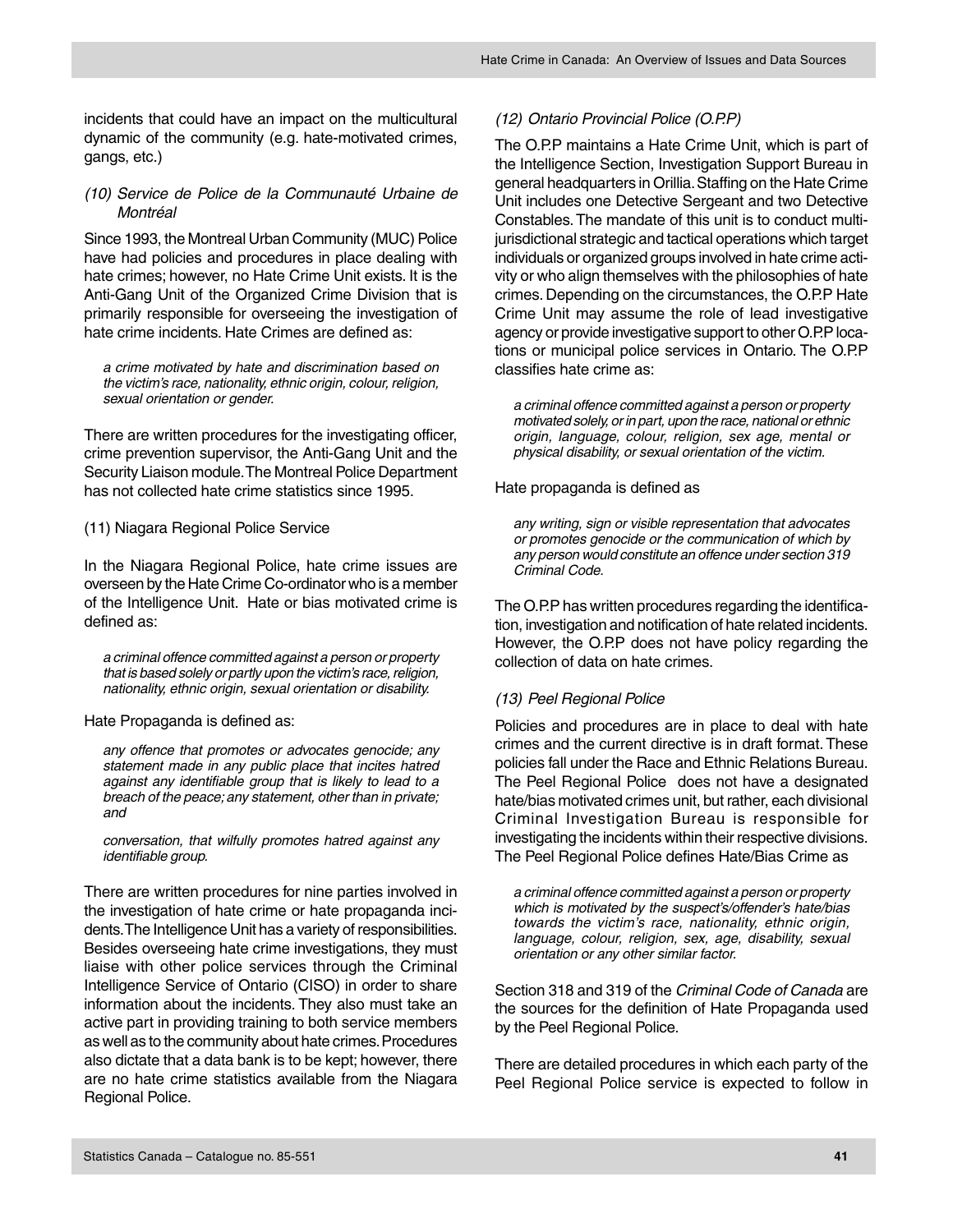incidents that could have an impact on the multicultural dynamic of the community (e.g. hate-motivated crimes, gangs, etc.)

*(10) Service de Police de la Communauté Urbaine de Montréal*

Since 1993, the Montreal Urban Community (MUC) Police have had policies and procedures in place dealing with hate crimes; however, no Hate Crime Unit exists. It is the Anti-Gang Unit of the Organized Crime Division that is primarily responsible for overseeing the investigation of hate crime incidents. Hate Crimes are defined as:

> *a crime motivated by hate and discrimination based on the victim's race, nationality, ethnic origin, colour, religion, sexual orientation or gender.*

There are written procedures for the investigating officer, crime prevention supervisor, the Anti-Gang Unit and the Security Liaison module. The Montreal Police Department has not collected hate crime statistics since 1995.

(11) Niagara Regional Police Service

In the Niagara Regional Police, hate crime issues are overseen by the Hate Crime Co-ordinator who is a member of the Intelligence Unit. Hate or bias motivated crime is defined as:

> *a criminal offence committed against a person or property that is based solely or partly upon the victim's race, religion, nationality, ethnic origin, sexual orientation or disability.*

Hate Propaganda is defined as:

> *any offence that promotes or advocates genocide; any statement made in any public place that incites hatred against any identifiable group that is likely to lead to a breach of the peace; any statement, other than in private; and*
>
> *conversation, that wilfully promotes hatred against any identifiable group.*

There are written procedures for nine parties involved in the investigation of hate crime or hate propaganda incidents. The Intelligence Unit has a variety of responsibilities. Besides overseeing hate crime investigations, they must liaise with other police services through the Criminal Intelligence Service of Ontario (CISO) in order to share information about the incidents. They also must take an active part in providing training to both service members as well as to the community about hate crimes. Procedures also dictate that a data bank is to be kept; however, there are no hate crime statistics available from the Niagara Regional Police.

*(12) Ontario Provincial Police (O.P.P)*

The O.P.P maintains a Hate Crime Unit, which is part of the Intelligence Section, Investigation Support Bureau in general headquarters in Orillia. Staffing on the Hate Crime Unit includes one Detective Sergeant and two Detective Constables. The mandate of this unit is to conduct multi-jurisdictional strategic and tactical operations which target individuals or organized groups involved in hate crime activity or who align themselves with the philosophies of hate crimes. Depending on the circumstances, the O.P.P Hate Crime Unit may assume the role of lead investigative agency or provide investigative support to other O.P.P locations or municipal police services in Ontario. The O.P.P classifies hate crime as:

> *a criminal offence committed against a person or property motivated solely, or in part, upon the race, national or ethnic origin, language, colour, religion, sex age, mental or physical disability, or sexual orientation of the victim.*

Hate propaganda is defined as

> *any writing, sign or visible representation that advocates or promotes genocide or the communication of which by any person would constitute an offence under section 319 Criminal Code.*

The O.P.P has written procedures regarding the identification, investigation and notification of hate related incidents. However, the O.P.P does not have policy regarding the collection of data on hate crimes.

*(13) Peel Regional Police*

Policies and procedures are in place to deal with hate crimes and the current directive is in draft format. These policies fall under the Race and Ethnic Relations Bureau. The Peel Regional Police does not have a designated hate/bias motivated crimes unit, but rather, each divisional Criminal Investigation Bureau is responsible for investigating the incidents within their respective divisions. The Peel Regional Police defines Hate/Bias Crime as

> *a criminal offence committed against a person or property which is motivated by the suspect's/offender's hate/bias towards the victim's race, nationality, ethnic origin, language, colour, religion, sex, age, disability, sexual orientation or any other similar factor.*

Section 318 and 319 of the *Criminal Code of Canada* are the sources for the definition of Hate Propaganda used by the Peel Regional Police.

There are detailed procedures in which each party of the Peel Regional Police service is expected to follow in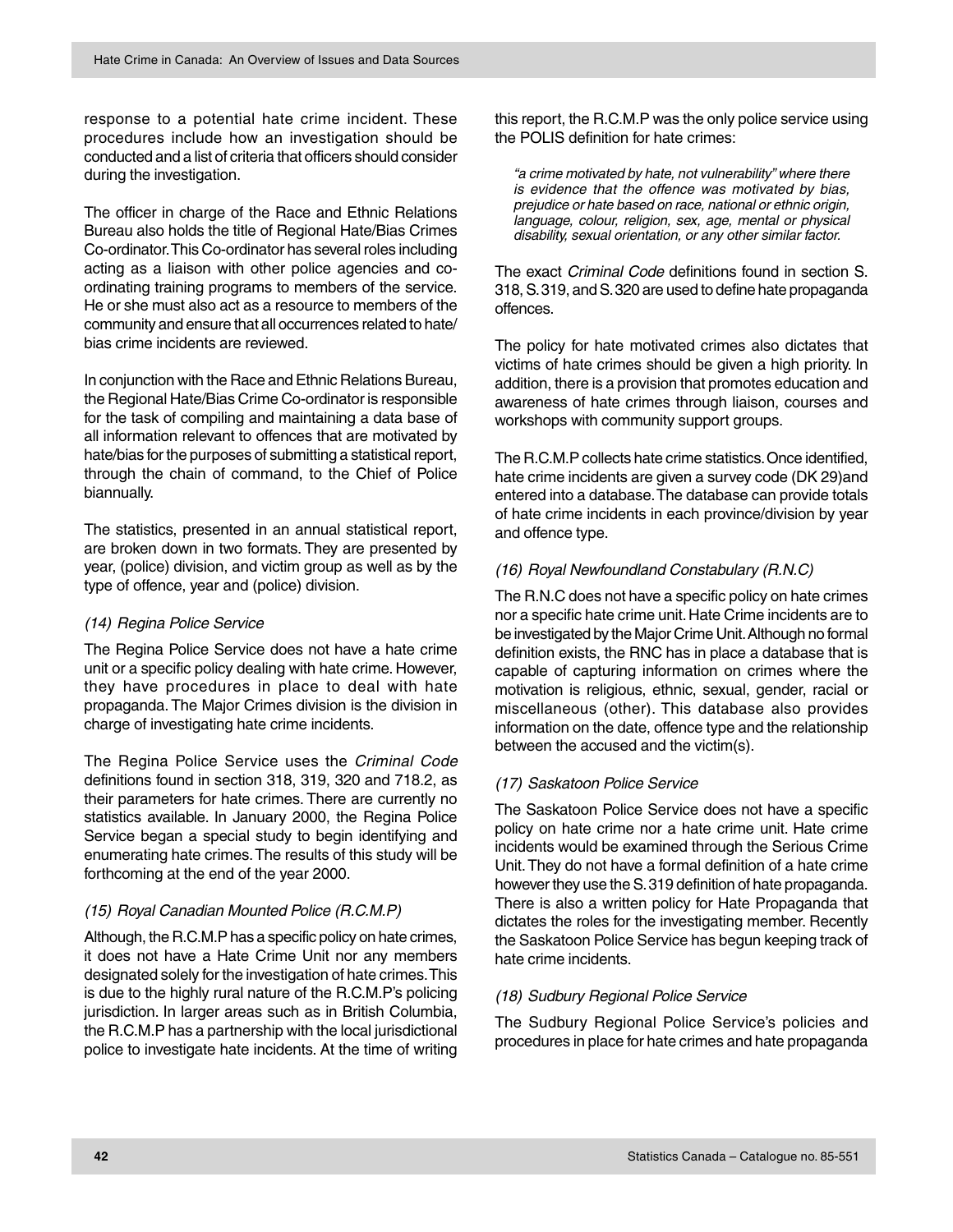response to a potential hate crime incident. These procedures include how an investigation should be conducted and a list of criteria that officers should consider during the investigation.

The officer in charge of the Race and Ethnic Relations Bureau also holds the title of Regional Hate/Bias Crimes Co-ordinator. This Co-ordinator has several roles including acting as a liaison with other police agencies and co-ordinating training programs to members of the service. He or she must also act as a resource to members of the community and ensure that all occurrences related to hate/bias crime incidents are reviewed.

In conjunction with the Race and Ethnic Relations Bureau, the Regional Hate/Bias Crime Co-ordinator is responsible for the task of compiling and maintaining a data base of all information relevant to offences that are motivated by hate/bias for the purposes of submitting a statistical report, through the chain of command, to the Chief of Police biannually.

The statistics, presented in an annual statistical report, are broken down in two formats. They are presented by year, (police) division, and victim group as well as by the type of offence, year and (police) division.

### *(14) Regina Police Service*

The Regina Police Service does not have a hate crime unit or a specific policy dealing with hate crime. However, they have procedures in place to deal with hate propaganda. The Major Crimes division is the division in charge of investigating hate crime incidents.

The Regina Police Service uses the *Criminal Code* definitions found in section 318, 319, 320 and 718.2, as their parameters for hate crimes. There are currently no statistics available. In January 2000, the Regina Police Service began a special study to begin identifying and enumerating hate crimes. The results of this study will be forthcoming at the end of the year 2000.

### *(15) Royal Canadian Mounted Police (R.C.M.P)*

Although, the R.C.M.P has a specific policy on hate crimes, it does not have a Hate Crime Unit nor any members designated solely for the investigation of hate crimes. This is due to the highly rural nature of the R.C.M.P's policing jurisdiction. In larger areas such as in British Columbia, the R.C.M.P has a partnership with the local jurisdictional police to investigate hate incidents. At the time of writing this report, the R.C.M.P was the only police service using the POLIS definition for hate crimes:

> *"a crime motivated by hate, not vulnerability" where there is evidence that the offence was motivated by bias, prejudice or hate based on race, national or ethnic origin, language, colour, religion, sex, age, mental or physical disability, sexual orientation, or any other similar factor.*

The exact *Criminal Code* definitions found in section S. 318, S. 319, and S. 320 are used to define hate propaganda offences.

The policy for hate motivated crimes also dictates that victims of hate crimes should be given a high priority. In addition, there is a provision that promotes education and awareness of hate crimes through liaison, courses and workshops with community support groups.

The R.C.M.P collects hate crime statistics. Once identified, hate crime incidents are given a survey code (DK 29)and entered into a database. The database can provide totals of hate crime incidents in each province/division by year and offence type.

### *(16) Royal Newfoundland Constabulary (R.N.C)*

The R.N.C does not have a specific policy on hate crimes nor a specific hate crime unit. Hate Crime incidents are to be investigated by the Major Crime Unit. Although no formal definition exists, the RNC has in place a database that is capable of capturing information on crimes where the motivation is religious, ethnic, sexual, gender, racial or miscellaneous (other). This database also provides information on the date, offence type and the relationship between the accused and the victim(s).

### *(17) Saskatoon Police Service*

The Saskatoon Police Service does not have a specific policy on hate crime nor a hate crime unit. Hate crime incidents would be examined through the Serious Crime Unit. They do not have a formal definition of a hate crime however they use the S. 319 definition of hate propaganda. There is also a written policy for Hate Propaganda that dictates the roles for the investigating member. Recently the Saskatoon Police Service has begun keeping track of hate crime incidents.

### *(18) Sudbury Regional Police Service*

The Sudbury Regional Police Service's policies and procedures in place for hate crimes and hate propaganda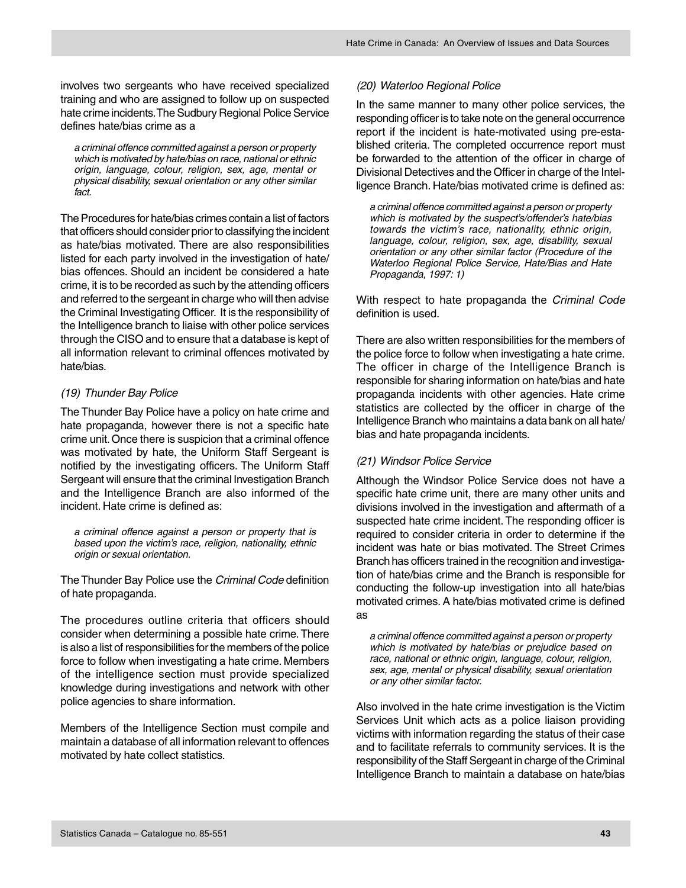involves two sergeants who have received specialized training and who are assigned to follow up on suspected hate crime incidents. The Sudbury Regional Police Service defines hate/bias crime as a

> *a criminal offence committed against a person or property which is motivated by hate/bias on race, national or ethnic origin, language, colour, religion, sex, age, mental or physical disability, sexual orientation or any other similar fact.*

The Procedures for hate/bias crimes contain a list of factors that officers should consider prior to classifying the incident as hate/bias motivated. There are also responsibilities listed for each party involved in the investigation of hate/bias offences. Should an incident be considered a hate crime, it is to be recorded as such by the attending officers and referred to the sergeant in charge who will then advise the Criminal Investigating Officer. It is the responsibility of the Intelligence branch to liaise with other police services through the CISO and to ensure that a database is kept of all information relevant to criminal offences motivated by hate/bias.

*(19) Thunder Bay Police*

The Thunder Bay Police have a policy on hate crime and hate propaganda, however there is not a specific hate crime unit. Once there is suspicion that a criminal offence was motivated by hate, the Uniform Staff Sergeant is notified by the investigating officers. The Uniform Staff Sergeant will ensure that the criminal Investigation Branch and the Intelligence Branch are also informed of the incident. Hate crime is defined as:

> *a criminal offence against a person or property that is based upon the victim's race, religion, nationality, ethnic origin or sexual orientation.*

The Thunder Bay Police use the *Criminal Code* definition of hate propaganda.

The procedures outline criteria that officers should consider when determining a possible hate crime. There is also a list of responsibilities for the members of the police force to follow when investigating a hate crime. Members of the intelligence section must provide specialized knowledge during investigations and network with other police agencies to share information.

Members of the Intelligence Section must compile and maintain a database of all information relevant to offences motivated by hate collect statistics.

*(20) Waterloo Regional Police*

In the same manner to many other police services, the responding officer is to take note on the general occurrence report if the incident is hate-motivated using pre-established criteria. The completed occurrence report must be forwarded to the attention of the officer in charge of Divisional Detectives and the Officer in charge of the Intelligence Branch. Hate/bias motivated crime is defined as:

> *a criminal offence committed against a person or property which is motivated by the suspect's/offender's hate/bias towards the victim's race, nationality, ethnic origin, language, colour, religion, sex, age, disability, sexual orientation or any other similar factor (Procedure of the Waterloo Regional Police Service, Hate/Bias and Hate Propaganda, 1997: 1)*

With respect to hate propaganda the *Criminal Code* definition is used.

There are also written responsibilities for the members of the police force to follow when investigating a hate crime. The officer in charge of the Intelligence Branch is responsible for sharing information on hate/bias and hate propaganda incidents with other agencies. Hate crime statistics are collected by the officer in charge of the Intelligence Branch who maintains a data bank on all hate/bias and hate propaganda incidents.

*(21) Windsor Police Service*

Although the Windsor Police Service does not have a specific hate crime unit, there are many other units and divisions involved in the investigation and aftermath of a suspected hate crime incident. The responding officer is required to consider criteria in order to determine if the incident was hate or bias motivated. The Street Crimes Branch has officers trained in the recognition and investigation of hate/bias crime and the Branch is responsible for conducting the follow-up investigation into all hate/bias motivated crimes. A hate/bias motivated crime is defined as

> *a criminal offence committed against a person or property which is motivated by hate/bias or prejudice based on race, national or ethnic origin, language, colour, religion, sex, age, mental or physical disability, sexual orientation or any other similar factor.*

Also involved in the hate crime investigation is the Victim Services Unit which acts as a police liaison providing victims with information regarding the status of their case and to facilitate referrals to community services. It is the responsibility of the Staff Sergeant in charge of the Criminal Intelligence Branch to maintain a database on hate/bias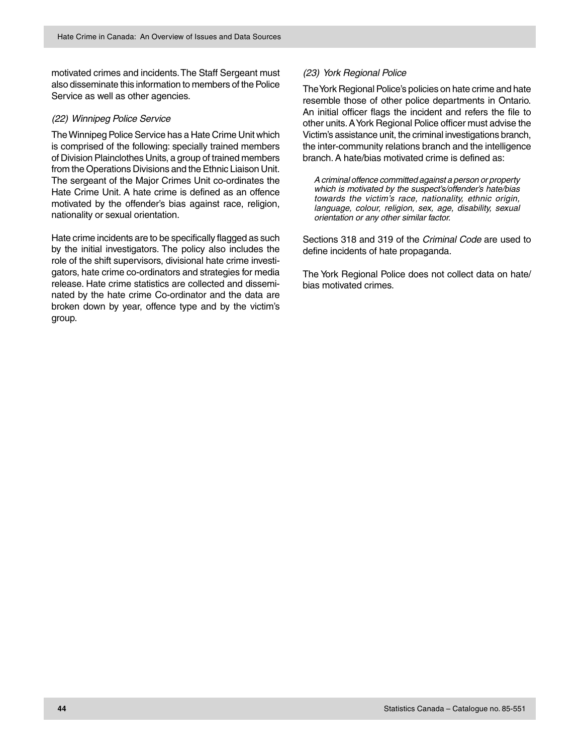motivated crimes and incidents. The Staff Sergeant must also disseminate this information to members of the Police Service as well as other agencies.

*(22) Winnipeg Police Service*

The Winnipeg Police Service has a Hate Crime Unit which is comprised of the following: specially trained members of Division Plainclothes Units, a group of trained members from the Operations Divisions and the Ethnic Liaison Unit. The sergeant of the Major Crimes Unit co-ordinates the Hate Crime Unit. A hate crime is defined as an offence motivated by the offender's bias against race, religion, nationality or sexual orientation.

Hate crime incidents are to be specifically flagged as such by the initial investigators. The policy also includes the role of the shift supervisors, divisional hate crime investigators, hate crime co-ordinators and strategies for media release. Hate crime statistics are collected and disseminated by the hate crime Co-ordinator and the data are broken down by year, offence type and by the victim's group.

*(23) York Regional Police*

The York Regional Police's policies on hate crime and hate resemble those of other police departments in Ontario. An initial officer flags the incident and refers the file to other units. A York Regional Police officer must advise the Victim's assistance unit, the criminal investigations branch, the inter-community relations branch and the intelligence branch. A hate/bias motivated crime is defined as:

> *A criminal offence committed against a person or property which is motivated by the suspect's/offender's hate/bias towards the victim's race, nationality, ethnic origin, language, colour, religion, sex, age, disability, sexual orientation or any other similar factor.*

Sections 318 and 319 of the *Criminal Code* are used to define incidents of hate propaganda.

The York Regional Police does not collect data on hate/bias motivated crimes.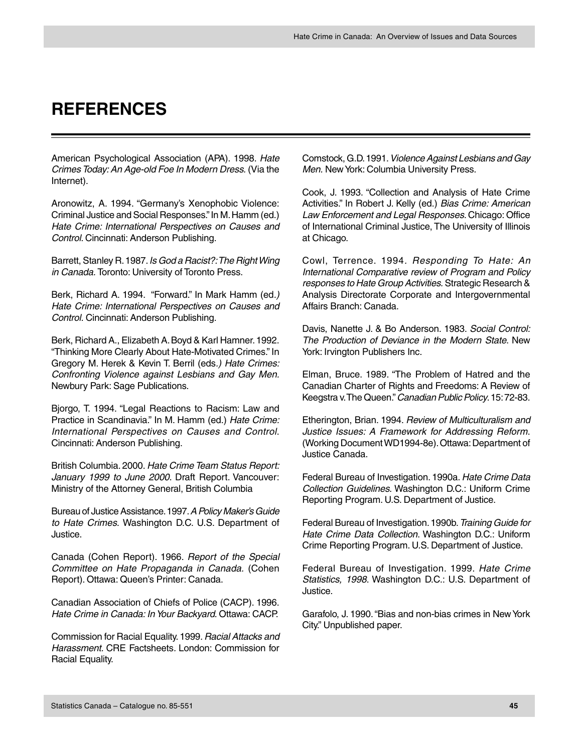# REFERENCES

American Psychological Association (APA). 1998. *Hate Crimes Today: An Age-old Foe In Modern Dress.* (Via the Internet).

Aronowitz, A. 1994. "Germany's Xenophobic Violence: Criminal Justice and Social Responses." In M. Hamm (ed.) *Hate Crime: International Perspectives on Causes and Control*. Cincinnati: Anderson Publishing.

Barrett, Stanley R. 1987. *Is God a Racist?: The Right Wing in Canada.* Toronto: University of Toronto Press.

Berk, Richard A. 1994. "Forward." In Mark Hamm (ed.) *Hate Crime: International Perspectives on Causes and Control.* Cincinnati: Anderson Publishing.

Berk, Richard A., Elizabeth A. Boyd & Karl Hamner. 1992. "Thinking More Clearly About Hate-Motivated Crimes." In Gregory M. Herek & Kevin T. Berril (eds.) *Hate Crimes: Confronting Violence against Lesbians and Gay Men.* Newbury Park: Sage Publications.

Bjorgo, T. 1994. "Legal Reactions to Racism: Law and Practice in Scandinavia." In M. Hamm (ed.) *Hate Crime: International Perspectives on Causes and Control*. Cincinnati: Anderson Publishing.

British Columbia. 2000. *Hate Crime Team Status Report: January 1999 to June 2000*. Draft Report. Vancouver: Ministry of the Attorney General, British Columbia

Bureau of Justice Assistance. 1997. *A Policy Maker's Guide to Hate Crimes.* Washington D.C. U.S. Department of Justice.

Canada (Cohen Report). 1966. *Report of the Special Committee on Hate Propaganda in Canada.* (Cohen Report). Ottawa: Queen's Printer: Canada.

Canadian Association of Chiefs of Police (CACP). 1996. *Hate Crime in Canada: In Your Backyard*. Ottawa: CACP.

Commission for Racial Equality. 1999. *Racial Attacks and Harassment.* CRE Factsheets. London: Commission for Racial Equality.

Comstock, G.D. 1991. *Violence Against Lesbians and Gay Men.* New York: Columbia University Press.

Cook, J. 1993. "Collection and Analysis of Hate Crime Activities." In Robert J. Kelly (ed.) *Bias Crime: American Law Enforcement and Legal Responses*. Chicago: Office of International Criminal Justice, The University of Illinois at Chicago.

Cowl, Terrence. 1994. *Responding To Hate: An International Comparative review of Program and Policy responses to Hate Group Activities.* Strategic Research & Analysis Directorate Corporate and Intergovernmental Affairs Branch: Canada.

Davis, Nanette J. & Bo Anderson. 1983. *Social Control: The Production of Deviance in the Modern State*. New York: Irvington Publishers Inc.

Elman, Bruce. 1989. "The Problem of Hatred and the Canadian Charter of Rights and Freedoms: A Review of Keegstra v. The Queen." *Canadian Public Policy.* 15: 72-83.

Etherington, Brian. 1994. *Review of Multiculturalism and Justice Issues: A Framework for Addressing Reform*. (Working Document WD1994-8e). Ottawa: Department of Justice Canada.

Federal Bureau of Investigation. 1990a. *Hate Crime Data Collection Guidelines*. Washington D.C.: Uniform Crime Reporting Program. U.S. Department of Justice.

Federal Bureau of Investigation. 1990b. *Training Guide for Hate Crime Data Collection*. Washington D.C.: Uniform Crime Reporting Program. U.S. Department of Justice.

Federal Bureau of Investigation. 1999. *Hate Crime Statistics, 1998*. Washington D.C.: U.S. Department of Justice.

Garafolo, J. 1990. "Bias and non-bias crimes in New York City." Unpublished paper.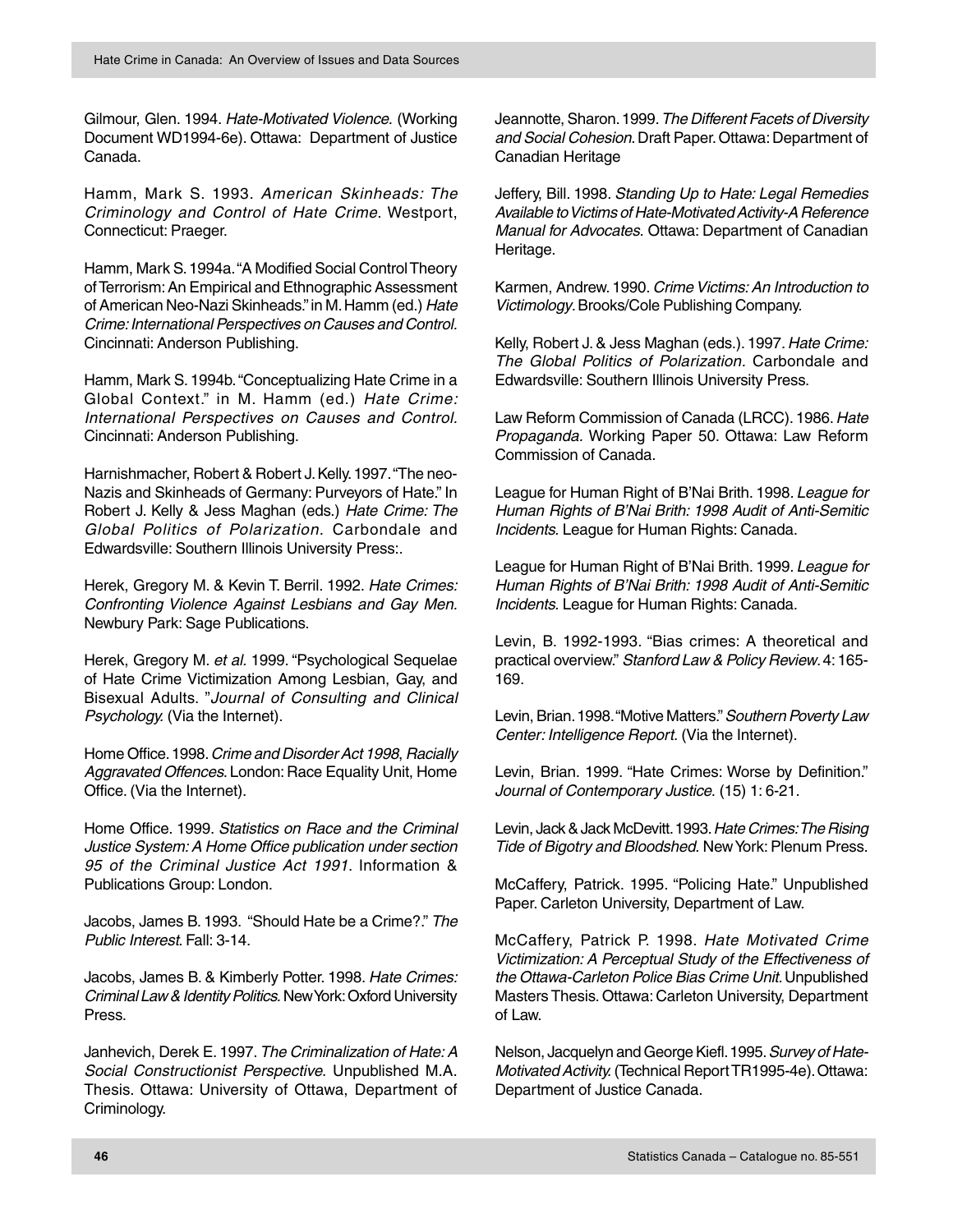Gilmour, Glen. 1994. *Hate-Motivated Violence*. (Working Document WD1994-6e). Ottawa: Department of Justice Canada.

Hamm, Mark S. 1993. *American Skinheads: The Criminology and Control of Hate Crime*. Westport, Connecticut: Praeger.

Hamm, Mark S. 1994a. "A Modified Social Control Theory of Terrorism: An Empirical and Ethnographic Assessment of American Neo-Nazi Skinheads." in M. Hamm (ed.) *Hate Crime: International Perspectives on Causes and Control.* Cincinnati: Anderson Publishing.

Hamm, Mark S. 1994b. "Conceptualizing Hate Crime in a Global Context." in M. Hamm (ed.) *Hate Crime: International Perspectives on Causes and Control*. Cincinnati: Anderson Publishing.

Harnishmacher, Robert & Robert J. Kelly. 1997. "The neo-Nazis and Skinheads of Germany: Purveyors of Hate." In Robert J. Kelly & Jess Maghan (eds.) *Hate Crime: The Global Politics of Polarization.* Carbondale and Edwardsville: Southern Illinois University Press:.

Herek, Gregory M. & Kevin T. Berril. 1992. *Hate Crimes: Confronting Violence Against Lesbians and Gay Men.* Newbury Park: Sage Publications.

Herek, Gregory M. *et al.* 1999. "Psychological Sequelae of Hate Crime Victimization Among Lesbian, Gay, and Bisexual Adults. "*Journal of Consulting and Clinical Psychology.* (Via the Internet).

Home Office. 1998. *Crime and Disorder Act 1998*, *Racially Aggravated Offences*. London: Race Equality Unit, Home Office. (Via the Internet).

Home Office. 1999. *Statistics on Race and the Criminal Justice System: A Home Office publication under section 95 of the Criminal Justice Act 1991*. Information & Publications Group: London.

Jacobs, James B. 1993. "Should Hate be a Crime?." *The Public Interest*. Fall: 3-14.

Jacobs, James B. & Kimberly Potter. 1998. *Hate Crimes: Criminal Law & Identity Politics*. New York: Oxford University Press.

Janhevich, Derek E. 1997. *The Criminalization of Hate: A Social Constructionist Perspective.* Unpublished M.A. Thesis. Ottawa: University of Ottawa, Department of Criminology.

Jeannotte, Sharon. 1999. *The Different Facets of Diversity and Social Cohesion*. Draft Paper. Ottawa: Department of Canadian Heritage

Jeffery, Bill. 1998. *Standing Up to Hate: Legal Remedies Available to Victims of Hate-Motivated Activity-A Reference Manual for Advocates.* Ottawa: Department of Canadian Heritage.

Karmen, Andrew. 1990. *Crime Victims: An Introduction to Victimology*. Brooks/Cole Publishing Company.

Kelly, Robert J. & Jess Maghan (eds.). 1997. *Hate Crime: The Global Politics of Polarization.* Carbondale and Edwardsville: Southern Illinois University Press.

Law Reform Commission of Canada (LRCC). 1986. *Hate Propaganda.* Working Paper 50. Ottawa: Law Reform Commission of Canada.

League for Human Right of B'Nai Brith. 1998. *League for Human Rights of B'Nai Brith: 1998 Audit of Anti-Semitic Incidents.* League for Human Rights: Canada.

League for Human Right of B'Nai Brith. 1999. *League for Human Rights of B'Nai Brith: 1998 Audit of Anti-Semitic Incidents*. League for Human Rights: Canada.

Levin, B. 1992-1993. "Bias crimes: A theoretical and practical overview." *Stanford Law & Policy Review*. 4: 165-169.

Levin, Brian. 1998. "Motive Matters." *Southern Poverty Law Center: Intelligence Report.* (Via the Internet).

Levin, Brian. 1999. "Hate Crimes: Worse by Definition." *Journal of Contemporary Justice.* (15) 1: 6-21.

Levin, Jack & Jack McDevitt. 1993. *Hate Crimes: The Rising Tide of Bigotry and Bloodshed*. New York: Plenum Press.

McCaffery, Patrick. 1995. "Policing Hate." Unpublished Paper. Carleton University, Department of Law.

McCaffery, Patrick P. 1998. *Hate Motivated Crime Victimization: A Perceptual Study of the Effectiveness of the Ottawa-Carleton Police Bias Crime Unit*. Unpublished Masters Thesis. Ottawa: Carleton University, Department of Law.

Nelson, Jacquelyn and George Kiefl. 1995. *Survey of Hate-Motivated Activity.* (Technical Report TR1995-4e). Ottawa: Department of Justice Canada.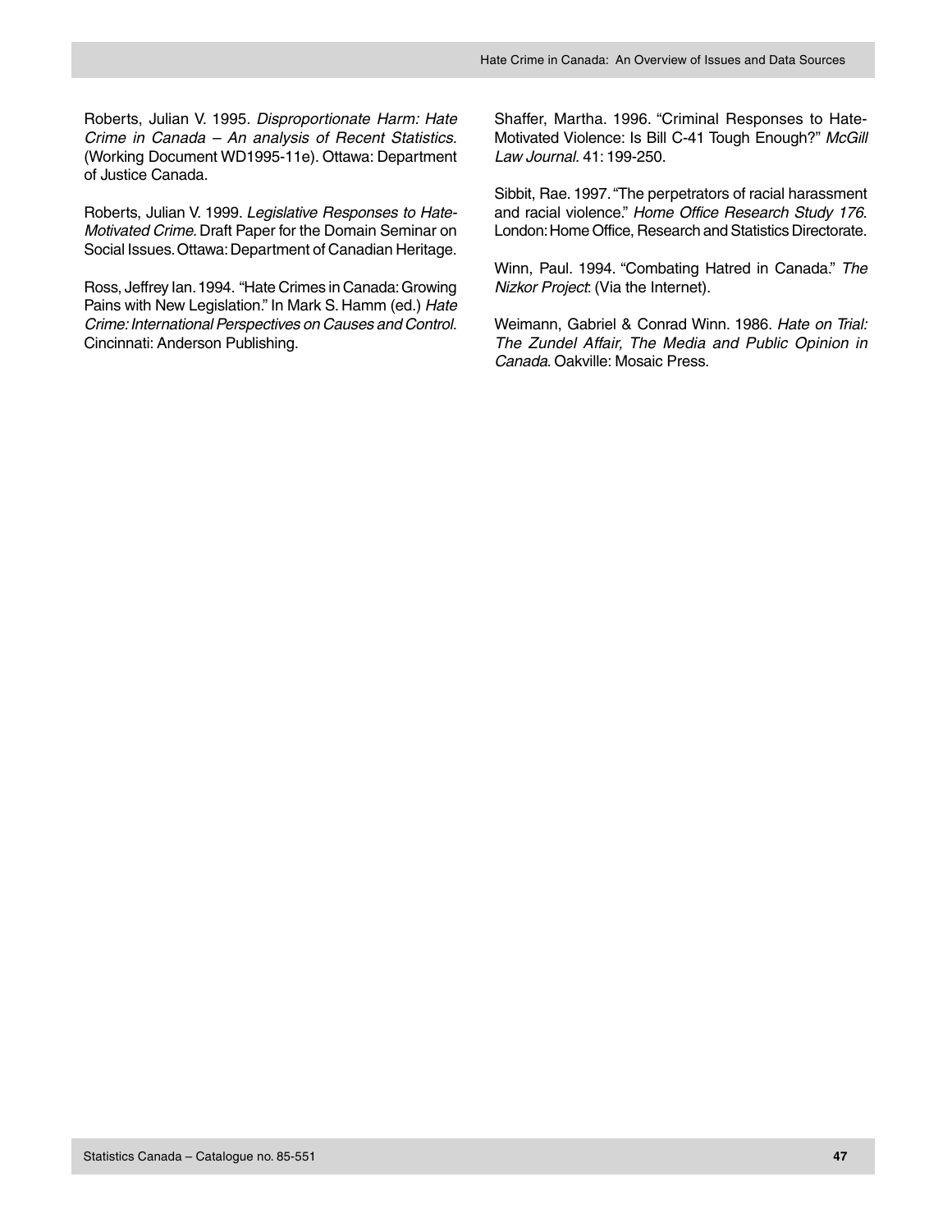Roberts, Julian V. 1995. *Disproportionate Harm: Hate Crime in Canada – An analysis of Recent Statistics.* (Working Document WD1995-11e). Ottawa: Department of Justice Canada.

Roberts, Julian V. 1999. *Legislative Responses to Hate-Motivated Crime.* Draft Paper for the Domain Seminar on Social Issues. Ottawa: Department of Canadian Heritage.

Ross, Jeffrey Ian. 1994. "Hate Crimes in Canada: Growing Pains with New Legislation." In Mark S. Hamm (ed.) *Hate Crime: International Perspectives on Causes and Control.* Cincinnati: Anderson Publishing.

Shaffer, Martha. 1996. "Criminal Responses to Hate-Motivated Violence: Is Bill C-41 Tough Enough?" *McGill Law Journal.* 41: 199-250.

Sibbit, Rae. 1997. "The perpetrators of racial harassment and racial violence." *Home Office Research Study 176.* London: Home Office, Research and Statistics Directorate.

Winn, Paul. 1994. "Combating Hatred in Canada." *The Nizkor Project*: (Via the Internet).

Weimann, Gabriel & Conrad Winn. 1986. *Hate on Trial: The Zundel Affair, The Media and Public Opinion in Canada*. Oakville: Mosaic Press.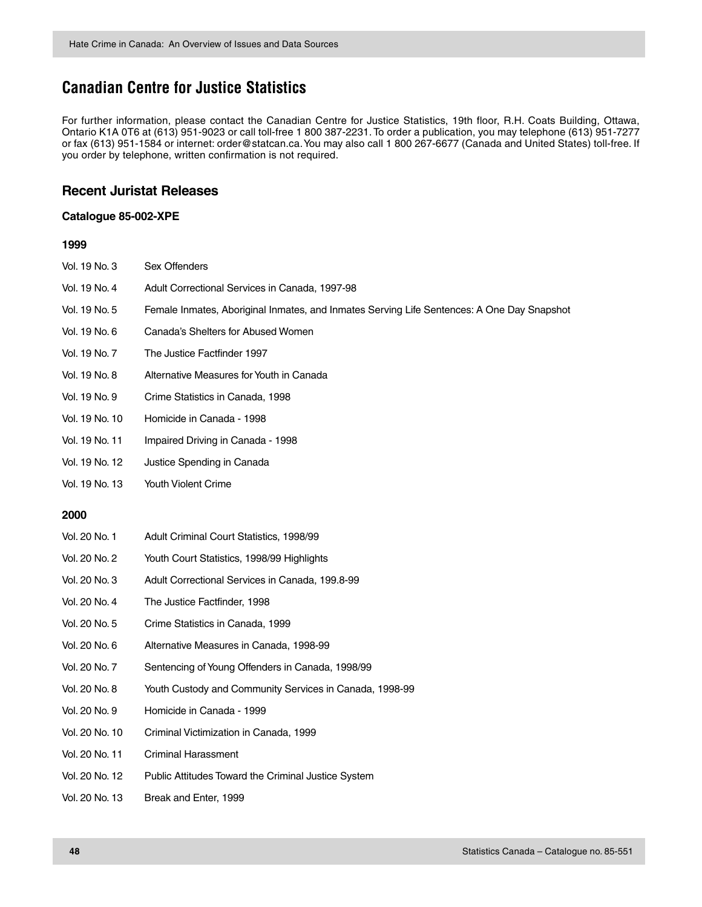## Canadian Centre for Justice Statistics

For further information, please contact the Canadian Centre for Justice Statistics, 19th floor, R.H. Coats Building, Ottawa, Ontario K1A 0T6 at (613) 951-9023 or call toll-free 1 800 387-2231. To order a publication, you may telephone (613) 951-7277 or fax (613) 951-1584 or internet: order@statcan.ca. You may also call 1 800 267-6677 (Canada and United States) toll-free. If you order by telephone, written confirmation is not required.

### Recent Juristat Releases

**Catalogue 85-002-XPE**

**1999**

| | |
|---|---|
| Vol. 19 No. 3 | Sex Offenders |
| Vol. 19 No. 4 | Adult Correctional Services in Canada, 1997-98 |
| Vol. 19 No. 5 | Female Inmates, Aboriginal Inmates, and Inmates Serving Life Sentences: A One Day Snapshot |
| Vol. 19 No. 6 | Canada's Shelters for Abused Women |
| Vol. 19 No. 7 | The Justice Factfinder 1997 |
| Vol. 19 No. 8 | Alternative Measures for Youth in Canada |
| Vol. 19 No. 9 | Crime Statistics in Canada, 1998 |
| Vol. 19 No. 10 | Homicide in Canada - 1998 |
| Vol. 19 No. 11 | Impaired Driving in Canada - 1998 |
| Vol. 19 No. 12 | Justice Spending in Canada |
| Vol. 19 No. 13 | Youth Violent Crime |

**2000**

| | |
|---|---|
| Vol. 20 No. 1 | Adult Criminal Court Statistics, 1998/99 |
| Vol. 20 No. 2 | Youth Court Statistics, 1998/99 Highlights |
| Vol. 20 No. 3 | Adult Correctional Services in Canada, 199.8-99 |
| Vol. 20 No. 4 | The Justice Factfinder, 1998 |
| Vol. 20 No. 5 | Crime Statistics in Canada, 1999 |
| Vol. 20 No. 6 | Alternative Measures in Canada, 1998-99 |
| Vol. 20 No. 7 | Sentencing of Young Offenders in Canada, 1998/99 |
| Vol. 20 No. 8 | Youth Custody and Community Services in Canada, 1998-99 |
| Vol. 20 No. 9 | Homicide in Canada - 1999 |
| Vol. 20 No. 10 | Criminal Victimization in Canada, 1999 |
| Vol. 20 No. 11 | Criminal Harassment |
| Vol. 20 No. 12 | Public Attitudes Toward the Criminal Justice System |
| Vol. 20 No. 13 | Break and Enter, 1999 |